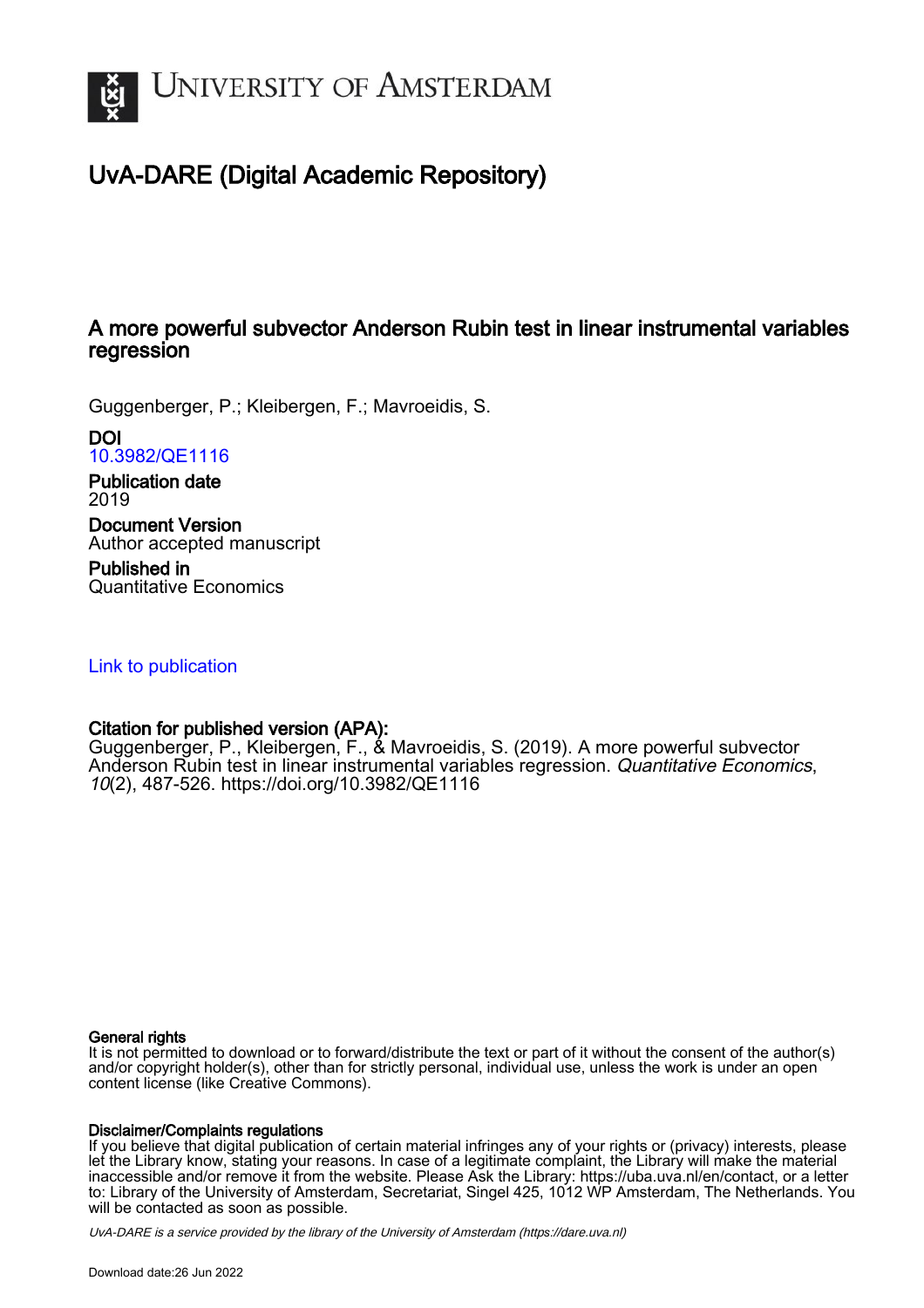# UvA-DARE (Digital Academic Repository)

## A more powerful subvector Anderson Rubin test in linear instrumental variables regression

Guggenberger, P.; Kleibergen, F.; Mavroeidis, S.

**DOI**
10.3982/QE1116

**Publication date**
2019

**Document Version**
Author accepted manuscript

**Published in**
Quantitative Economics

Link to publication

**Citation for published version (APA):**
Guggenberger, P., Kleibergen, F., & Mavroeidis, S. (2019). A more powerful subvector Anderson Rubin test in linear instrumental variables regression. *Quantitative Economics*, *10*(2), 487-526. https://doi.org/10.3982/QE1116

**General rights**
It is not permitted to download or to forward/distribute the text or part of it without the consent of the author(s) and/or copyright holder(s), other than for strictly personal, individual use, unless the work is under an open content license (like Creative Commons).

**Disclaimer/Complaints regulations**
If you believe that digital publication of certain material infringes any of your rights or (privacy) interests, please let the Library know, stating your reasons. In case of a legitimate complaint, the Library will make the material inaccessible and/or remove it from the website. Please Ask the Library: https://uba.uva.nl/en/contact, or a letter to: Library of the University of Amsterdam, Secretariat, Singel 425, 1012 WP Amsterdam, The Netherlands. You will be contacted as soon as possible.

UvA-DARE is a service provided by the library of the University of Amsterdam (https://dare.uva.nl)

Download date:26 Jun 2022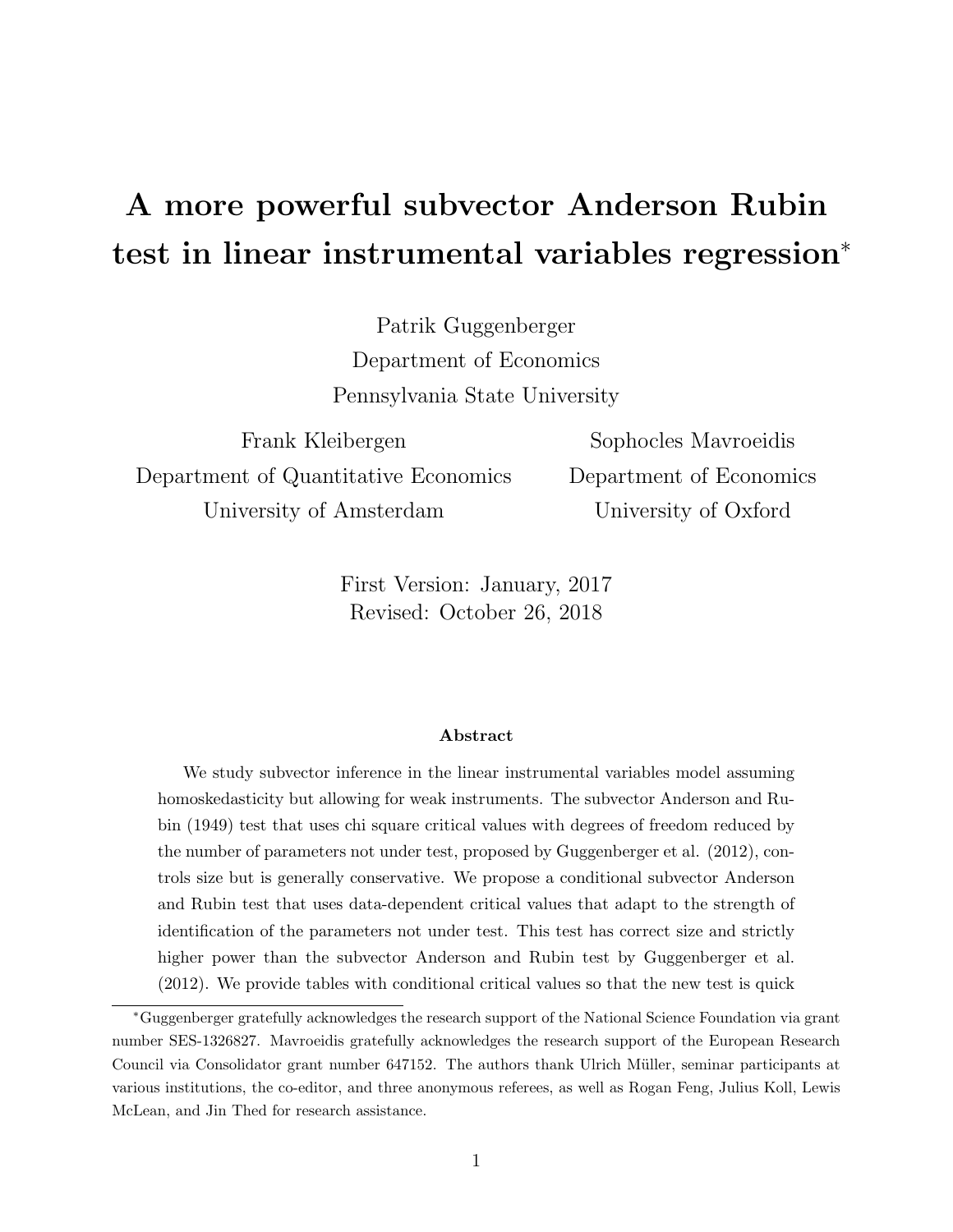# A more powerful subvector Anderson Rubin test in linear instrumental variables regression*

Patrik Guggenberger
Department of Economics
Pennsylvania State University

Frank Kleibergen
Department of Quantitative Economics
University of Amsterdam

Sophocles Mavroeidis
Department of Economics
University of Oxford

First Version: January, 2017
Revised: October 26, 2018

### Abstract

We study subvector inference in the linear instrumental variables model assuming homoskedasticity but allowing for weak instruments. The subvector Anderson and Rubin (1949) test that uses chi square critical values with degrees of freedom reduced by the number of parameters not under test, proposed by Guggenberger et al. (2012), controls size but is generally conservative. We propose a conditional subvector Anderson and Rubin test that uses data-dependent critical values that adapt to the strength of identification of the parameters not under test. This test has correct size and strictly higher power than the subvector Anderson and Rubin test by Guggenberger et al. (2012). We provide tables with conditional critical values so that the new test is quick

---

*Guggenberger gratefully acknowledges the research support of the National Science Foundation via grant number SES-1326827. Mavroeidis gratefully acknowledges the research support of the European Research Council via Consolidator grant number 647152. The authors thank Ulrich Müller, seminar participants at various institutions, the co-editor, and three anonymous referees, as well as Rogan Feng, Julius Koll, Lewis McLean, and Jin Thed for research assistance.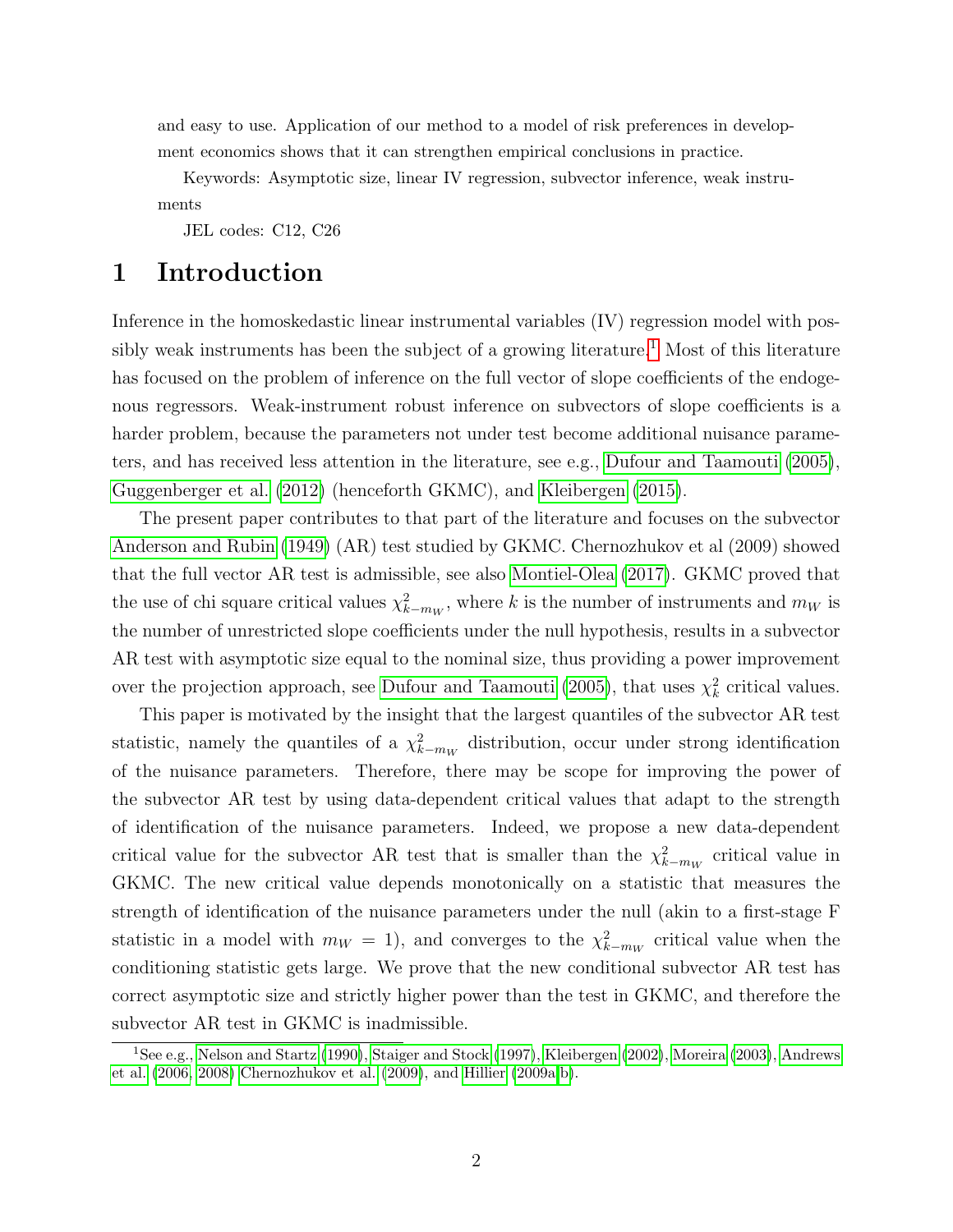and easy to use. Application of our method to a model of risk preferences in development economics shows that it can strengthen empirical conclusions in practice.

Keywords: Asymptotic size, linear IV regression, subvector inference, weak instruments

JEL codes: C12, C26

# 1 Introduction

Inference in the homoskedastic linear instrumental variables (IV) regression model with possibly weak instruments has been the subject of a growing literature.[1] Most of this literature has focused on the problem of inference on the full vector of slope coefficients of the endogenous regressors. Weak-instrument robust inference on subvectors of slope coefficients is a harder problem, because the parameters not under test become additional nuisance parameters, and has received less attention in the literature, see e.g., Dufour and Taamouti (2005), Guggenberger et al. (2012) (henceforth GKMC), and Kleibergen (2015).

The present paper contributes to that part of the literature and focuses on the subvector Anderson and Rubin (1949) (AR) test studied by GKMC. Chernozhukov et al (2009) showed that the full vector AR test is admissible, see also Montiel-Olea (2017). GKMC proved that the use of chi square critical values $\chi^2_{k-m_W}$, where $k$ is the number of instruments and $m_W$ is the number of unrestricted slope coefficients under the null hypothesis, results in a subvector AR test with asymptotic size equal to the nominal size, thus providing a power improvement over the projection approach, see Dufour and Taamouti (2005), that uses $\chi^2_k$ critical values.

This paper is motivated by the insight that the largest quantiles of the subvector AR test statistic, namely the quantiles of a $\chi^2_{k-m_W}$ distribution, occur under strong identification of the nuisance parameters. Therefore, there may be scope for improving the power of the subvector AR test by using data-dependent critical values that adapt to the strength of identification of the nuisance parameters. Indeed, we propose a new data-dependent critical value for the subvector AR test that is smaller than the $\chi^2_{k-m_W}$ critical value in GKMC. The new critical value depends monotonically on a statistic that measures the strength of identification of the nuisance parameters under the null (akin to a first-stage F statistic in a model with $m_W = 1$), and converges to the $\chi^2_{k-m_W}$ critical value when the conditioning statistic gets large. We prove that the new conditional subvector AR test has correct asymptotic size and strictly higher power than the test in GKMC, and therefore the subvector AR test in GKMC is inadmissible.

[1] See e.g., Nelson and Startz (1990), Staiger and Stock (1997), Kleibergen (2002), Moreira (2003), Andrews et al. (2006, 2008) Chernozhukov et al. (2009), and Hillier (2009a,b).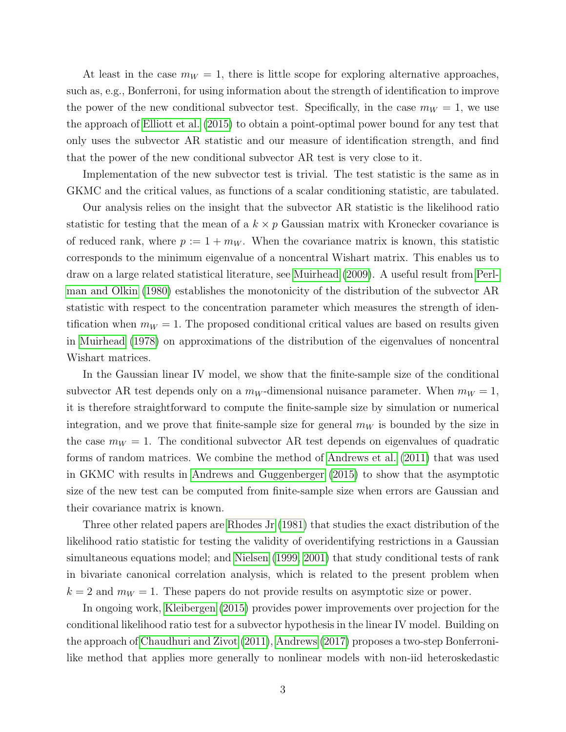At least in the case $m_W = 1$, there is little scope for exploring alternative approaches, such as, e.g., Bonferroni, for using information about the strength of identification to improve the power of the new conditional subvector test. Specifically, in the case $m_W = 1$, we use the approach of Elliott et al. (2015) to obtain a point-optimal power bound for any test that only uses the subvector AR statistic and our measure of identification strength, and find that the power of the new conditional subvector AR test is very close to it.

Implementation of the new subvector test is trivial. The test statistic is the same as in GKMC and the critical values, as functions of a scalar conditioning statistic, are tabulated.

Our analysis relies on the insight that the subvector AR statistic is the likelihood ratio statistic for testing that the mean of a $k \times p$ Gaussian matrix with Kronecker covariance is of reduced rank, where $p := 1 + m_W$. When the covariance matrix is known, this statistic corresponds to the minimum eigenvalue of a noncentral Wishart matrix. This enables us to draw on a large related statistical literature, see Muirhead (2009). A useful result from Perlman and Olkin (1980) establishes the monotonicity of the distribution of the subvector AR statistic with respect to the concentration parameter which measures the strength of identification when $m_W = 1$. The proposed conditional critical values are based on results given in Muirhead (1978) on approximations of the distribution of the eigenvalues of noncentral Wishart matrices.

In the Gaussian linear IV model, we show that the finite-sample size of the conditional subvector AR test depends only on a $m_W$-dimensional nuisance parameter. When $m_W = 1$, it is therefore straightforward to compute the finite-sample size by simulation or numerical integration, and we prove that finite-sample size for general $m_W$ is bounded by the size in the case $m_W = 1$. The conditional subvector AR test depends on eigenvalues of quadratic forms of random matrices. We combine the method of Andrews et al. (2011) that was used in GKMC with results in Andrews and Guggenberger (2015) to show that the asymptotic size of the new test can be computed from finite-sample size when errors are Gaussian and their covariance matrix is known.

Three other related papers are Rhodes Jr (1981) that studies the exact distribution of the likelihood ratio statistic for testing the validity of overidentifying restrictions in a Gaussian simultaneous equations model; and Nielsen (1999, 2001) that study conditional tests of rank in bivariate canonical correlation analysis, which is related to the present problem when $k = 2$ and $m_W = 1$. These papers do not provide results on asymptotic size or power.

In ongoing work, Kleibergen (2015) provides power improvements over projection for the conditional likelihood ratio test for a subvector hypothesis in the linear IV model. Building on the approach of Chaudhuri and Zivot (2011), Andrews (2017) proposes a two-step Bonferroni-like method that applies more generally to nonlinear models with non-iid heteroskedastic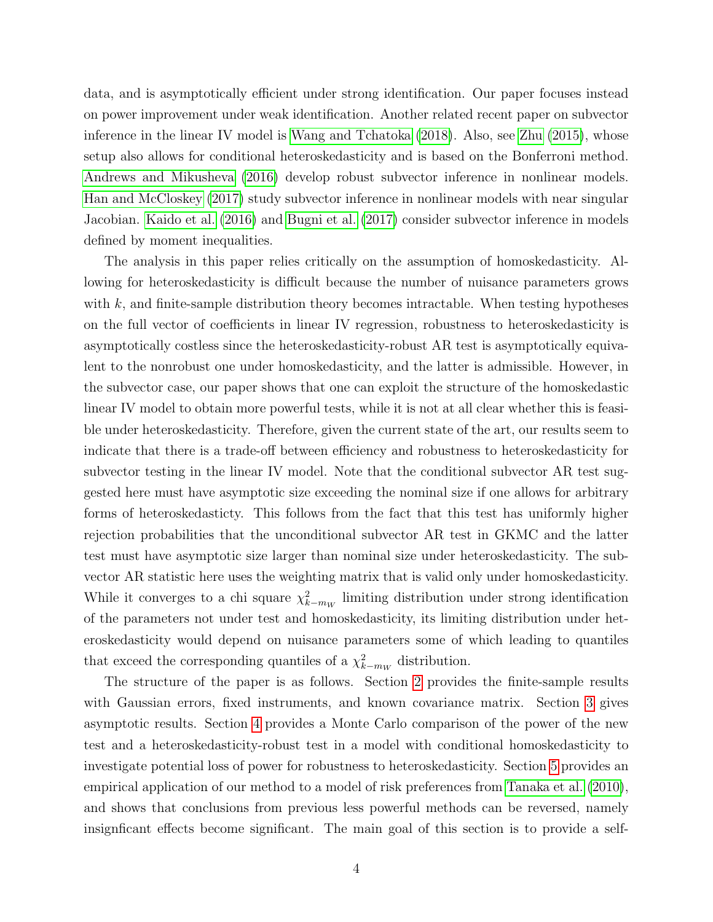data, and is asymptotically efficient under strong identification. Our paper focuses instead on power improvement under weak identification. Another related recent paper on subvector inference in the linear IV model is Wang and Tchatoka (2018). Also, see Zhu (2015), whose setup also allows for conditional heteroskedasticity and is based on the Bonferroni method. Andrews and Mikusheva (2016) develop robust subvector inference in nonlinear models. Han and McCloskey (2017) study subvector inference in nonlinear models with near singular Jacobian. Kaido et al. (2016) and Bugni et al. (2017) consider subvector inference in models defined by moment inequalities.

The analysis in this paper relies critically on the assumption of homoskedasticity. Allowing for heteroskedasticity is difficult because the number of nuisance parameters grows with $k$, and finite-sample distribution theory becomes intractable. When testing hypotheses on the full vector of coefficients in linear IV regression, robustness to heteroskedasticity is asymptotically costless since the heteroskedasticity-robust AR test is asymptotically equivalent to the nonrobust one under homoskedasticity, and the latter is admissible. However, in the subvector case, our paper shows that one can exploit the structure of the homoskedastic linear IV model to obtain more powerful tests, while it is not at all clear whether this is feasible under heteroskedasticity. Therefore, given the current state of the art, our results seem to indicate that there is a trade-off between efficiency and robustness to heteroskedasticity for subvector testing in the linear IV model. Note that the conditional subvector AR test suggested here must have asymptotic size exceeding the nominal size if one allows for arbitrary forms of heteroskedasticty. This follows from the fact that this test has uniformly higher rejection probabilities that the unconditional subvector AR test in GKMC and the latter test must have asymptotic size larger than nominal size under heteroskedasticity. The subvector AR statistic here uses the weighting matrix that is valid only under homoskedasticity. While it converges to a chi square $\chi^2_{k-m_W}$ limiting distribution under strong identification of the parameters not under test and homoskedasticity, its limiting distribution under heteroskedasticity would depend on nuisance parameters some of which leading to quantiles that exceed the corresponding quantiles of a $\chi^2_{k-m_W}$ distribution.

The structure of the paper is as follows. Section 2 provides the finite-sample results with Gaussian errors, fixed instruments, and known covariance matrix. Section 3 gives asymptotic results. Section 4 provides a Monte Carlo comparison of the power of the new test and a heteroskedasticity-robust test in a model with conditional homoskedasticity to investigate potential loss of power for robustness to heteroskedasticity. Section 5 provides an empirical application of our method to a model of risk preferences from Tanaka et al. (2010), and shows that conclusions from previous less powerful methods can be reversed, namely insignficant effects become significant. The main goal of this section is to provide a self-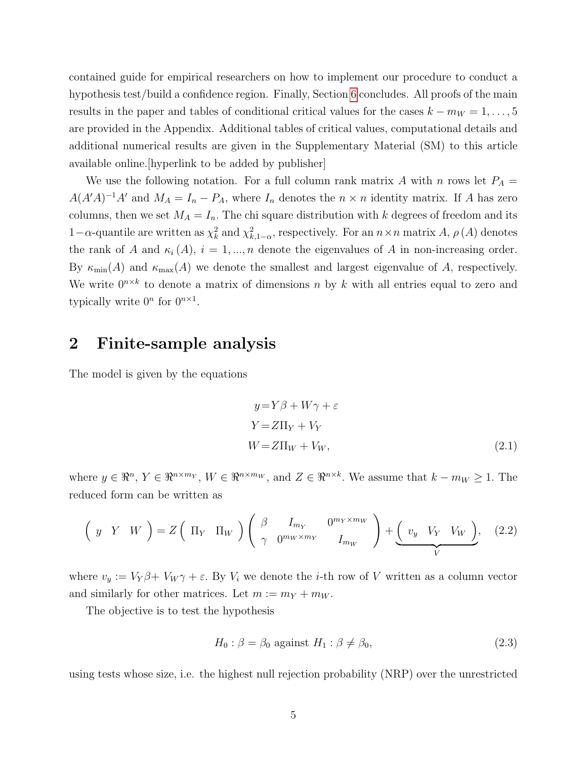contained guide for empirical researchers on how to implement our procedure to conduct a hypothesis test/build a confidence region. Finally, Section 6 concludes. All proofs of the main results in the paper and tables of conditional critical values for the cases $k - m_W = 1, \ldots, 5$ are provided in the Appendix. Additional tables of critical values, computational details and additional numerical results are given in the Supplementary Material (SM) to this article available online.[hyperlink to be added by publisher]

We use the following notation. For a full column rank matrix $A$ with $n$ rows let $P_A = A(A'A)^{-1}A'$ and $M_A = I_n - P_A$, where $I_n$ denotes the $n \times n$ identity matrix. If $A$ has zero columns, then we set $M_A = I_n$. The chi square distribution with $k$ degrees of freedom and its $1-\alpha$-quantile are written as $\chi^2_k$ and $\chi^2_{k,1-\alpha}$, respectively. For an $n \times n$ matrix $A$, $\rho(A)$ denotes the rank of $A$ and $\kappa_i(A)$, $i = 1, ..., n$ denote the eigenvalues of $A$ in non-increasing order. By $\kappa_{\min}(A)$ and $\kappa_{\max}(A)$ we denote the smallest and largest eigenvalue of $A$, respectively. We write $0^{n \times k}$ to denote a matrix of dimensions $n$ by $k$ with all entries equal to zero and typically write $0^n$ for $0^{n \times 1}$.

## 2 Finite-sample analysis

The model is given by the equations

$$
\begin{aligned}
y &= Y\beta + W\gamma + \varepsilon \\
Y &= Z\Pi_Y + V_Y \\
W &= Z\Pi_W + V_W,
\end{aligned}
\tag{2.1}
$$

where $y \in \Re^n$, $Y \in \Re^{n \times m_Y}$, $W \in \Re^{n \times m_W}$, and $Z \in \Re^{n \times k}$. We assume that $k - m_W \geq 1$. The reduced form can be written as

$$
\left( \begin{array}{ccc} y & Y & W \end{array} \right) = Z \left( \begin{array}{cc} \Pi_Y & \Pi_W \end{array} \right) \left( \begin{array}{ccc} \beta & I_{m_Y} & 0^{m_Y \times m_W} \\ \gamma & 0^{m_W \times m_Y} & I_{m_W} \end{array} \right) + \underbrace{\left( \begin{array}{ccc} v_y & V_Y & V_W \end{array} \right)}_{V}, \tag{2.2}
$$

where $v_y := V_Y\beta + V_W\gamma + \varepsilon$. By $V_i$ we denote the $i$-th row of $V$ written as a column vector and similarly for other matrices. Let $m := m_Y + m_W$.

The objective is to test the hypothesis

$$
H_0 : \beta = \beta_0 \text{ against } H_1 : \beta \neq \beta_0, \tag{2.3}
$$

using tests whose size, i.e. the highest null rejection probability (NRP) over the unrestricted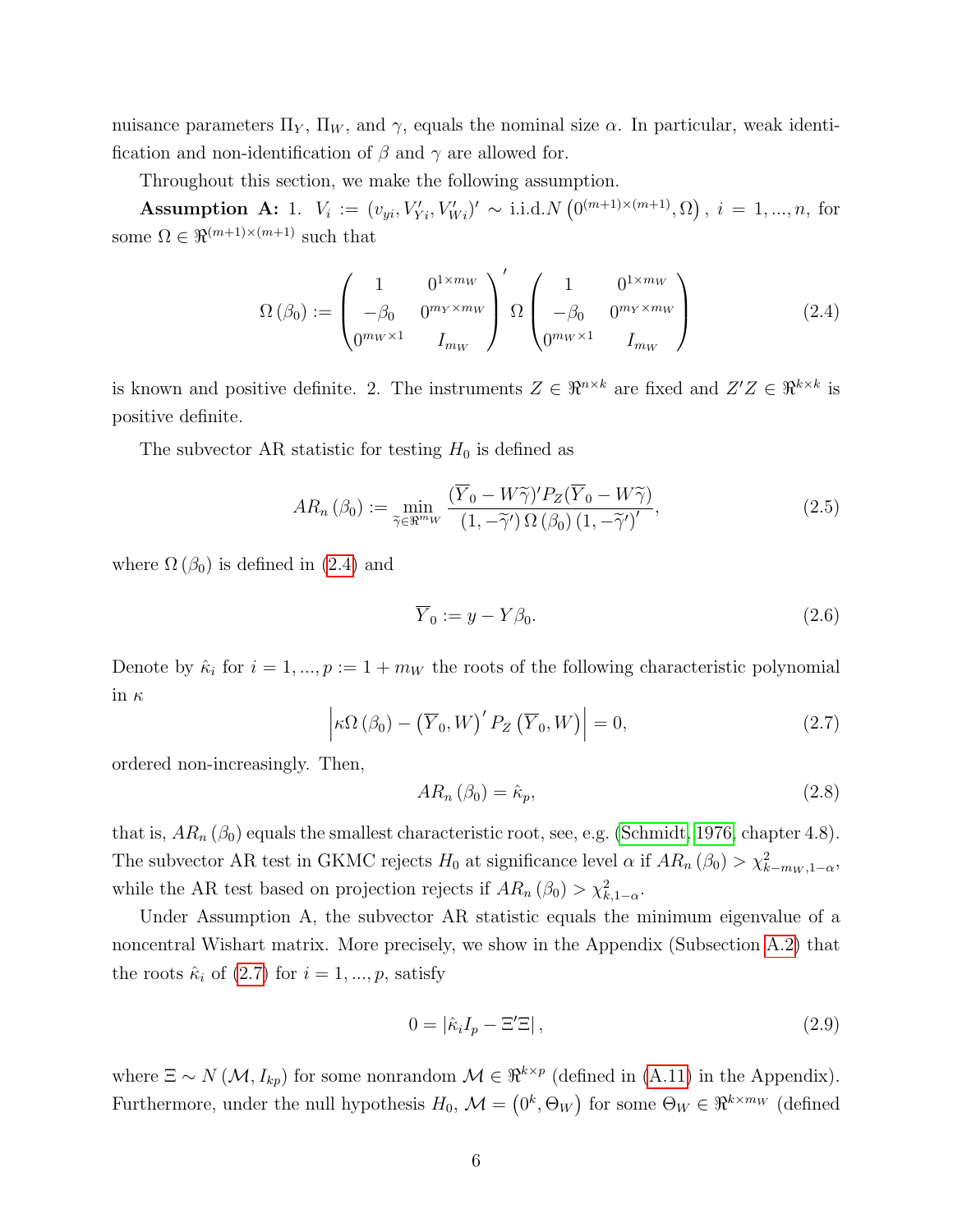nuisance parameters $\Pi_Y$, $\Pi_W$, and $\gamma$, equals the nominal size $\alpha$. In particular, weak identification and non-identification of $\beta$ and $\gamma$ are allowed for.

Throughout this section, we make the following assumption.

**Assumption A:** 1. $V_i := (v_{yi}, V_{Yi}', V_{Wi}')' \sim$ i.i.d.$N\left(0^{(m+1)\times(m+1)}, \Omega\right)$, $i = 1, ..., n$, for some $\Omega \in \Re^{(m+1)\times(m+1)}$ such that

$$\Omega\left(\beta_0\right) := \begin{pmatrix} 1 & 0^{1\times m_W} \\ -\beta_0 & 0^{m_Y\times m_W} \\ 0^{m_W\times 1} & I_{m_W} \end{pmatrix}' \Omega \begin{pmatrix} 1 & 0^{1\times m_W} \\ -\beta_0 & 0^{m_Y\times m_W} \\ 0^{m_W\times 1} & I_{m_W} \end{pmatrix} \tag{2.4}$$

is known and positive definite. 2. The instruments $Z \in \Re^{n\times k}$ are fixed and $Z'Z \in \Re^{k\times k}$ is positive definite.

The subvector AR statistic for testing $H_0$ is defined as

$$AR_n\left(\beta_0\right) := \min_{\widetilde{\gamma}\in\Re^{m_W}} \frac{(\overline{Y}_0 - W\widetilde{\gamma})'P_Z(\overline{Y}_0 - W\widetilde{\gamma})}{(1, -\widetilde{\gamma}')\,\Omega\left(\beta_0\right)(1, -\widetilde{\gamma}')'}, \tag{2.5}$$

where $\Omega\left(\beta_0\right)$ is defined in (2.4) and

$$\overline{Y}_0 := y - Y\beta_0. \tag{2.6}$$

Denote by $\hat{\kappa}_i$ for $i = 1, ..., p := 1 + m_W$ the roots of the following characteristic polynomial in $\kappa$

$$\left|\kappa\Omega\left(\beta_0\right) - \left(\overline{Y}_0, W\right)' P_Z\left(\overline{Y}_0, W\right)\right| = 0, \tag{2.7}$$

ordered non-increasingly. Then,

$$AR_n\left(\beta_0\right) = \hat{\kappa}_p, \tag{2.8}$$

that is, $AR_n\left(\beta_0\right)$ equals the smallest characteristic root, see, e.g. (Schmidt, 1976, chapter 4.8). The subvector AR test in GKMC rejects $H_0$ at significance level $\alpha$ if $AR_n\left(\beta_0\right) > \chi^2_{k-m_W,1-\alpha}$, while the AR test based on projection rejects if $AR_n\left(\beta_0\right) > \chi^2_{k,1-\alpha}$.

Under Assumption A, the subvector AR statistic equals the minimum eigenvalue of a noncentral Wishart matrix. More precisely, we show in the Appendix (Subsection A.2) that the roots $\hat{\kappa}_i$ of (2.7) for $i = 1, ..., p$, satisfy

$$0 = \left|\hat{\kappa}_i I_p - \Xi'\Xi\right|, \tag{2.9}$$

where $\Xi \sim N\left(\mathcal{M}, I_{kp}\right)$ for some nonrandom $\mathcal{M} \in \Re^{k\times p}$ (defined in (A.11) in the Appendix). Furthermore, under the null hypothesis $H_0$, $\mathcal{M} = \left(0^k, \Theta_W\right)$ for some $\Theta_W \in \Re^{k\times m_W}$ (defined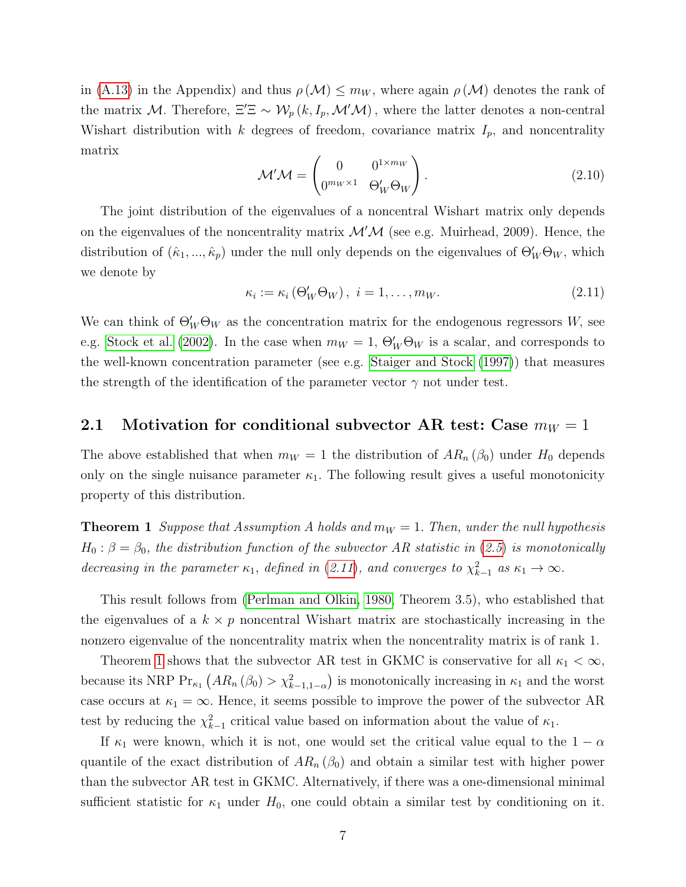in (A.13) in the Appendix) and thus $\rho(\mathcal{M}) \leq m_W$, where again $\rho(\mathcal{M})$ denotes the rank of the matrix $\mathcal{M}$. Therefore, $\Xi'\Xi \sim \mathcal{W}_p(k, I_p, \mathcal{M}'\mathcal{M})$, where the latter denotes a non-central Wishart distribution with $k$ degrees of freedom, covariance matrix $I_p$, and noncentrality matrix

$$\mathcal{M}'\mathcal{M} = \begin{pmatrix} 0 & 0^{1\times m_W} \\ 0^{m_W \times 1} & \Theta_W' \Theta_W \end{pmatrix}. \tag{2.10}$$

The joint distribution of the eigenvalues of a noncentral Wishart matrix only depends on the eigenvalues of the noncentrality matrix $\mathcal{M}'\mathcal{M}$ (see e.g. Muirhead, 2009). Hence, the distribution of $(\hat{\kappa}_1, ..., \hat{\kappa}_p)$ under the null only depends on the eigenvalues of $\Theta_W'\Theta_W$, which we denote by

$$\kappa_i := \kappa_i(\Theta_W'\Theta_W), \ i = 1, \ldots, m_W. \tag{2.11}$$

We can think of $\Theta_W'\Theta_W$ as the concentration matrix for the endogenous regressors $W$, see e.g. Stock et al. (2002). In the case when $m_W = 1$, $\Theta_W'\Theta_W$ is a scalar, and corresponds to the well-known concentration parameter (see e.g. Staiger and Stock (1997)) that measures the strength of the identification of the parameter vector $\gamma$ not under test.

## 2.1 Motivation for conditional subvector AR test: Case $m_W = 1$

The above established that when $m_W = 1$ the distribution of $AR_n(\beta_0)$ under $H_0$ depends only on the single nuisance parameter $\kappa_1$. The following result gives a useful monotonicity property of this distribution.

**Theorem 1** *Suppose that Assumption A holds and $m_W = 1$. Then, under the null hypothesis $H_0 : \beta = \beta_0$, the distribution function of the subvector AR statistic in (2.5) is monotonically decreasing in the parameter $\kappa_1$, defined in (2.11), and converges to $\chi^2_{k-1}$ as $\kappa_1 \to \infty$.*

This result follows from (Perlman and Olkin, 1980, Theorem 3.5), who established that the eigenvalues of a $k \times p$ noncentral Wishart matrix are stochastically increasing in the nonzero eigenvalue of the noncentrality matrix when the noncentrality matrix is of rank 1.

Theorem 1 shows that the subvector AR test in GKMC is conservative for all $\kappa_1 < \infty$, because its NRP $\Pr_{\kappa_1}\left(AR_n(\beta_0) > \chi^2_{k-1,1-\alpha}\right)$ is monotonically increasing in $\kappa_1$ and the worst case occurs at $\kappa_1 = \infty$. Hence, it seems possible to improve the power of the subvector AR test by reducing the $\chi^2_{k-1}$ critical value based on information about the value of $\kappa_1$.

If $\kappa_1$ were known, which it is not, one would set the critical value equal to the $1-\alpha$ quantile of the exact distribution of $AR_n(\beta_0)$ and obtain a similar test with higher power than the subvector AR test in GKMC. Alternatively, if there was a one-dimensional minimal sufficient statistic for $\kappa_1$ under $H_0$, one could obtain a similar test by conditioning on it.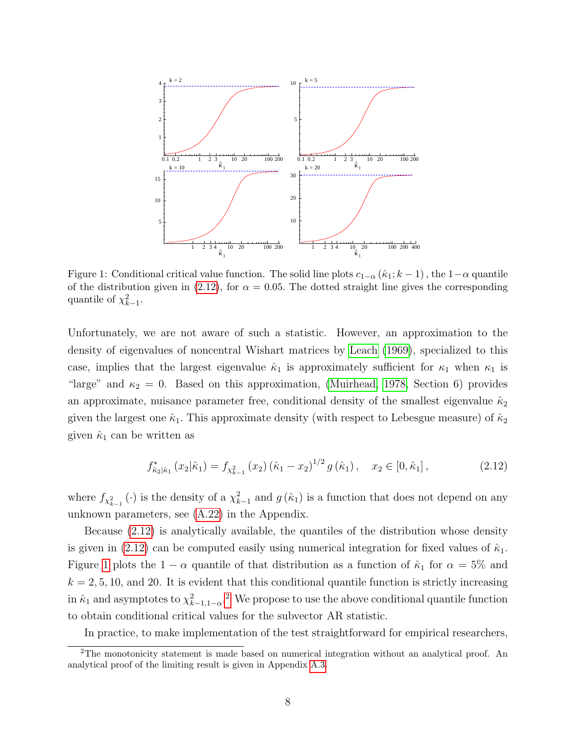Figure 1: Conditional critical value function. The solid line plots $c_{1-\alpha}(\hat{\kappa}_1; k-1)$, the $1-\alpha$ quantile of the distribution given in (2.12), for $\alpha = 0.05$. The dotted straight line gives the corresponding quantile of $\chi^2_{k-1}$.

Unfortunately, we are not aware of such a statistic. However, an approximation to the density of eigenvalues of noncentral Wishart matrices by Leach (1969), specialized to this case, implies that the largest eigenvalue $\hat{\kappa}_1$ is approximately sufficient for $\kappa_1$ when $\kappa_1$ is "large" and $\kappa_2 = 0$. Based on this approximation, (Muirhead, 1978, Section 6) provides an approximate, nuisance parameter free, conditional density of the smallest eigenvalue $\hat{\kappa}_2$ given the largest one $\hat{\kappa}_1$. This approximate density (with respect to Lebesgue measure) of $\hat{\kappa}_2$ given $\hat{\kappa}_1$ can be written as

$$f^*_{\hat{\kappa}_2|\hat{\kappa}_1}(x_2|\hat{\kappa}_1) = f_{\chi^2_{k-1}}(x_2)(\hat{\kappa}_1 - x_2)^{1/2} g(\hat{\kappa}_1), \quad x_2 \in [0, \hat{\kappa}_1], \tag{2.12}$$

where $f_{\chi^2_{k-1}}(\cdot)$ is the density of a $\chi^2_{k-1}$ and $g(\hat{\kappa}_1)$ is a function that does not depend on any unknown parameters, see (A.22) in the Appendix.

Because (2.12) is analytically available, the quantiles of the distribution whose density is given in (2.12) can be computed easily using numerical integration for fixed values of $\hat{\kappa}_1$. Figure 1 plots the $1-\alpha$ quantile of that distribution as a function of $\hat{\kappa}_1$ for $\alpha = 5\%$ and $k = 2, 5, 10$, and $20$. It is evident that this conditional quantile function is strictly increasing in $\hat{\kappa}_1$ and asymptotes to $\chi^2_{k-1,1-\alpha}$.[2] We propose to use the above conditional quantile function to obtain conditional critical values for the subvector AR statistic.

In practice, to make implementation of the test straightforward for empirical researchers,

[2]The monotonicity statement is made based on numerical integration without an analytical proof. An analytical proof of the limiting result is given in Appendix A.3.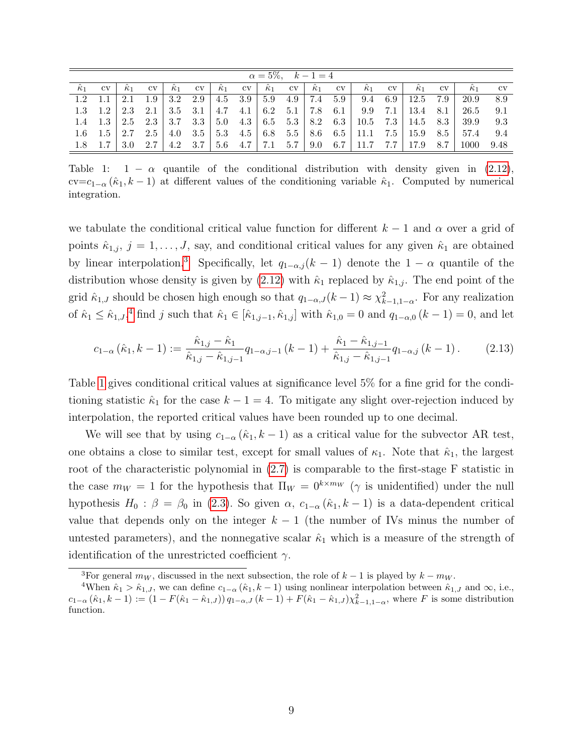| $\alpha = 5\%, \quad k-1=4$ | | | | | | | | | | | | | | | | | |
|---|---|---|---|---|---|---|---|---|---|---|---|---|---|---|---|---|---|
| $\hat{\kappa}_1$ | cv | $\hat{\kappa}_1$ | cv | $\hat{\kappa}_1$ | cv | $\hat{\kappa}_1$ | cv | $\hat{\kappa}_1$ | cv | $\hat{\kappa}_1$ | cv | $\hat{\kappa}_1$ | cv | $\hat{\kappa}_1$ | cv | $\hat{\kappa}_1$ | cv |
| 1.2 | 1.1 | 2.1 | 1.9 | 3.2 | 2.9 | 4.5 | 3.9 | 5.9 | 4.9 | 7.4 | 5.9 | 9.4 | 6.9 | 12.5 | 7.9 | 20.9 | 8.9 |
| 1.3 | 1.2 | 2.3 | 2.1 | 3.5 | 3.1 | 4.7 | 4.1 | 6.2 | 5.1 | 7.8 | 6.1 | 9.9 | 7.1 | 13.4 | 8.1 | 26.5 | 9.1 |
| 1.4 | 1.3 | 2.5 | 2.3 | 3.7 | 3.3 | 5.0 | 4.3 | 6.5 | 5.3 | 8.2 | 6.3 | 10.5 | 7.3 | 14.5 | 8.3 | 39.9 | 9.3 |
| 1.6 | 1.5 | 2.7 | 2.5 | 4.0 | 3.5 | 5.3 | 4.5 | 6.8 | 5.5 | 8.6 | 6.5 | 11.1 | 7.5 | 15.9 | 8.5 | 57.4 | 9.4 |
| 1.8 | 1.7 | 3.0 | 2.7 | 4.2 | 3.7 | 5.6 | 4.7 | 7.1 | 5.7 | 9.0 | 6.7 | 11.7 | 7.7 | 17.9 | 8.7 | 1000 | 9.48 |

Table 1: $1-\alpha$ quantile of the conditional distribution with density given in (2.12), cv=$c_{1-\alpha}(\hat{\kappa}_1, k-1)$ at different values of the conditioning variable $\hat{\kappa}_1$. Computed by numerical integration.

we tabulate the conditional critical value function for different $k-1$ and $\alpha$ over a grid of points $\hat{\kappa}_{1,j}$, $j = 1, \ldots, J$, say, and conditional critical values for any given $\hat{\kappa}_1$ are obtained by linear interpolation.[3] Specifically, let $q_{1-\alpha,j}(k-1)$ denote the $1-\alpha$ quantile of the distribution whose density is given by (2.12) with $\hat{\kappa}_1$ replaced by $\hat{\kappa}_{1,j}$. The end point of the grid $\hat{\kappa}_{1,J}$ should be chosen high enough so that $q_{1-\alpha,J}(k-1) \approx \chi^2_{k-1,1-\alpha}$. For any realization of $\hat{\kappa}_1 \leq \hat{\kappa}_{1,J}$,[4] find $j$ such that $\hat{\kappa}_1 \in [\hat{\kappa}_{1,j-1}, \hat{\kappa}_{1,j}]$ with $\hat{\kappa}_{1,0} = 0$ and $q_{1-\alpha,0}(k-1) = 0$, and let

$$c_{1-\alpha}(\hat{\kappa}_1, k-1) := \frac{\hat{\kappa}_{1,j} - \hat{\kappa}_1}{\hat{\kappa}_{1,j} - \hat{\kappa}_{1,j-1}} q_{1-\alpha,j-1}(k-1) + \frac{\hat{\kappa}_1 - \hat{\kappa}_{1,j-1}}{\hat{\kappa}_{1,j} - \hat{\kappa}_{1,j-1}} q_{1-\alpha,j}(k-1). \tag{2.13}$$

Table 1 gives conditional critical values at significance level 5% for a fine grid for the conditioning statistic $\hat{\kappa}_1$ for the case $k-1=4$. To mitigate any slight over-rejection induced by interpolation, the reported critical values have been rounded up to one decimal.

We will see that by using $c_{1-\alpha}(\hat{\kappa}_1, k-1)$ as a critical value for the subvector AR test, one obtains a close to similar test, except for small values of $\kappa_1$. Note that $\hat{\kappa}_1$, the largest root of the characteristic polynomial in (2.7) is comparable to the first-stage F statistic in the case $m_W = 1$ for the hypothesis that $\Pi_W = 0^{k \times m_W}$ ($\gamma$ is unidentified) under the null hypothesis $H_0 : \beta = \beta_0$ in (2.3). So given $\alpha$, $c_{1-\alpha}(\hat{\kappa}_1, k-1)$ is a data-dependent critical value that depends only on the integer $k-1$ (the number of IVs minus the number of untested parameters), and the nonnegative scalar $\hat{\kappa}_1$ which is a measure of the strength of identification of the unrestricted coefficient $\gamma$.

[3] For general $m_W$, discussed in the next subsection, the role of $k-1$ is played by $k - m_W$.

[4] When $\hat{\kappa}_1 > \hat{\kappa}_{1,J}$, we can define $c_{1-\alpha}(\hat{\kappa}_1, k-1)$ using nonlinear interpolation between $\hat{\kappa}_{1,J}$ and $\infty$, i.e., $c_{1-\alpha}(\hat{\kappa}_1, k-1) := (1 - F(\hat{\kappa}_1 - \hat{\kappa}_{1,J}))\, q_{1-\alpha,J}(k-1) + F(\hat{\kappa}_1 - \hat{\kappa}_{1,J})\chi^2_{k-1,1-\alpha}$, where $F$ is some distribution function.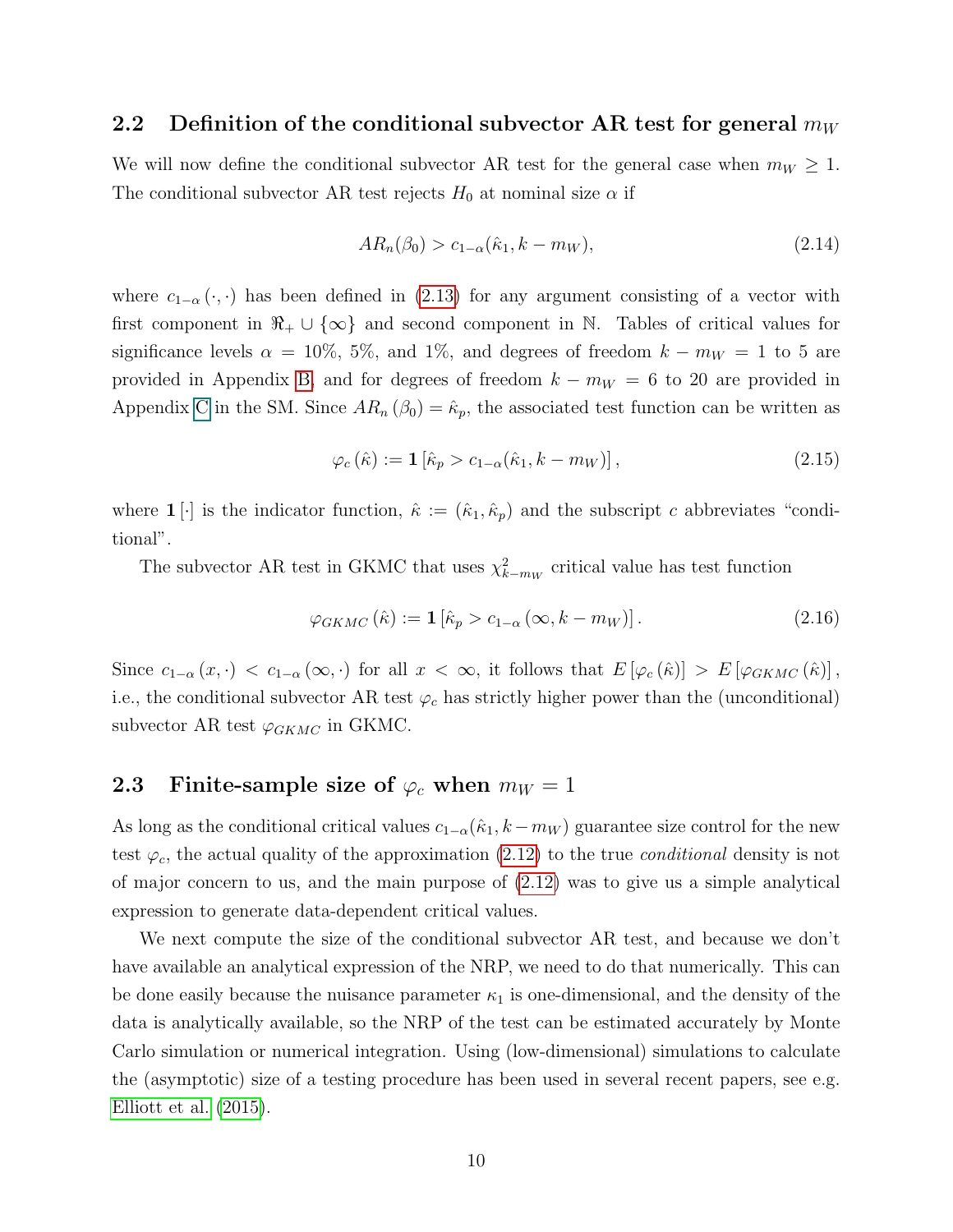## 2.2 Definition of the conditional subvector AR test for general $m_W$

We will now define the conditional subvector AR test for the general case when $m_W \geq 1$. The conditional subvector AR test rejects $H_0$ at nominal size $\alpha$ if

$$AR_n(\beta_0) > c_{1-\alpha}(\hat{\kappa}_1, k - m_W), \tag{2.14}$$

where $c_{1-\alpha}(\cdot, \cdot)$ has been defined in (2.13) for any argument consisting of a vector with first component in $\Re_+ \cup \{\infty\}$ and second component in $\mathbb{N}$. Tables of critical values for significance levels $\alpha = 10\%$, $5\%$, and $1\%$, and degrees of freedom $k - m_W = 1$ to $5$ are provided in Appendix B, and for degrees of freedom $k - m_W = 6$ to $20$ are provided in Appendix C in the SM. Since $AR_n(\beta_0) = \hat{\kappa}_p$, the associated test function can be written as

$$\varphi_c(\hat{\kappa}) := \mathbf{1}\left[\hat{\kappa}_p > c_{1-\alpha}(\hat{\kappa}_1, k - m_W)\right], \tag{2.15}$$

where $\mathbf{1}[\cdot]$ is the indicator function, $\hat{\kappa} := (\hat{\kappa}_1, \hat{\kappa}_p)$ and the subscript $c$ abbreviates "conditional".

The subvector AR test in GKMC that uses $\chi^2_{k-m_W}$ critical value has test function

$$\varphi_{GKMC}(\hat{\kappa}) := \mathbf{1}\left[\hat{\kappa}_p > c_{1-\alpha}(\infty, k - m_W)\right]. \tag{2.16}$$

Since $c_{1-\alpha}(x, \cdot) < c_{1-\alpha}(\infty, \cdot)$ for all $x < \infty$, it follows that $E\left[\varphi_c(\hat{\kappa})\right] > E\left[\varphi_{GKMC}(\hat{\kappa})\right]$, i.e., the conditional subvector AR test $\varphi_c$ has strictly higher power than the (unconditional) subvector AR test $\varphi_{GKMC}$ in GKMC.

## 2.3 Finite-sample size of $\varphi_c$ when $m_W = 1$

As long as the conditional critical values $c_{1-\alpha}(\hat{\kappa}_1, k - m_W)$ guarantee size control for the new test $\varphi_c$, the actual quality of the approximation (2.12) to the true *conditional* density is not of major concern to us, and the main purpose of (2.12) was to give us a simple analytical expression to generate data-dependent critical values.

We next compute the size of the conditional subvector AR test, and because we don't have available an analytical expression of the NRP, we need to do that numerically. This can be done easily because the nuisance parameter $\kappa_1$ is one-dimensional, and the density of the data is analytically available, so the NRP of the test can be estimated accurately by Monte Carlo simulation or numerical integration. Using (low-dimensional) simulations to calculate the (asymptotic) size of a testing procedure has been used in several recent papers, see e.g. Elliott et al. (2015).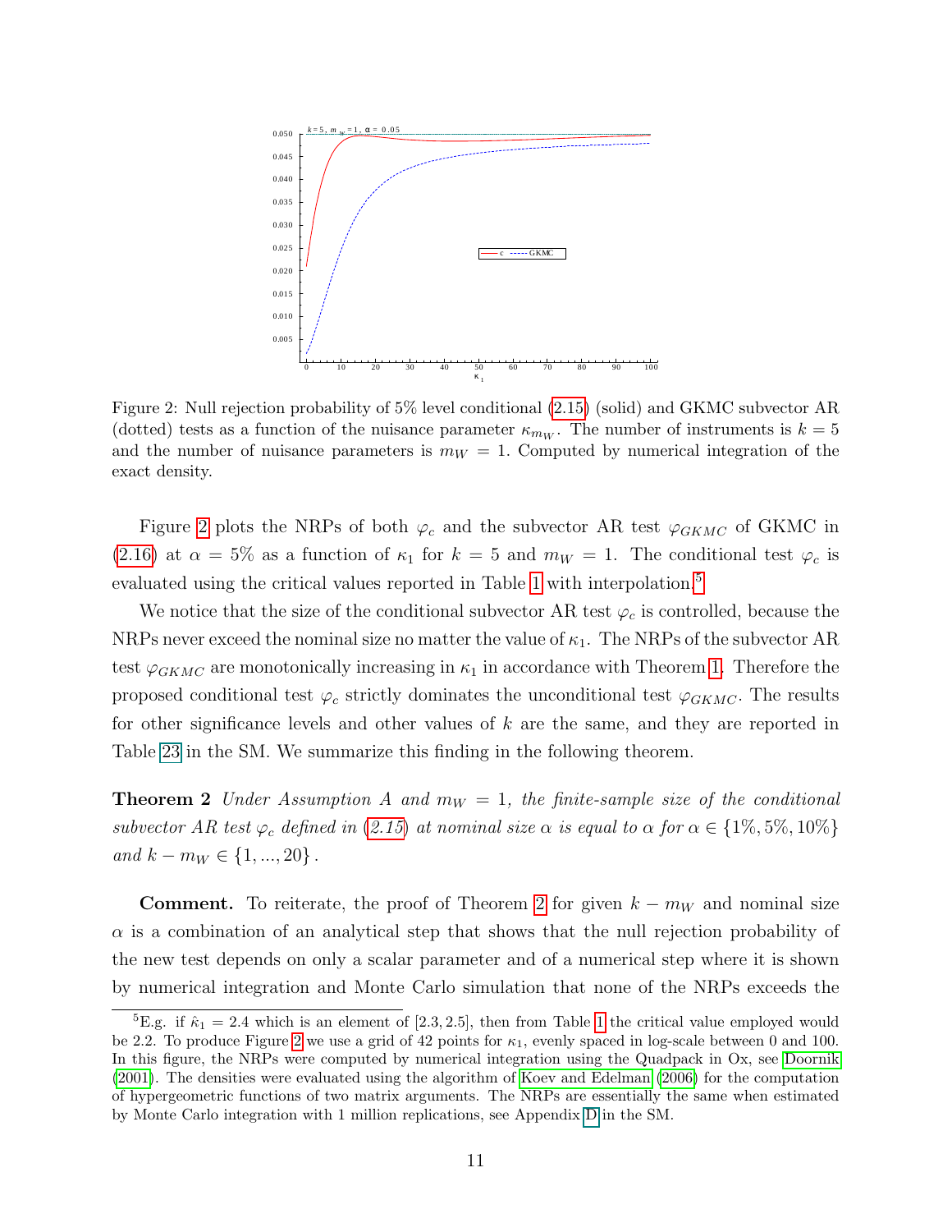Figure 2: Null rejection probability of 5% level conditional (2.15) (solid) and GKMC subvector AR (dotted) tests as a function of the nuisance parameter $\kappa_{m_W}$. The number of instruments is $k = 5$ and the number of nuisance parameters is $m_W = 1$. Computed by numerical integration of the exact density.

Figure 2 plots the NRPs of both $\varphi_c$ and the subvector AR test $\varphi_{GKMC}$ of GKMC in (2.16) at $\alpha = 5\%$ as a function of $\kappa_1$ for $k = 5$ and $m_W = 1$. The conditional test $\varphi_c$ is evaluated using the critical values reported in Table 1 with interpolation.[5]

We notice that the size of the conditional subvector AR test $\varphi_c$ is controlled, because the NRPs never exceed the nominal size no matter the value of $\kappa_1$. The NRPs of the subvector AR test $\varphi_{GKMC}$ are monotonically increasing in $\kappa_1$ in accordance with Theorem 1. Therefore the proposed conditional test $\varphi_c$ strictly dominates the unconditional test $\varphi_{GKMC}$. The results for other significance levels and other values of $k$ are the same, and they are reported in Table 23 in the SM. We summarize this finding in the following theorem.

**Theorem 2** *Under Assumption A and $m_W = 1$, the finite-sample size of the conditional subvector AR test $\varphi_c$ defined in (2.15) at nominal size $\alpha$ is equal to $\alpha$ for $\alpha \in \{1\%, 5\%, 10\%\}$ and $k - m_W \in \{1, ..., 20\}$.*

**Comment.** To reiterate, the proof of Theorem 2 for given $k - m_W$ and nominal size $\alpha$ is a combination of an analytical step that shows that the null rejection probability of the new test depends on only a scalar parameter and of a numerical step where it is shown by numerical integration and Monte Carlo simulation that none of the NRPs exceeds the

[5] E.g. if $\hat{\kappa}_1 = 2.4$ which is an element of $[2.3, 2.5]$, then from Table 1 the critical value employed would be 2.2. To produce Figure 2 we use a grid of 42 points for $\kappa_1$, evenly spaced in log-scale between 0 and 100. In this figure, the NRPs were computed by numerical integration using the Quadpack in Ox, see Doornik (2001). The densities were evaluated using the algorithm of Koev and Edelman (2006) for the computation of hypergeometric functions of two matrix arguments. The NRPs are essentially the same when estimated by Monte Carlo integration with 1 million replications, see Appendix D in the SM.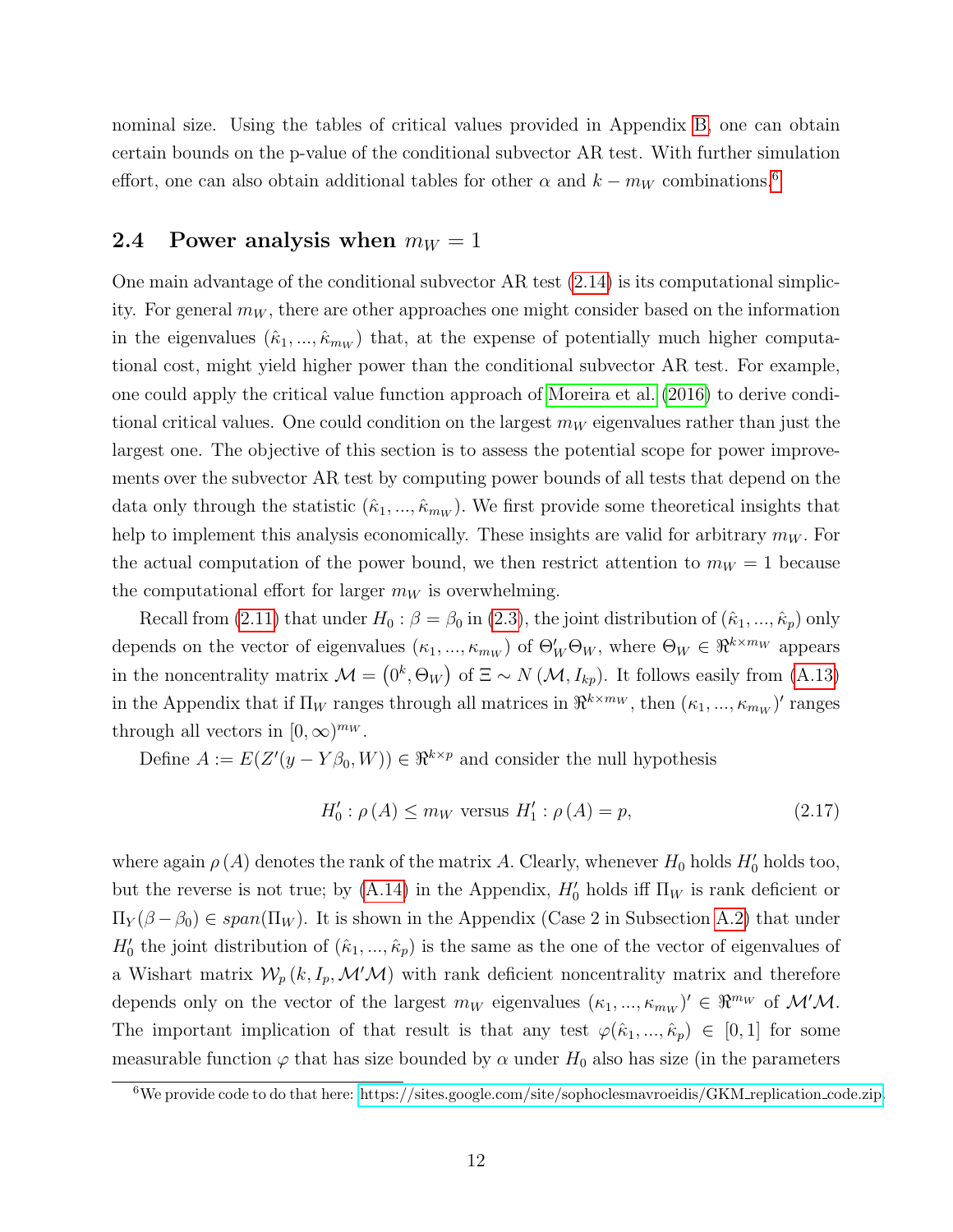nominal size. Using the tables of critical values provided in Appendix B, one can obtain certain bounds on the p-value of the conditional subvector AR test. With further simulation effort, one can also obtain additional tables for other $\alpha$ and $k - m_W$ combinations.[6]

## 2.4 Power analysis when $m_W = 1$

One main advantage of the conditional subvector AR test (2.14) is its computational simplicity. For general $m_W$, there are other approaches one might consider based on the information in the eigenvalues $(\hat{\kappa}_1, ..., \hat{\kappa}_{m_W})$ that, at the expense of potentially much higher computational cost, might yield higher power than the conditional subvector AR test. For example, one could apply the critical value function approach of Moreira et al. (2016) to derive conditional critical values. One could condition on the largest $m_W$ eigenvalues rather than just the largest one. The objective of this section is to assess the potential scope for power improvements over the subvector AR test by computing power bounds of all tests that depend on the data only through the statistic $(\hat{\kappa}_1, ..., \hat{\kappa}_{m_W})$. We first provide some theoretical insights that help to implement this analysis economically. These insights are valid for arbitrary $m_W$. For the actual computation of the power bound, we then restrict attention to $m_W = 1$ because the computational effort for larger $m_W$ is overwhelming.

Recall from (2.11) that under $H_0 : \beta = \beta_0$ in (2.3), the joint distribution of $(\hat{\kappa}_1, ..., \hat{\kappa}_p)$ only depends on the vector of eigenvalues $(\kappa_1, ..., \kappa_{m_W})$ of $\Theta_W' \Theta_W$, where $\Theta_W \in \Re^{k \times m_W}$ appears in the noncentrality matrix $\mathcal{M} = \left(0^k, \Theta_W\right)$ of $\Xi \sim N\left(\mathcal{M}, I_{kp}\right)$. It follows easily from (A.13) in the Appendix that if $\Pi_W$ ranges through all matrices in $\Re^{k \times m_W}$, then $(\kappa_1, ..., \kappa_{m_W})'$ ranges through all vectors in $[0, \infty)^{m_W}$.

Define $A := E(Z'(y - Y\beta_0, W)) \in \Re^{k \times p}$ and consider the null hypothesis

$$H_0' : \rho\left(A\right) \leq m_W \text{ versus } H_1' : \rho\left(A\right) = p, \tag{2.17}$$

where again $\rho\left(A\right)$ denotes the rank of the matrix $A$. Clearly, whenever $H_0$ holds $H_0'$ holds too, but the reverse is not true; by (A.14) in the Appendix, $H_0'$ holds iff $\Pi_W$ is rank deficient or $\Pi_Y(\beta - \beta_0) \in span(\Pi_W)$. It is shown in the Appendix (Case 2 in Subsection A.2) that under $H_0'$ the joint distribution of $(\hat{\kappa}_1, ..., \hat{\kappa}_p)$ is the same as the one of the vector of eigenvalues of a Wishart matrix $\mathcal{W}_p\left(k, I_p, \mathcal{M}'\mathcal{M}\right)$ with rank deficient noncentrality matrix and therefore depends only on the vector of the largest $m_W$ eigenvalues $(\kappa_1, ..., \kappa_{m_W})' \in \Re^{m_W}$ of $\mathcal{M}'\mathcal{M}$. The important implication of that result is that any test $\varphi(\hat{\kappa}_1, ..., \hat{\kappa}_p) \in [0, 1]$ for some measurable function $\varphi$ that has size bounded by $\alpha$ under $H_0$ also has size (in the parameters

[6] We provide code to do that here: https://sites.google.com/site/sophoclesmavroeidis/GKM_replication_code.zip.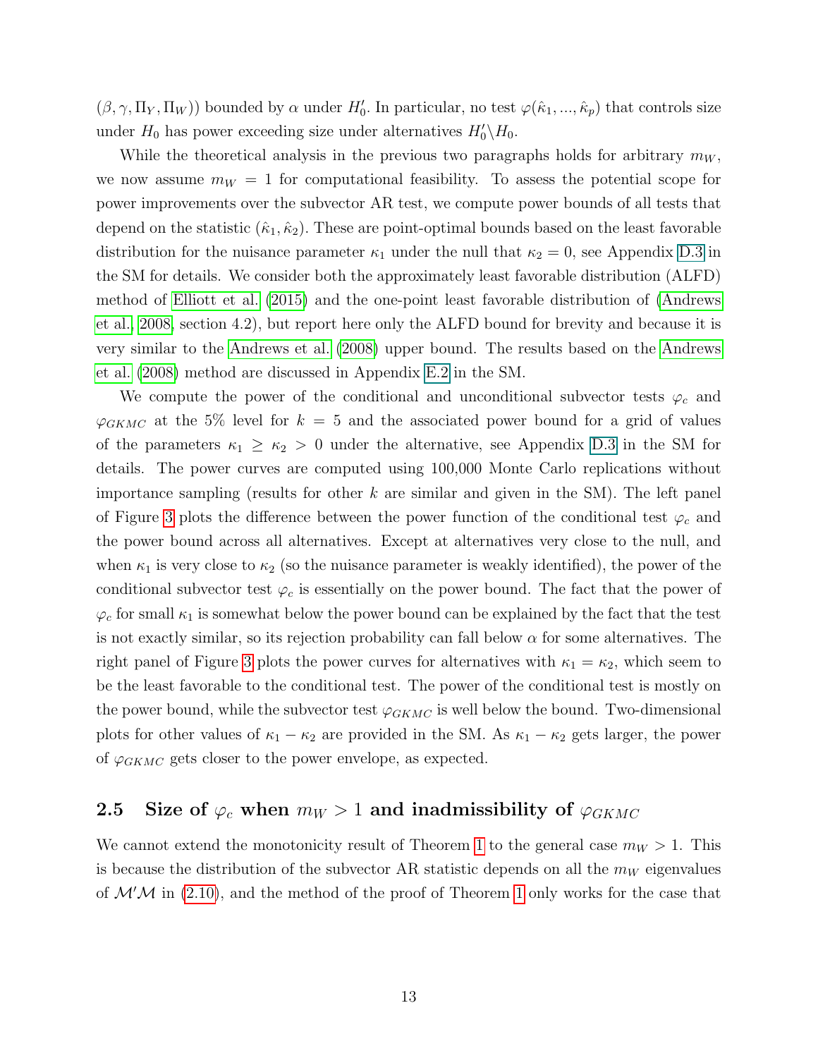$(\beta, \gamma, \Pi_Y, \Pi_W)$) bounded by $\alpha$ under $H_0'$. In particular, no test $\varphi(\hat{\kappa}_1, ..., \hat{\kappa}_p)$ that controls size under $H_0$ has power exceeding size under alternatives $H_0' \backslash H_0$.

While the theoretical analysis in the previous two paragraphs holds for arbitrary $m_W$, we now assume $m_W = 1$ for computational feasibility. To assess the potential scope for power improvements over the subvector AR test, we compute power bounds of all tests that depend on the statistic $(\hat{\kappa}_1, \hat{\kappa}_2)$. These are point-optimal bounds based on the least favorable distribution for the nuisance parameter $\kappa_1$ under the null that $\kappa_2 = 0$, see Appendix D.3 in the SM for details. We consider both the approximately least favorable distribution (ALFD) method of Elliott et al. (2015) and the one-point least favorable distribution of (Andrews et al., 2008, section 4.2), but report here only the ALFD bound for brevity and because it is very similar to the Andrews et al. (2008) upper bound. The results based on the Andrews et al. (2008) method are discussed in Appendix E.2 in the SM.

We compute the power of the conditional and unconditional subvector tests $\varphi_c$ and $\varphi_{GKMC}$ at the 5% level for $k = 5$ and the associated power bound for a grid of values of the parameters $\kappa_1 \geq \kappa_2 > 0$ under the alternative, see Appendix D.3 in the SM for details. The power curves are computed using 100,000 Monte Carlo replications without importance sampling (results for other $k$ are similar and given in the SM). The left panel of Figure 3 plots the difference between the power function of the conditional test $\varphi_c$ and the power bound across all alternatives. Except at alternatives very close to the null, and when $\kappa_1$ is very close to $\kappa_2$ (so the nuisance parameter is weakly identified), the power of the conditional subvector test $\varphi_c$ is essentially on the power bound. The fact that the power of $\varphi_c$ for small $\kappa_1$ is somewhat below the power bound can be explained by the fact that the test is not exactly similar, so its rejection probability can fall below $\alpha$ for some alternatives. The right panel of Figure 3 plots the power curves for alternatives with $\kappa_1 = \kappa_2$, which seem to be the least favorable to the conditional test. The power of the conditional test is mostly on the power bound, while the subvector test $\varphi_{GKMC}$ is well below the bound. Two-dimensional plots for other values of $\kappa_1 - \kappa_2$ are provided in the SM. As $\kappa_1 - \kappa_2$ gets larger, the power of $\varphi_{GKMC}$ gets closer to the power envelope, as expected.

## 2.5 Size of $\varphi_c$ when $m_W > 1$ and inadmissibility of $\varphi_{GKMC}$

We cannot extend the monotonicity result of Theorem 1 to the general case $m_W > 1$. This is because the distribution of the subvector AR statistic depends on all the $m_W$ eigenvalues of $\mathcal{M}'\mathcal{M}$ in (2.10), and the method of the proof of Theorem 1 only works for the case that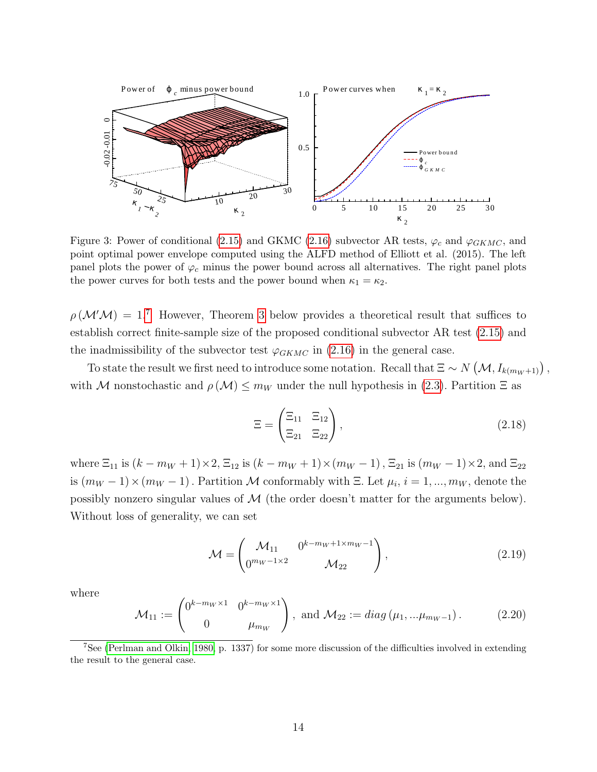Figure 3: Power of conditional (2.15) and GKMC (2.16) subvector AR tests, $\varphi_c$ and $\varphi_{GKMC}$, and point optimal power envelope computed using the ALFD method of Elliott et al. (2015). The left panel plots the power of $\varphi_c$ minus the power bound across all alternatives. The right panel plots the power curves for both tests and the power bound when $\kappa_1 = \kappa_2$.

$\rho(\mathcal{M}'\mathcal{M}) = 1$.[7] However, Theorem 3 below provides a theoretical result that suffices to establish correct finite-sample size of the proposed conditional subvector AR test (2.15) and the inadmissibility of the subvector test $\varphi_{GKMC}$ in (2.16) in the general case.

To state the result we first need to introduce some notation. Recall that $\Xi \sim N\left(\mathcal{M}, I_{k(m_W+1)}\right)$, with $\mathcal{M}$ nonstochastic and $\rho(\mathcal{M}) \leq m_W$ under the null hypothesis in (2.3). Partition $\Xi$ as

$$\Xi = \begin{pmatrix} \Xi_{11} & \Xi_{12} \\ \Xi_{21} & \Xi_{22} \end{pmatrix}, \tag{2.18}$$

where $\Xi_{11}$ is $(k - m_W + 1) \times 2$, $\Xi_{12}$ is $(k - m_W + 1) \times (m_W - 1)$, $\Xi_{21}$ is $(m_W - 1) \times 2$, and $\Xi_{22}$ is $(m_W - 1) \times (m_W - 1)$. Partition $\mathcal{M}$ conformably with $\Xi$. Let $\mu_i$, $i = 1, ..., m_W$, denote the possibly nonzero singular values of $\mathcal{M}$ (the order doesn't matter for the arguments below). Without loss of generality, we can set

$$\mathcal{M} = \begin{pmatrix} \mathcal{M}_{11} & 0^{k-m_W+1 \times m_W-1} \\ 0^{m_W-1 \times 2} & \mathcal{M}_{22} \end{pmatrix}, \tag{2.19}$$

where

$$\mathcal{M}_{11} := \begin{pmatrix} 0^{k-m_W \times 1} & 0^{k-m_W \times 1} \\ 0 & \mu_{m_W} \end{pmatrix}, \text{ and } \mathcal{M}_{22} := diag\left(\mu_1, ...\mu_{m_W-1}\right). \tag{2.20}$$

[7] See (Perlman and Olkin, 1980, p. 1337) for some more discussion of the difficulties involved in extending the result to the general case.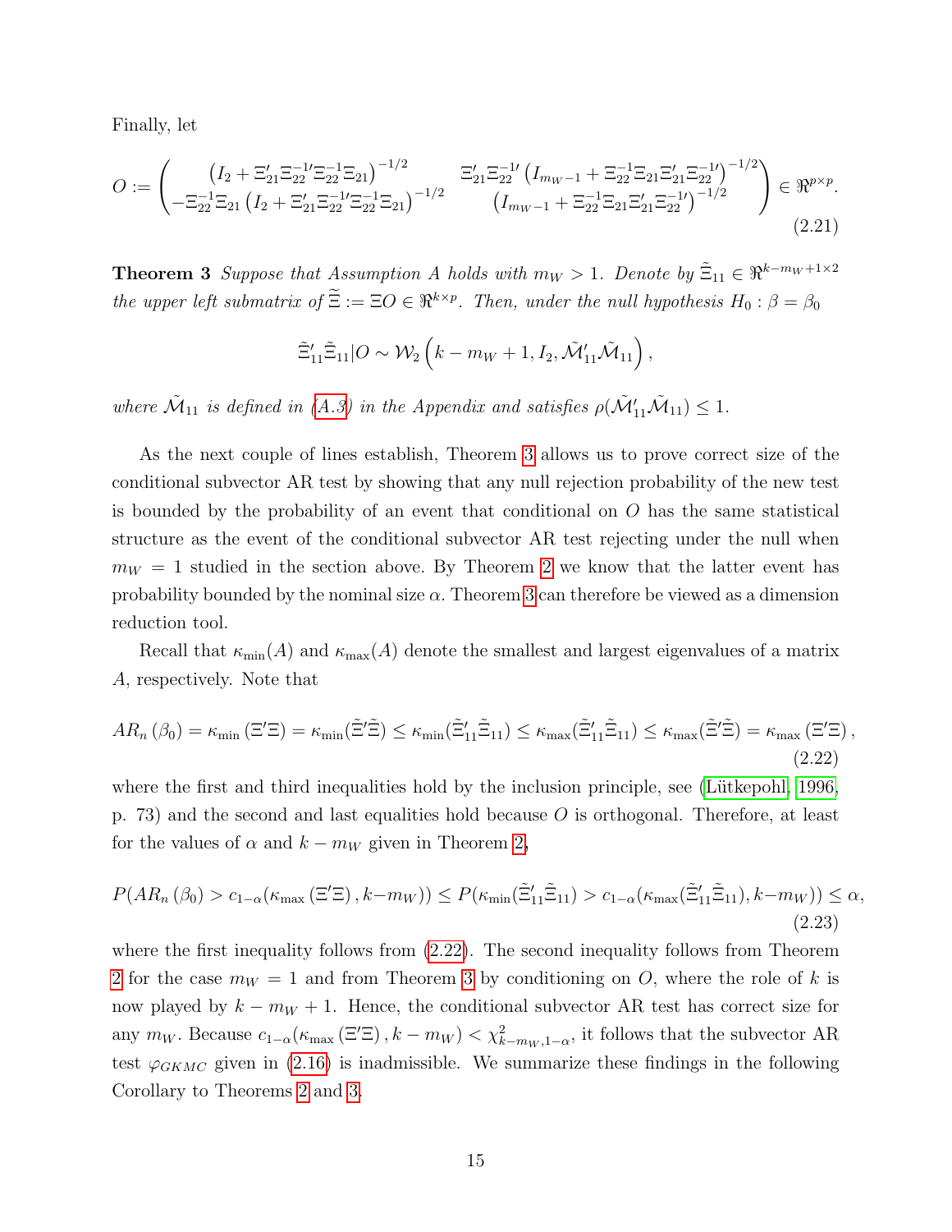Finally, let

$$O := \begin{pmatrix} \left(I_2 + \Xi_{21}'\Xi_{22}^{-1\prime}\Xi_{22}^{-1}\Xi_{21}\right)^{-1/2} & \Xi_{21}'\Xi_{22}^{-1\prime}\left(I_{m_W-1} + \Xi_{22}^{-1}\Xi_{21}\Xi_{21}'\Xi_{22}^{-1\prime}\right)^{-1/2} \\ -\Xi_{22}^{-1}\Xi_{21}\left(I_2 + \Xi_{21}'\Xi_{22}^{-1\prime}\Xi_{22}^{-1}\Xi_{21}\right)^{-1/2} & \left(I_{m_W-1} + \Xi_{22}^{-1}\Xi_{21}\Xi_{21}'\Xi_{22}^{-1\prime}\right)^{-1/2} \end{pmatrix} \in \Re^{p\times p}. \tag{2.21}$$

**Theorem 3** *Suppose that Assumption A holds with $m_W > 1$. Denote by $\tilde{\Xi}_{11} \in \Re^{k-m_W+1\times 2}$ the upper left submatrix of $\tilde{\Xi} := \Xi O \in \Re^{k\times p}$. Then, under the null hypothesis $H_0 : \beta = \beta_0$*

$$\tilde{\Xi}_{11}'\tilde{\Xi}_{11}|O \sim \mathcal{W}_2\left(k - m_W + 1, I_2, \tilde{\mathcal{M}}_{11}'\tilde{\mathcal{M}}_{11}\right),$$

*where $\tilde{\mathcal{M}}_{11}$ is defined in (A.3) in the Appendix and satisfies $\rho(\tilde{\mathcal{M}}_{11}'\tilde{\mathcal{M}}_{11}) \leq 1$.*

As the next couple of lines establish, Theorem 3 allows us to prove correct size of the conditional subvector AR test by showing that any null rejection probability of the new test is bounded by the probability of an event that conditional on $O$ has the same statistical structure as the event of the conditional subvector AR test rejecting under the null when $m_W = 1$ studied in the section above. By Theorem 2 we know that the latter event has probability bounded by the nominal size $\alpha$. Theorem 3 can therefore be viewed as a dimension reduction tool.

Recall that $\kappa_{\min}(A)$ and $\kappa_{\max}(A)$ denote the smallest and largest eigenvalues of a matrix $A$, respectively. Note that

$$AR_n(\beta_0) = \kappa_{\min}(\Xi'\Xi) = \kappa_{\min}(\tilde{\Xi}'\tilde{\Xi}) \leq \kappa_{\min}(\tilde{\Xi}_{11}'\tilde{\Xi}_{11}) \leq \kappa_{\max}(\tilde{\Xi}_{11}'\tilde{\Xi}_{11}) \leq \kappa_{\max}(\tilde{\Xi}'\tilde{\Xi}) = \kappa_{\max}(\Xi'\Xi), \tag{2.22}$$

where the first and third inequalities hold by the inclusion principle, see (Lütkepohl, 1996, p. 73) and the second and last equalities hold because $O$ is orthogonal. Therefore, at least for the values of $\alpha$ and $k - m_W$ given in Theorem 2,

$$P(AR_n(\beta_0) > c_{1-\alpha}(\kappa_{\max}(\Xi'\Xi), k-m_W)) \leq P(\kappa_{\min}(\tilde{\Xi}_{11}'\tilde{\Xi}_{11}) > c_{1-\alpha}(\kappa_{\max}(\tilde{\Xi}_{11}'\tilde{\Xi}_{11}), k-m_W)) \leq \alpha, \tag{2.23}$$

where the first inequality follows from (2.22). The second inequality follows from Theorem 2 for the case $m_W = 1$ and from Theorem 3 by conditioning on $O$, where the role of $k$ is now played by $k - m_W + 1$. Hence, the conditional subvector AR test has correct size for any $m_W$. Because $c_{1-\alpha}(\kappa_{\max}(\Xi'\Xi), k - m_W) < \chi^2_{k-m_W,1-\alpha}$, it follows that the subvector AR test $\varphi_{GKMC}$ given in (2.16) is inadmissible. We summarize these findings in the following Corollary to Theorems 2 and 3.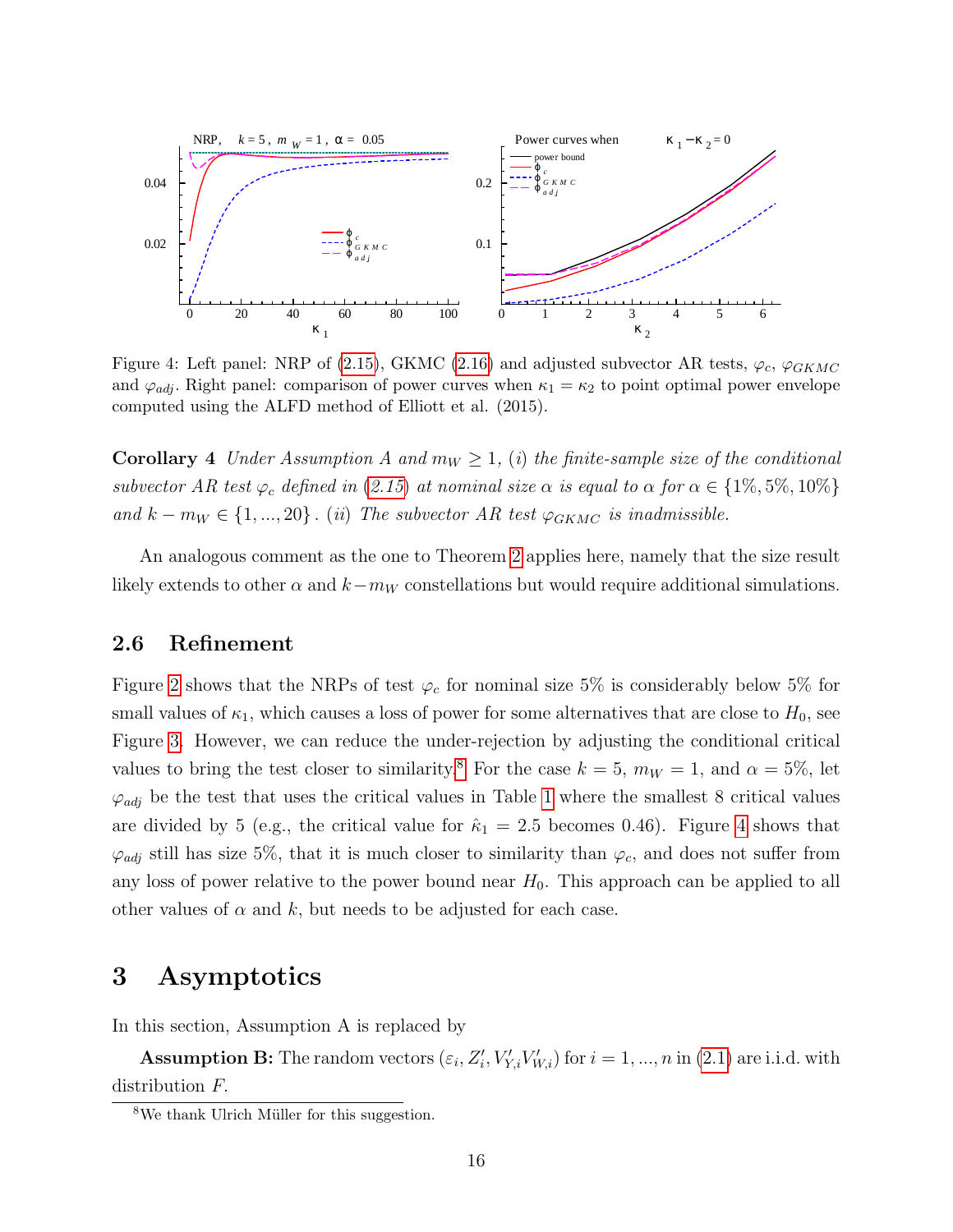Figure 4: Left panel: NRP of (2.15), GKMC (2.16) and adjusted subvector AR tests, $\varphi_c$, $\varphi_{GKMC}$ and $\varphi_{adj}$. Right panel: comparison of power curves when $\kappa_1 = \kappa_2$ to point optimal power envelope computed using the ALFD method of Elliott et al. (2015).

**Corollary 4** *Under Assumption A and $m_W \geq 1$, (i) the finite-sample size of the conditional subvector AR test $\varphi_c$ defined in (2.15) at nominal size $\alpha$ is equal to $\alpha$ for $\alpha \in \{1\%, 5\%, 10\%\}$ and $k - m_W \in \{1, ..., 20\}$. (ii) The subvector AR test $\varphi_{GKMC}$ is inadmissible.*

An analogous comment as the one to Theorem 2 applies here, namely that the size result likely extends to other $\alpha$ and $k - m_W$ constellations but would require additional simulations.

## 2.6 Refinement

Figure 2 shows that the NRPs of test $\varphi_c$ for nominal size 5% is considerably below 5% for small values of $\kappa_1$, which causes a loss of power for some alternatives that are close to $H_0$, see Figure 3. However, we can reduce the under-rejection by adjusting the conditional critical values to bring the test closer to similarity.[8] For the case $k = 5$, $m_W = 1$, and $\alpha = 5\%$, let $\varphi_{adj}$ be the test that uses the critical values in Table 1 where the smallest 8 critical values are divided by 5 (e.g., the critical value for $\hat{\kappa}_1 = 2.5$ becomes 0.46). Figure 4 shows that $\varphi_{adj}$ still has size 5%, that it is much closer to similarity than $\varphi_c$, and does not suffer from any loss of power relative to the power bound near $H_0$. This approach can be applied to all other values of $\alpha$ and $k$, but needs to be adjusted for each case.

# 3 Asymptotics

In this section, Assumption A is replaced by

**Assumption B:** The random vectors $(\varepsilon_i, Z_i', V_{Y,i}' V_{W,i}')$ for $i = 1, ..., n$ in (2.1) are i.i.d. with distribution $F$.

[8] We thank Ulrich Müller for this suggestion.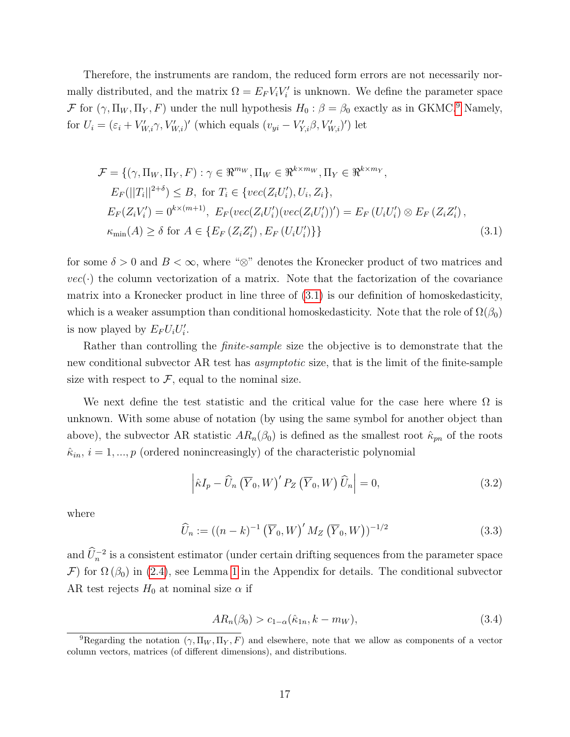Therefore, the instruments are random, the reduced form errors are not necessarily normally distributed, and the matrix $\Omega = E_F V_i V_i'$ is unknown. We define the parameter space $\mathcal{F}$ for $(\gamma, \Pi_W, \Pi_Y, F)$ under the null hypothesis $H_0 : \beta = \beta_0$ exactly as in GKMC.[9] Namely, for $U_i = (\varepsilon_i + V_{W,i}'\gamma, V_{W,i}')'$ (which equals $(v_{yi} - V_{Y,i}'\beta, V_{W,i}')'$) let

$$
\begin{aligned}
\mathcal{F} = \{&(\gamma, \Pi_W, \Pi_Y, F) : \gamma \in \Re^{m_W}, \Pi_W \in \Re^{k \times m_W}, \Pi_Y \in \Re^{k \times m_Y}, \\
&E_F(||T_i||^{2+\delta}) \leq B, \text{ for } T_i \in \{vec(Z_i U_i'), U_i, Z_i\}, \\
&E_F(Z_i V_i') = 0^{k \times (m+1)}, \ E_F(vec(Z_i U_i')(vec(Z_i U_i'))') = E_F(U_i U_i') \otimes E_F(Z_i Z_i'), \\
&\kappa_{\min}(A) \geq \delta \text{ for } A \in \{E_F(Z_i Z_i'), E_F(U_i U_i')\}\}
\end{aligned} \tag{3.1}
$$

for some $\delta > 0$ and $B < \infty$, where "$\otimes$" denotes the Kronecker product of two matrices and $vec(\cdot)$ the column vectorization of a matrix. Note that the factorization of the covariance matrix into a Kronecker product in line three of (3.1) is our definition of homoskedasticity, which is a weaker assumption than conditional homoskedasticity. Note that the role of $\Omega(\beta_0)$ is now played by $E_F U_i U_i'$.

Rather than controlling the *finite-sample* size the objective is to demonstrate that the new conditional subvector AR test has *asymptotic* size, that is the limit of the finite-sample size with respect to $\mathcal{F}$, equal to the nominal size.

We next define the test statistic and the critical value for the case here where $\Omega$ is unknown. With some abuse of notation (by using the same symbol for another object than above), the subvector AR statistic $AR_n(\beta_0)$ is defined as the smallest root $\hat{\kappa}_{pn}$ of the roots $\hat{\kappa}_{in}$, $i = 1, ..., p$ (ordered nonincreasingly) of the characteristic polynomial

$$
\left| \hat{\kappa} I_p - \widehat{U}_n \left( \overline{Y}_0, W \right)' P_Z \left( \overline{Y}_0, W \right) \widehat{U}_n \right| = 0, \tag{3.2}
$$

where

$$
\widehat{U}_n := ((n-k)^{-1} \left( \overline{Y}_0, W \right)' M_Z \left( \overline{Y}_0, W \right))^{-1/2} \tag{3.3}
$$

and $\widehat{U}_n^{-2}$ is a consistent estimator (under certain drifting sequences from the parameter space $\mathcal{F}$) for $\Omega(\beta_0)$ in (2.4), see Lemma 1 in the Appendix for details. The conditional subvector AR test rejects $H_0$ at nominal size $\alpha$ if

$$
AR_n(\beta_0) > c_{1-\alpha}(\hat{\kappa}_{1n}, k - m_W), \tag{3.4}
$$

[9] Regarding the notation $(\gamma, \Pi_W, \Pi_Y, F)$ and elsewhere, note that we allow as components of a vector column vectors, matrices (of different dimensions), and distributions.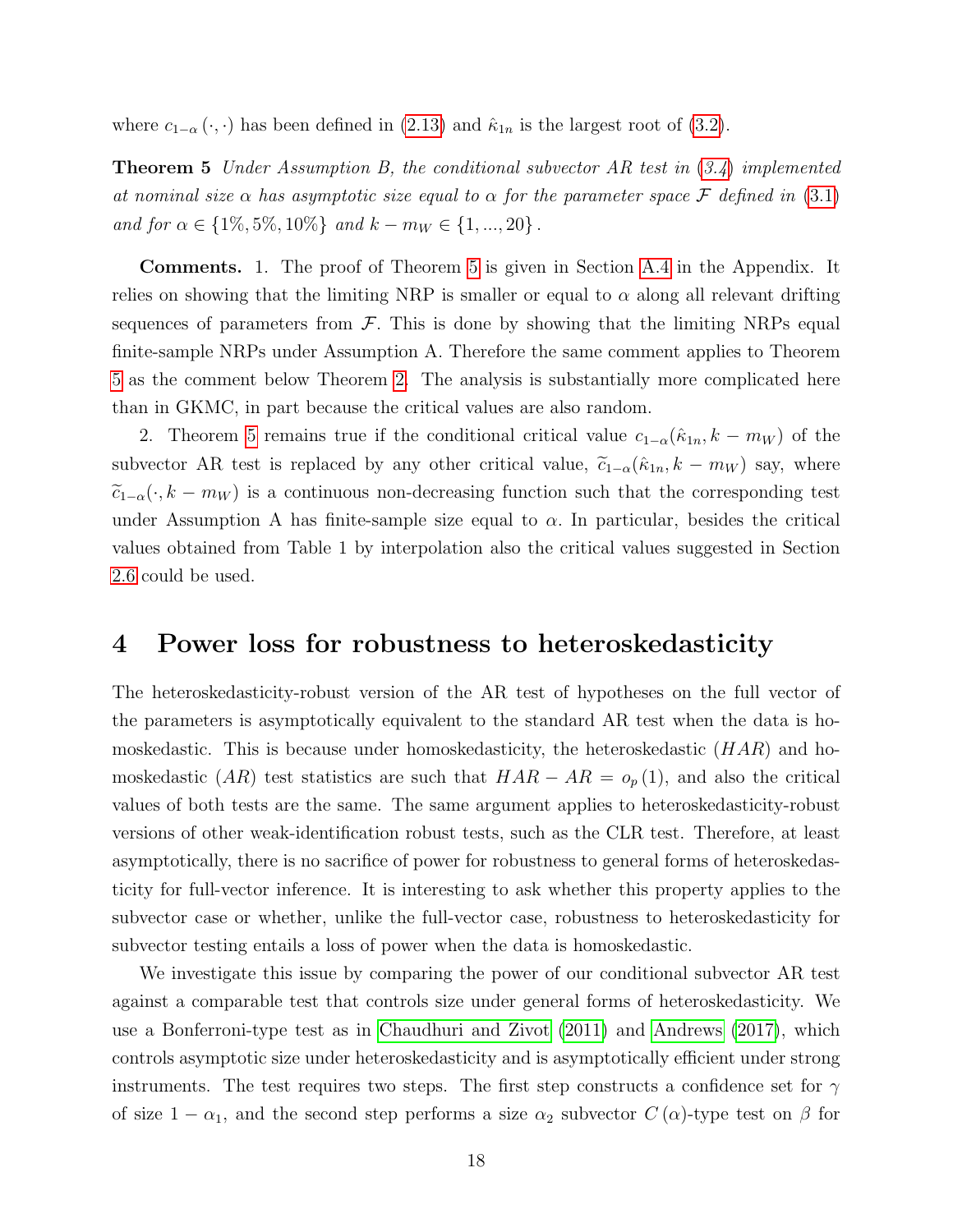where $c_{1-\alpha}(\cdot,\cdot)$ has been defined in (2.13) and $\hat{\kappa}_{1n}$ is the largest root of (3.2).

**Theorem 5** *Under Assumption B, the conditional subvector AR test in (3.4) implemented at nominal size $\alpha$ has asymptotic size equal to $\alpha$ for the parameter space $\mathcal{F}$ defined in (3.1) and for $\alpha \in \{1\%, 5\%, 10\%\}$ and $k - m_W \in \{1, ..., 20\}$.*

**Comments.** 1. The proof of Theorem 5 is given in Section A.4 in the Appendix. It relies on showing that the limiting NRP is smaller or equal to $\alpha$ along all relevant drifting sequences of parameters from $\mathcal{F}$. This is done by showing that the limiting NRPs equal finite-sample NRPs under Assumption A. Therefore the same comment applies to Theorem 5 as the comment below Theorem 2. The analysis is substantially more complicated here than in GKMC, in part because the critical values are also random.

2. Theorem 5 remains true if the conditional critical value $c_{1-\alpha}(\hat{\kappa}_{1n}, k - m_W)$ of the subvector AR test is replaced by any other critical value, $\widetilde{c}_{1-\alpha}(\hat{\kappa}_{1n}, k - m_W)$ say, where $\widetilde{c}_{1-\alpha}(\cdot, k - m_W)$ is a continuous non-decreasing function such that the corresponding test under Assumption A has finite-sample size equal to $\alpha$. In particular, besides the critical values obtained from Table 1 by interpolation also the critical values suggested in Section 2.6 could be used.

# 4 Power loss for robustness to heteroskedasticity

The heteroskedasticity-robust version of the AR test of hypotheses on the full vector of the parameters is asymptotically equivalent to the standard AR test when the data is homoskedastic. This is because under homoskedasticity, the heteroskedastic ($HAR$) and homoskedastic ($AR$) test statistics are such that $HAR - AR = o_p(1)$, and also the critical values of both tests are the same. The same argument applies to heteroskedasticity-robust versions of other weak-identification robust tests, such as the CLR test. Therefore, at least asymptotically, there is no sacrifice of power for robustness to general forms of heteroskedasticity for full-vector inference. It is interesting to ask whether this property applies to the subvector case or whether, unlike the full-vector case, robustness to heteroskedasticity for subvector testing entails a loss of power when the data is homoskedastic.

We investigate this issue by comparing the power of our conditional subvector AR test against a comparable test that controls size under general forms of heteroskedasticity. We use a Bonferroni-type test as in Chaudhuri and Zivot (2011) and Andrews (2017), which controls asymptotic size under heteroskedasticity and is asymptotically efficient under strong instruments. The test requires two steps. The first step constructs a confidence set for $\gamma$ of size $1 - \alpha_1$, and the second step performs a size $\alpha_2$ subvector $C(\alpha)$-type test on $\beta$ for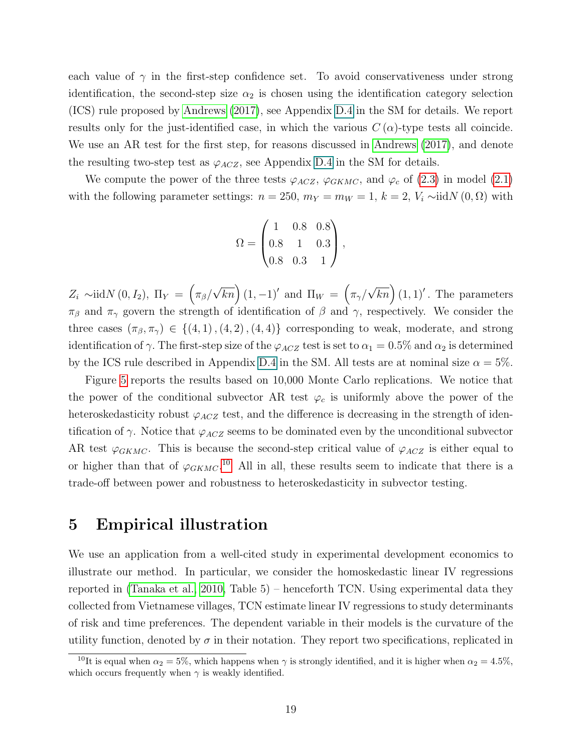each value of $\gamma$ in the first-step confidence set. To avoid conservativeness under strong identification, the second-step size $\alpha_2$ is chosen using the identification category selection (ICS) rule proposed by Andrews (2017), see Appendix D.4 in the SM for details. We report results only for the just-identified case, in which the various $C(\alpha)$-type tests all coincide. We use an AR test for the first step, for reasons discussed in Andrews (2017), and denote the resulting two-step test as $\varphi_{ACZ}$, see Appendix D.4 in the SM for details.

We compute the power of the three tests $\varphi_{ACZ}$, $\varphi_{GKMC}$, and $\varphi_c$ of (2.3) in model (2.1) with the following parameter settings: $n = 250$, $m_Y = m_W = 1$, $k = 2$, $V_i \sim$iid$N(0, \Omega)$ with

$$\Omega = \begin{pmatrix} 1 & 0.8 & 0.8 \\ 0.8 & 1 & 0.3 \\ 0.8 & 0.3 & 1 \end{pmatrix},$$

$Z_i \sim$iid$N(0, I_2)$, $\Pi_Y = \left(\pi_\beta/\sqrt{kn}\right)(1, -1)'$ and $\Pi_W = \left(\pi_\gamma/\sqrt{kn}\right)(1, 1)'$. The parameters $\pi_\beta$ and $\pi_\gamma$ govern the strength of identification of $\beta$ and $\gamma$, respectively. We consider the three cases $(\pi_\beta, \pi_\gamma) \in \{(4, 1), (4, 2), (4, 4)\}$ corresponding to weak, moderate, and strong identification of $\gamma$. The first-step size of the $\varphi_{ACZ}$ test is set to $\alpha_1 = 0.5\%$ and $\alpha_2$ is determined by the ICS rule described in Appendix D.4 in the SM. All tests are at nominal size $\alpha = 5\%$.

Figure 5 reports the results based on 10,000 Monte Carlo replications. We notice that the power of the conditional subvector AR test $\varphi_c$ is uniformly above the power of the heteroskedasticity robust $\varphi_{ACZ}$ test, and the difference is decreasing in the strength of identification of $\gamma$. Notice that $\varphi_{ACZ}$ seems to be dominated even by the unconditional subvector AR test $\varphi_{GKMC}$. This is because the second-step critical value of $\varphi_{ACZ}$ is either equal to or higher than that of $\varphi_{GKMC}$.[10] All in all, these results seem to indicate that there is a trade-off between power and robustness to heteroskedasticity in subvector testing.

# 5 Empirical illustration

We use an application from a well-cited study in experimental development economics to illustrate our method. In particular, we consider the homoskedastic linear IV regressions reported in (Tanaka et al., 2010, Table 5) – henceforth TCN. Using experimental data they collected from Vietnamese villages, TCN estimate linear IV regressions to study determinants of risk and time preferences. The dependent variable in their models is the curvature of the utility function, denoted by $\sigma$ in their notation. They report two specifications, replicated in

[10] It is equal when $\alpha_2 = 5\%$, which happens when $\gamma$ is strongly identified, and it is higher when $\alpha_2 = 4.5\%$, which occurs frequently when $\gamma$ is weakly identified.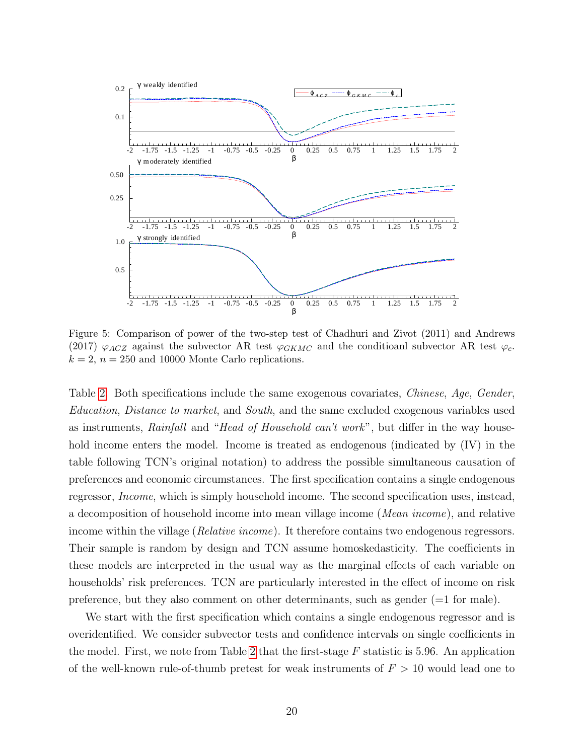Figure 5: Comparison of power of the two-step test of Chadhuri and Zivot (2011) and Andrews (2017) $\varphi_{ACZ}$ against the subvector AR test $\varphi_{GKMC}$ and the conditioanl subvector AR test $\varphi_c$. $k = 2$, $n = 250$ and 10000 Monte Carlo replications.

Table 2. Both specifications include the same exogenous covariates, *Chinese*, *Age*, *Gender*, *Education*, *Distance to market*, and *South*, and the same excluded exogenous variables used as instruments, *Rainfall* and "*Head of Household can't work*", but differ in the way household income enters the model. Income is treated as endogenous (indicated by (IV) in the table following TCN's original notation) to address the possible simultaneous causation of preferences and economic circumstances. The first specification contains a single endogenous regressor, *Income*, which is simply household income. The second specification uses, instead, a decomposition of household income into mean village income (*Mean income*), and relative income within the village (*Relative income*). It therefore contains two endogenous regressors. Their sample is random by design and TCN assume homoskedasticity. The coefficients in these models are interpreted in the usual way as the marginal effects of each variable on households' risk preferences. TCN are particularly interested in the effect of income on risk preference, but they also comment on other determinants, such as gender (=1 for male).

We start with the first specification which contains a single endogenous regressor and is overidentified. We consider subvector tests and confidence intervals on single coefficients in the model. First, we note from Table 2 that the first-stage $F$ statistic is 5.96. An application of the well-known rule-of-thumb pretest for weak instruments of $F > 10$ would lead one to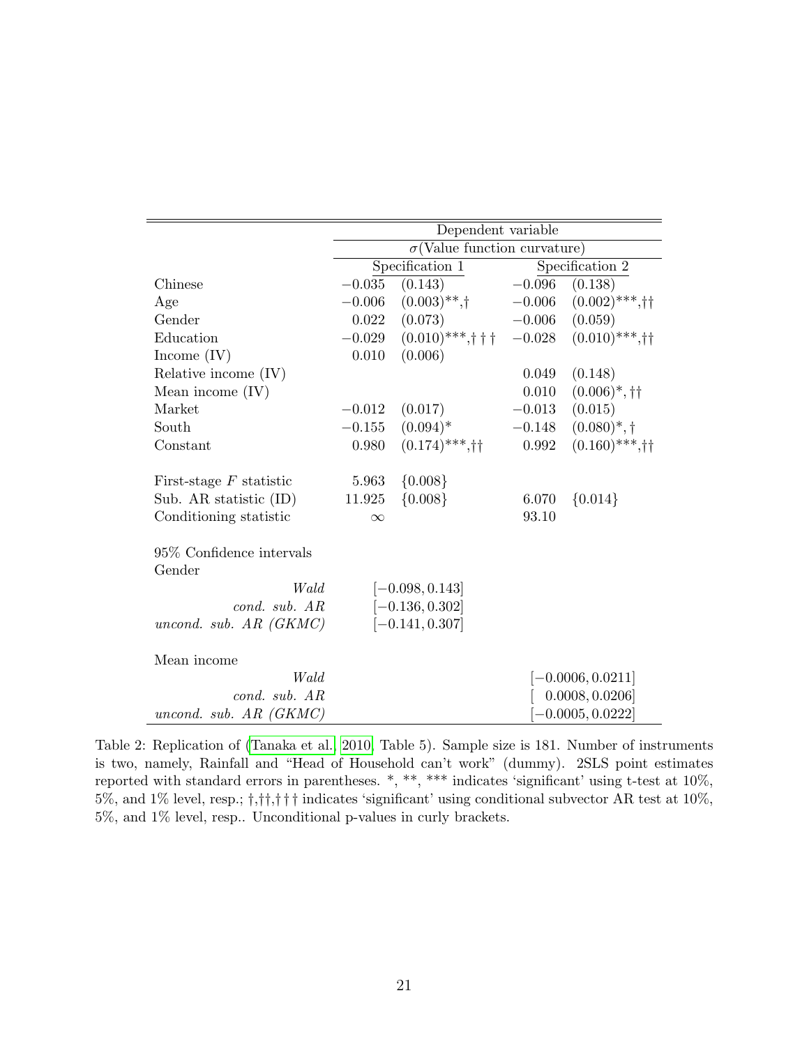| | Dependent variable | | | |
|---|---|---|---|---|
| | $\sigma$(Value function curvature) | | | |
| | Specification 1 | | Specification 2 | |
| Chinese | $-0.035$ | (0.143) | $-0.096$ | (0.138) |
| Age | $-0.006$ | (0.003)**,† | $-0.006$ | (0.002)***,†† |
| Gender | 0.022 | (0.073) | $-0.006$ | (0.059) |
| Education | $-0.029$ | (0.010)***,††† | $-0.028$ | (0.010)***,†† |
| Income (IV) | 0.010 | (0.006) | | |
| Relative income (IV) | | | 0.049 | (0.148) |
| Mean income (IV) | | | 0.010 | (0.006)*, †† |
| Market | $-0.012$ | (0.017) | $-0.013$ | (0.015) |
| South | $-0.155$ | (0.094)* | $-0.148$ | (0.080)*, † |
| Constant | 0.980 | (0.174)***,†† | 0.992 | (0.160)***,†† |
| | | | | |
| First-stage $F$ statistic | 5.963 | {0.008} | | |
| Sub. AR statistic (ID) | 11.925 | {0.008} | 6.070 | {0.014} |
| Conditioning statistic | $\infty$ | | 93.10 | |
| | | | | |
| 95% Confidence intervals | | | | |
| Gender | | | | |
| *Wald* | $[-0.098, 0.143]$ | | | |
| *cond. sub. AR* | $[-0.136, 0.302]$ | | | |
| *uncond. sub. AR (GKMC)* | $[-0.141, 0.307]$ | | | |
| | | | | |
| Mean income | | | | |
| *Wald* | | | $[-0.0006, 0.0211]$ | |
| *cond. sub. AR* | | | $[0.0008, 0.0206]$ | |
| *uncond. sub. AR (GKMC)* | | | $[-0.0005, 0.0222]$ | |

Table 2: Replication of (Tanaka et al., 2010, Table 5). Sample size is 181. Number of instruments is two, namely, Rainfall and "Head of Household can't work" (dummy). 2SLS point estimates reported with standard errors in parentheses. *, **, *** indicates 'significant' using t-test at 10%, 5%, and 1% level, resp.; †,††,††† indicates 'significant' using conditional subvector AR test at 10%, 5%, and 1% level, resp.. Unconditional p-values in curly brackets.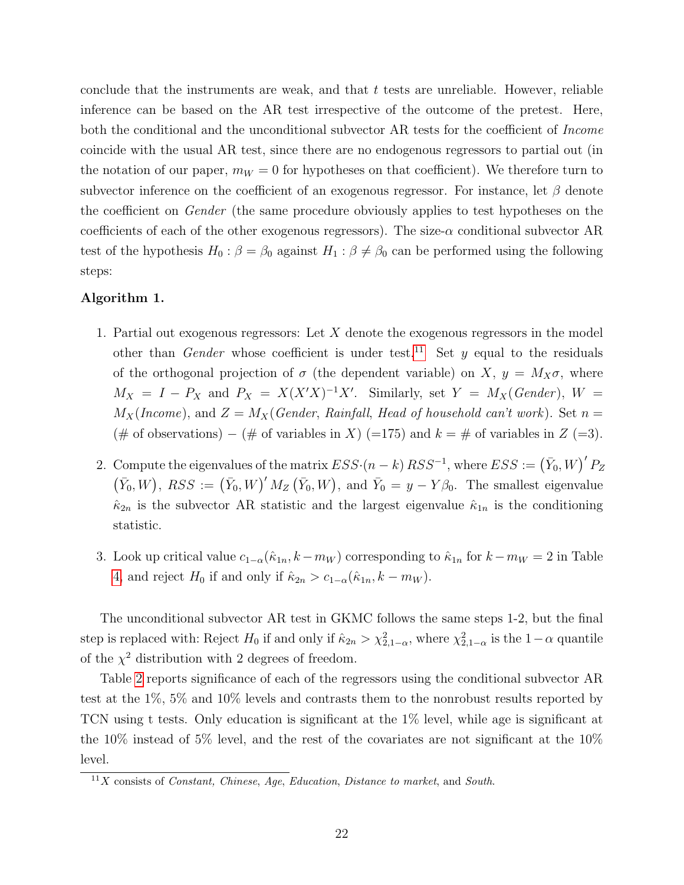conclude that the instruments are weak, and that $t$ tests are unreliable. However, reliable inference can be based on the AR test irrespective of the outcome of the pretest. Here, both the conditional and the unconditional subvector AR tests for the coefficient of *Income* coincide with the usual AR test, since there are no endogenous regressors to partial out (in the notation of our paper, $m_W = 0$ for hypotheses on that coefficient). We therefore turn to subvector inference on the coefficient of an exogenous regressor. For instance, let $\beta$ denote the coefficient on *Gender* (the same procedure obviously applies to test hypotheses on the coefficients of each of the other exogenous regressors). The size-$\alpha$ conditional subvector AR test of the hypothesis $H_0 : \beta = \beta_0$ against $H_1 : \beta \neq \beta_0$ can be performed using the following steps:

**Algorithm 1.**

1. Partial out exogenous regressors: Let $X$ denote the exogenous regressors in the model other than *Gender* whose coefficient is under test.[11] Set $y$ equal to the residuals of the orthogonal projection of $\sigma$ (the dependent variable) on $X$, $y = M_X \sigma$, where $M_X = I - P_X$ and $P_X = X(X'X)^{-1}X'$. Similarly, set $Y = M_X(\mathit{Gender})$, $W = M_X(\mathit{Income})$, and $Z = M_X(\mathit{Gender}, \mathit{Rainfall}, \mathit{Head\ of\ household\ can't\ work})$. Set $n =$ (# of observations) $-$ (# of variables in $X$) (=175) and $k =$ # of variables in $Z$ (=3).

2. Compute the eigenvalues of the matrix $ESS{\cdot}(n-k)\,RSS^{-1}$, where $ESS := \left(\bar{Y}_0, W\right)' P_Z \left(\bar{Y}_0, W\right)$, $RSS := \left(\bar{Y}_0, W\right)' M_Z \left(\bar{Y}_0, W\right)$, and $\bar{Y}_0 = y - Y\beta_0$. The smallest eigenvalue $\hat{\kappa}_{2n}$ is the subvector AR statistic and the largest eigenvalue $\hat{\kappa}_{1n}$ is the conditioning statistic.

3. Look up critical value $c_{1-\alpha}(\hat{\kappa}_{1n}, k - m_W)$ corresponding to $\hat{\kappa}_{1n}$ for $k - m_W = 2$ in Table 4, and reject $H_0$ if and only if $\hat{\kappa}_{2n} > c_{1-\alpha}(\hat{\kappa}_{1n}, k - m_W)$.

The unconditional subvector AR test in GKMC follows the same steps 1-2, but the final step is replaced with: Reject $H_0$ if and only if $\hat{\kappa}_{2n} > \chi^2_{2,1-\alpha}$, where $\chi^2_{2,1-\alpha}$ is the $1-\alpha$ quantile of the $\chi^2$ distribution with 2 degrees of freedom.

Table 2 reports significance of each of the regressors using the conditional subvector AR test at the 1%, 5% and 10% levels and contrasts them to the nonrobust results reported by TCN using t tests. Only education is significant at the 1% level, while age is significant at the 10% instead of 5% level, and the rest of the covariates are not significant at the 10% level.

[11] $X$ consists of *Constant*, *Chinese*, *Age*, *Education*, *Distance to market*, and *South*.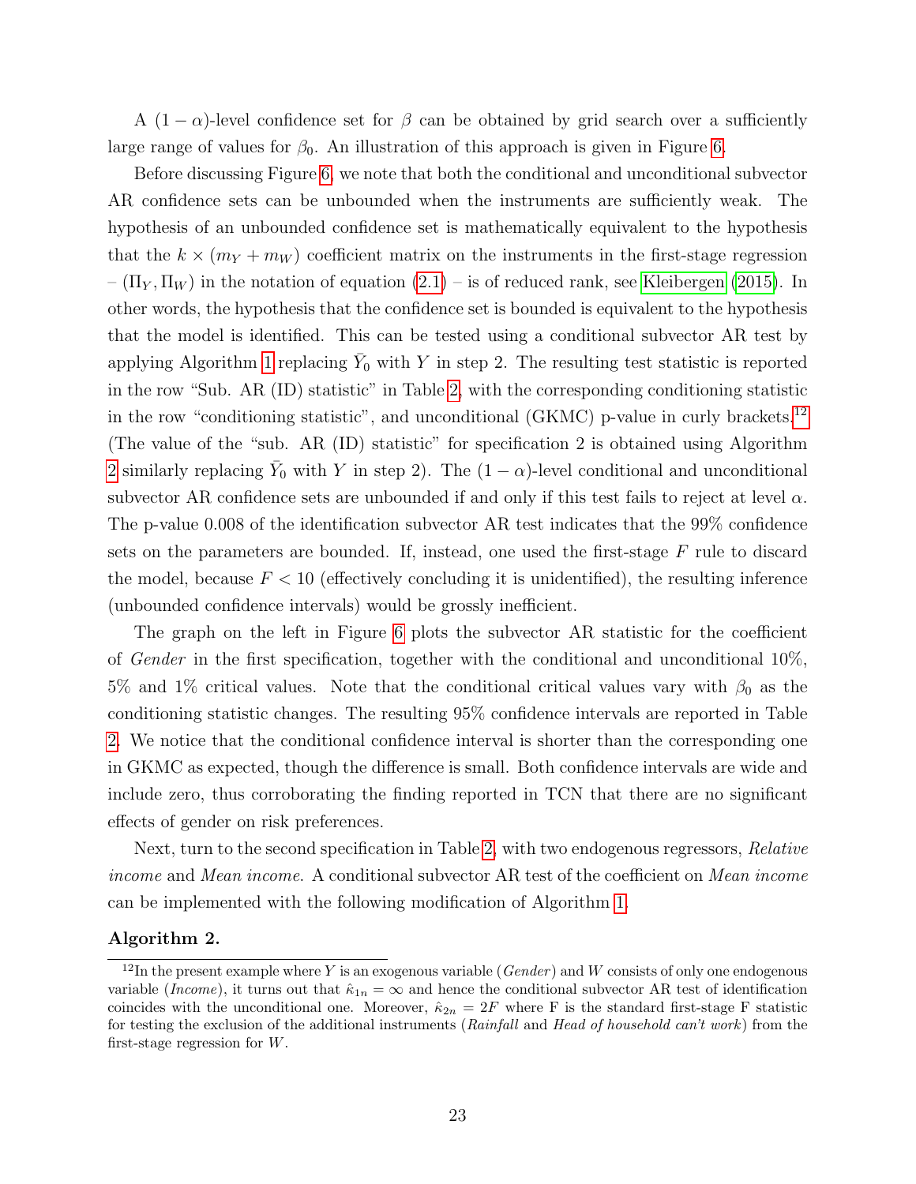A $(1-\alpha)$-level confidence set for $\beta$ can be obtained by grid search over a sufficiently large range of values for $\beta_0$. An illustration of this approach is given in Figure 6.

Before discussing Figure 6, we note that both the conditional and unconditional subvector AR confidence sets can be unbounded when the instruments are sufficiently weak. The hypothesis of an unbounded confidence set is mathematically equivalent to the hypothesis that the $k \times (m_Y + m_W)$ coefficient matrix on the instruments in the first-stage regression – $(\Pi_Y, \Pi_W)$ in the notation of equation (2.1) – is of reduced rank, see Kleibergen (2015). In other words, the hypothesis that the confidence set is bounded is equivalent to the hypothesis that the model is identified. This can be tested using a conditional subvector AR test by applying Algorithm 1 replacing $\bar{Y}_0$ with $Y$ in step 2. The resulting test statistic is reported in the row "Sub. AR (ID) statistic" in Table 2, with the corresponding conditioning statistic in the row "conditioning statistic", and unconditional (GKMC) p-value in curly brackets.[12] (The value of the "sub. AR (ID) statistic" for specification 2 is obtained using Algorithm 2 similarly replacing $\bar{Y}_0$ with $Y$ in step 2). The $(1-\alpha)$-level conditional and unconditional subvector AR confidence sets are unbounded if and only if this test fails to reject at level $\alpha$. The p-value 0.008 of the identification subvector AR test indicates that the 99% confidence sets on the parameters are bounded. If, instead, one used the first-stage $F$ rule to discard the model, because $F < 10$ (effectively concluding it is unidentified), the resulting inference (unbounded confidence intervals) would be grossly inefficient.

The graph on the left in Figure 6 plots the subvector AR statistic for the coefficient of *Gender* in the first specification, together with the conditional and unconditional 10%, 5% and 1% critical values. Note that the conditional critical values vary with $\beta_0$ as the conditioning statistic changes. The resulting 95% confidence intervals are reported in Table 2. We notice that the conditional confidence interval is shorter than the corresponding one in GKMC as expected, though the difference is small. Both confidence intervals are wide and include zero, thus corroborating the finding reported in TCN that there are no significant effects of gender on risk preferences.

Next, turn to the second specification in Table 2, with two endogenous regressors, *Relative income* and *Mean income*. A conditional subvector AR test of the coefficient on *Mean income* can be implemented with the following modification of Algorithm 1.

**Algorithm 2.**

[12] In the present example where $Y$ is an exogenous variable (*Gender*) and $W$ consists of only one endogenous variable (*Income*), it turns out that $\hat{\kappa}_{1n} = \infty$ and hence the conditional subvector AR test of identification coincides with the unconditional one. Moreover, $\hat{\kappa}_{2n} = 2F$ where F is the standard first-stage F statistic for testing the exclusion of the additional instruments (*Rainfall* and *Head of household can't work*) from the first-stage regression for $W$.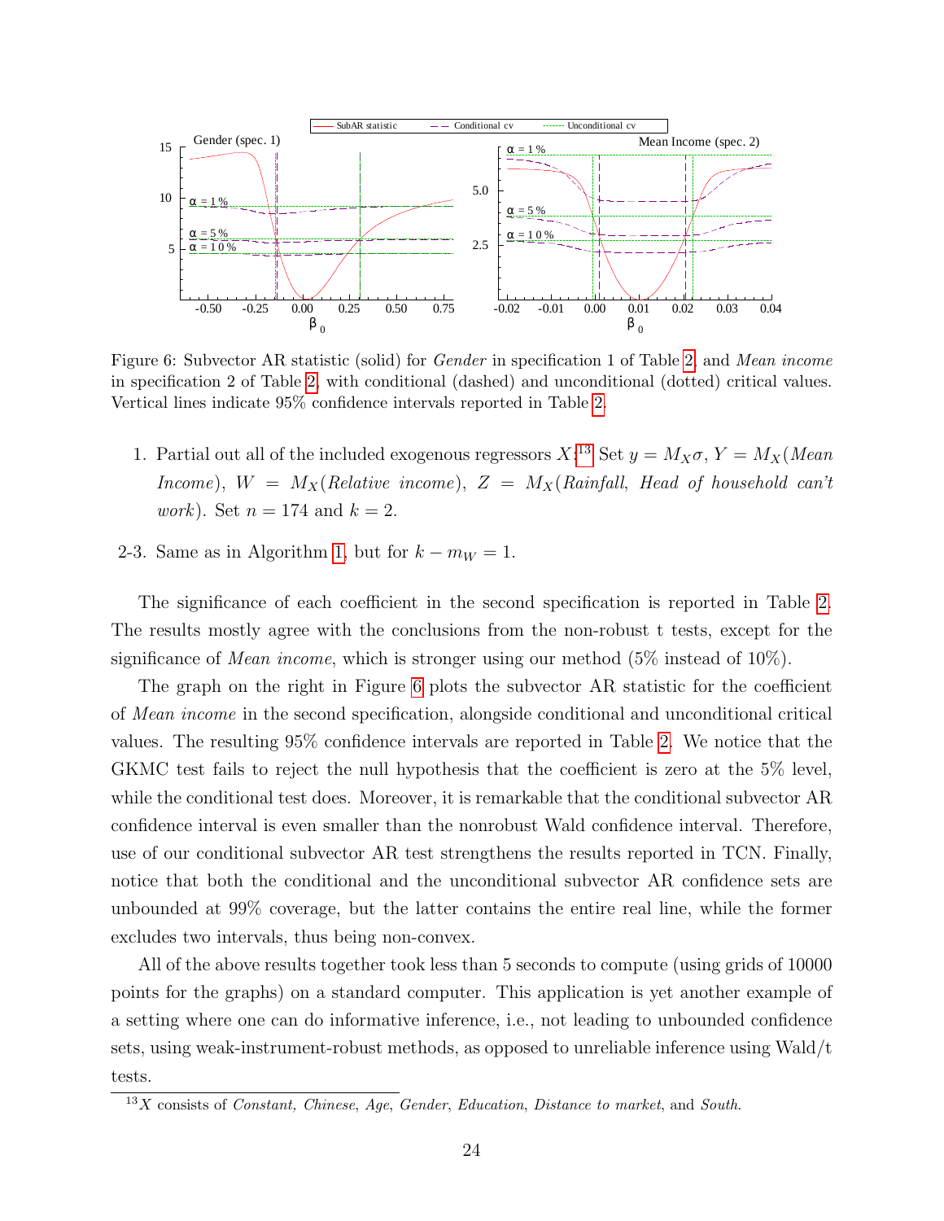Figure 6: Subvector AR statistic (solid) for *Gender* in specification 1 of Table 2 and *Mean income* in specification 2 of Table 2 with conditional (dashed) and unconditional (dotted) critical values. Vertical lines indicate 95% confidence intervals reported in Table 2.

1. Partial out all of the included exogenous regressors $X$.[13] Set $y = M_X\sigma$, $Y = M_X$(*Mean Income*), $W = M_X$(*Relative income*), $Z = M_X$(*Rainfall*, *Head of household can't work*). Set $n = 174$ and $k = 2$.

2-3. Same as in Algorithm 1, but for $k - m_W = 1$.

The significance of each coefficient in the second specification is reported in Table 2. The results mostly agree with the conclusions from the non-robust t tests, except for the significance of *Mean income*, which is stronger using our method (5% instead of 10%).

The graph on the right in Figure 6 plots the subvector AR statistic for the coefficient of *Mean income* in the second specification, alongside conditional and unconditional critical values. The resulting 95% confidence intervals are reported in Table 2. We notice that the GKMC test fails to reject the null hypothesis that the coefficient is zero at the 5% level, while the conditional test does. Moreover, it is remarkable that the conditional subvector AR confidence interval is even smaller than the nonrobust Wald confidence interval. Therefore, use of our conditional subvector AR test strengthens the results reported in TCN. Finally, notice that both the conditional and the unconditional subvector AR confidence sets are unbounded at 99% coverage, but the latter contains the entire real line, while the former excludes two intervals, thus being non-convex.

All of the above results together took less than 5 seconds to compute (using grids of 10000 points for the graphs) on a standard computer. This application is yet another example of a setting where one can do informative inference, i.e., not leading to unbounded confidence sets, using weak-instrument-robust methods, as opposed to unreliable inference using Wald/t tests.

[13] $X$ consists of *Constant, Chinese*, *Age*, *Gender*, *Education*, *Distance to market*, and *South*.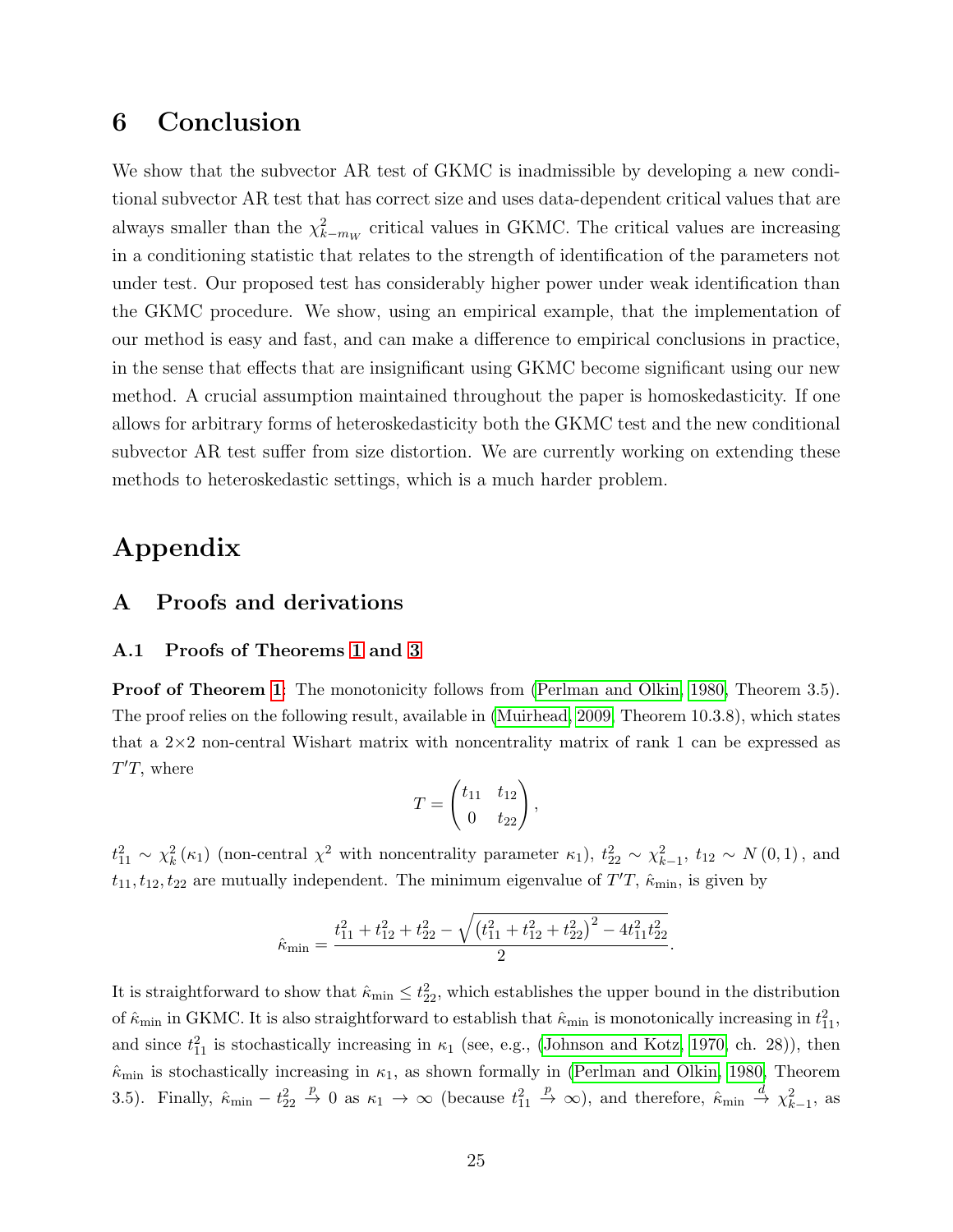# 6 Conclusion

We show that the subvector AR test of GKMC is inadmissible by developing a new conditional subvector AR test that has correct size and uses data-dependent critical values that are always smaller than the $\chi^2_{k-m_W}$ critical values in GKMC. The critical values are increasing in a conditioning statistic that relates to the strength of identification of the parameters not under test. Our proposed test has considerably higher power under weak identification than the GKMC procedure. We show, using an empirical example, that the implementation of our method is easy and fast, and can make a difference to empirical conclusions in practice, in the sense that effects that are insignificant using GKMC become significant using our new method. A crucial assumption maintained throughout the paper is homoskedasticity. If one allows for arbitrary forms of heteroskedasticity both the GKMC test and the new conditional subvector AR test suffer from size distortion. We are currently working on extending these methods to heteroskedastic settings, which is a much harder problem.

# Appendix

## A Proofs and derivations

### A.1 Proofs of Theorems 1 and 3

**Proof of Theorem 1**: The monotonicity follows from (Perlman and Olkin, 1980, Theorem 3.5). The proof relies on the following result, available in (Muirhead, 2009, Theorem 10.3.8), which states that a 2×2 non-central Wishart matrix with noncentrality matrix of rank 1 can be expressed as $T'T$, where

$$T = \begin{pmatrix} t_{11} & t_{12} \\ 0 & t_{22} \end{pmatrix},$$

$t_{11}^2 \sim \chi^2_k(\kappa_1)$ (non-central $\chi^2$ with noncentrality parameter $\kappa_1$), $t_{22}^2 \sim \chi^2_{k-1}$, $t_{12} \sim N(0,1)$, and $t_{11}, t_{12}, t_{22}$ are mutually independent. The minimum eigenvalue of $T'T$, $\hat{\kappa}_{\min}$, is given by

$$\hat{\kappa}_{\min} = \frac{t_{11}^2 + t_{12}^2 + t_{22}^2 - \sqrt{\left(t_{11}^2 + t_{12}^2 + t_{22}^2\right)^2 - 4t_{11}^2 t_{22}^2}}{2}.$$

It is straightforward to show that $\hat{\kappa}_{\min} \leq t_{22}^2$, which establishes the upper bound in the distribution of $\hat{\kappa}_{\min}$ in GKMC. It is also straightforward to establish that $\hat{\kappa}_{\min}$ is monotonically increasing in $t_{11}^2$, and since $t_{11}^2$ is stochastically increasing in $\kappa_1$ (see, e.g., (Johnson and Kotz, 1970, ch. 28)), then $\hat{\kappa}_{\min}$ is stochastically increasing in $\kappa_1$, as shown formally in (Perlman and Olkin, 1980, Theorem 3.5). Finally, $\hat{\kappa}_{\min} - t_{22}^2 \xrightarrow{p} 0$ as $\kappa_1 \to \infty$ (because $t_{11}^2 \xrightarrow{p} \infty$), and therefore, $\hat{\kappa}_{\min} \xrightarrow{d} \chi^2_{k-1}$, as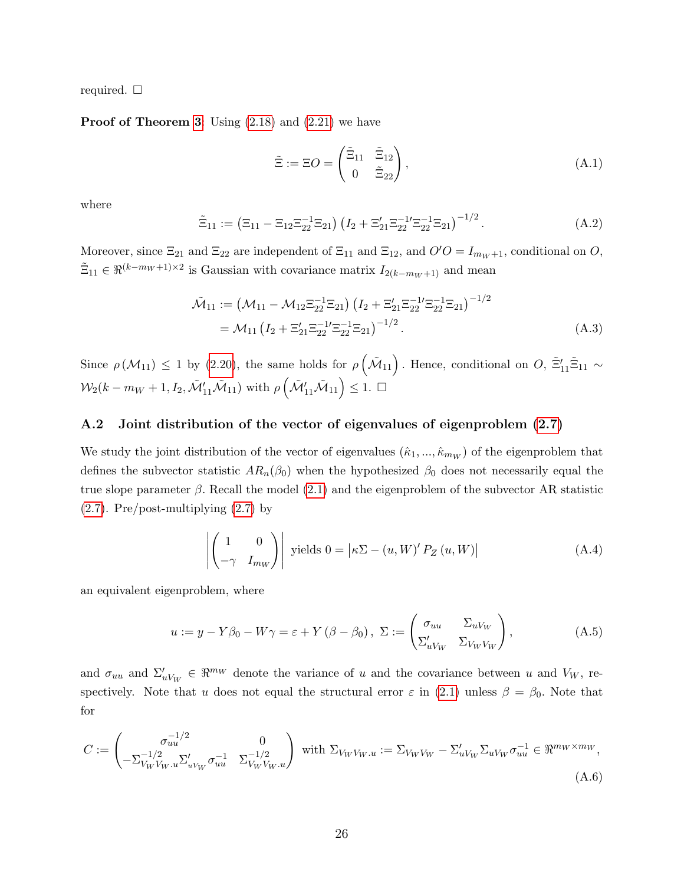required. □

**Proof of Theorem 3.** Using (2.18) and (2.21) we have

$$\tilde{\Xi} := \Xi O = \begin{pmatrix} \tilde{\Xi}_{11} & \tilde{\Xi}_{12} \\ 0 & \tilde{\Xi}_{22} \end{pmatrix}, \tag{A.1}$$

where

$$\tilde{\Xi}_{11} := \left(\Xi_{11} - \Xi_{12}\Xi_{22}^{-1}\Xi_{21}\right)\left(I_2 + \Xi_{21}'\Xi_{22}^{-1\prime}\Xi_{22}^{-1}\Xi_{21}\right)^{-1/2}. \tag{A.2}$$

Moreover, since $\Xi_{21}$ and $\Xi_{22}$ are independent of $\Xi_{11}$ and $\Xi_{12}$, and $O'O = I_{m_W+1}$, conditional on $O$, $\tilde{\Xi}_{11} \in \Re^{(k-m_W+1)\times 2}$ is Gaussian with covariance matrix $I_{2(k-m_W+1)}$ and mean

$$\begin{aligned}\tilde{\mathcal{M}}_{11} &:= \left(\mathcal{M}_{11} - \mathcal{M}_{12}\Xi_{22}^{-1}\Xi_{21}\right)\left(I_2 + \Xi_{21}'\Xi_{22}^{-1\prime}\Xi_{22}^{-1}\Xi_{21}\right)^{-1/2} \\ &= \mathcal{M}_{11}\left(I_2 + \Xi_{21}'\Xi_{22}^{-1\prime}\Xi_{22}^{-1}\Xi_{21}\right)^{-1/2}.\end{aligned} \tag{A.3}$$

Since $\rho\left(\mathcal{M}_{11}\right) \leq 1$ by (2.20), the same holds for $\rho\left(\tilde{\mathcal{M}}_{11}\right)$. Hence, conditional on $O$, $\tilde{\Xi}_{11}'\tilde{\Xi}_{11} \sim \mathcal{W}_2(k - m_W + 1, I_2, \tilde{\mathcal{M}}_{11}'\tilde{\mathcal{M}}_{11})$ with $\rho\left(\tilde{\mathcal{M}}_{11}'\tilde{\mathcal{M}}_{11}\right) \leq 1$. □

## A.2 Joint distribution of the vector of eigenvalues of eigenproblem (2.7)

We study the joint distribution of the vector of eigenvalues $(\hat{\kappa}_1, ..., \hat{\kappa}_{m_W})$ of the eigenproblem that defines the subvector statistic $AR_n(\beta_0)$ when the hypothesized $\beta_0$ does not necessarily equal the true slope parameter $\beta$. Recall the model (2.1) and the eigenproblem of the subvector AR statistic (2.7). Pre/post-multiplying (2.7) by

$$\left|\begin{pmatrix} 1 & 0 \\ -\gamma & I_{m_W} \end{pmatrix}\right| \text{ yields } 0 = \left|\kappa\Sigma - (u, W)' P_Z (u, W)\right| \tag{A.4}$$

an equivalent eigenproblem, where

$$u := y - Y\beta_0 - W\gamma = \varepsilon + Y(\beta - \beta_0),\ \Sigma := \begin{pmatrix} \sigma_{uu} & \Sigma_{uV_W} \\ \Sigma_{uV_W}' & \Sigma_{V_W V_W} \end{pmatrix}, \tag{A.5}$$

and $\sigma_{uu}$ and $\Sigma_{uV_W}' \in \Re^{m_W}$ denote the variance of $u$ and the covariance between $u$ and $V_W$, respectively. Note that $u$ does not equal the structural error $\varepsilon$ in (2.1) unless $\beta = \beta_0$. Note that for

$$C := \begin{pmatrix} \sigma_{uu}^{-1/2} & 0 \\ -\Sigma_{V_W V_W.u}^{-1/2}\Sigma_{uV_W}'\sigma_{uu}^{-1} & \Sigma_{V_W V_W.u}^{-1/2} \end{pmatrix} \text{ with } \Sigma_{V_W V_W.u} := \Sigma_{V_W V_W} - \Sigma_{uV_W}'\Sigma_{uV_W}\sigma_{uu}^{-1} \in \Re^{m_W \times m_W}, \tag{A.6}$$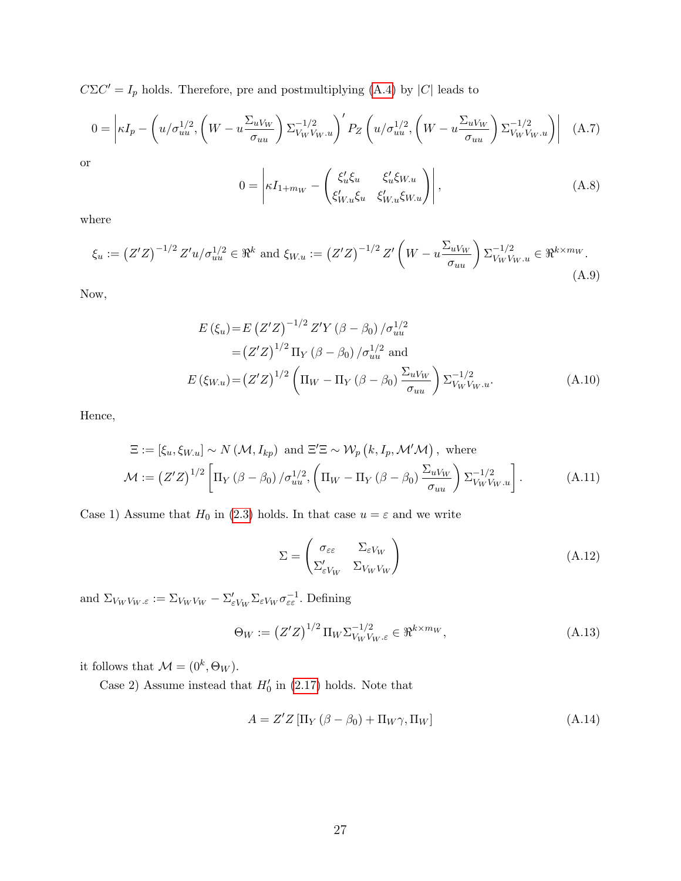$C\Sigma C' = I_p$ holds. Therefore, pre and postmultiplying (A.4) by $|C|$ leads to

$$0 = \left|\kappa I_p - \left(u/\sigma_{uu}^{1/2}, \left(W - u\frac{\Sigma_{uV_W}}{\sigma_{uu}}\right)\Sigma_{V_WV_W.u}^{-1/2}\right)' P_Z \left(u/\sigma_{uu}^{1/2}, \left(W - u\frac{\Sigma_{uV_W}}{\sigma_{uu}}\right)\Sigma_{V_WV_W.u}^{-1/2}\right)\right| \quad \text{(A.7)}$$

or

$$0 = \left|\kappa I_{1+m_W} - \begin{pmatrix} \xi_u'\xi_u & \xi_u'\xi_{W.u} \\ \xi_{W.u}'\xi_u & \xi_{W.u}'\xi_{W.u} \end{pmatrix}\right|, \quad \text{(A.8)}$$

where

$$\xi_u := \left(Z'Z\right)^{-1/2} Z'u/\sigma_{uu}^{1/2} \in \Re^k \text{ and } \xi_{W.u} := \left(Z'Z\right)^{-1/2} Z'\left(W - u\frac{\Sigma_{uV_W}}{\sigma_{uu}}\right)\Sigma_{V_WV_W.u}^{-1/2} \in \Re^{k\times m_W}. \quad \text{(A.9)}$$

Now,

$$\begin{aligned} E\left(\xi_u\right) &= E\left(Z'Z\right)^{-1/2} Z'Y\left(\beta - \beta_0\right)/\sigma_{uu}^{1/2} \\ &= \left(Z'Z\right)^{1/2}\Pi_Y\left(\beta - \beta_0\right)/\sigma_{uu}^{1/2} \text{ and} \\ E\left(\xi_{W.u}\right) &= \left(Z'Z\right)^{1/2}\left(\Pi_W - \Pi_Y\left(\beta - \beta_0\right)\frac{\Sigma_{uV_W}}{\sigma_{uu}}\right)\Sigma_{V_WV_W.u}^{-1/2}. \end{aligned} \quad \text{(A.10)}$$

Hence,

$$\begin{aligned} \Xi &:= \left[\xi_u, \xi_{W.u}\right] \sim N\left(\mathcal{M}, I_{kp}\right) \text{ and } \Xi'\Xi \sim \mathcal{W}_p\left(k, I_p, \mathcal{M}'\mathcal{M}\right), \text{ where} \\ \mathcal{M} &:= \left(Z'Z\right)^{1/2}\left[\Pi_Y\left(\beta - \beta_0\right)/\sigma_{uu}^{1/2}, \left(\Pi_W - \Pi_Y\left(\beta - \beta_0\right)\frac{\Sigma_{uV_W}}{\sigma_{uu}}\right)\Sigma_{V_WV_W.u}^{-1/2}\right]. \end{aligned} \quad \text{(A.11)}$$

Case 1) Assume that $H_0$ in (2.3) holds. In that case $u = \varepsilon$ and we write

$$\Sigma = \begin{pmatrix} \sigma_{\varepsilon\varepsilon} & \Sigma_{\varepsilon V_W} \\ \Sigma_{\varepsilon V_W}' & \Sigma_{V_WV_W} \end{pmatrix} \quad \text{(A.12)}$$

and $\Sigma_{V_WV_W.\varepsilon} := \Sigma_{V_WV_W} - \Sigma_{\varepsilon V_W}'\Sigma_{\varepsilon V_W}\sigma_{\varepsilon\varepsilon}^{-1}$. Defining

$$\Theta_W := \left(Z'Z\right)^{1/2}\Pi_W\Sigma_{V_WV_W.\varepsilon}^{-1/2} \in \Re^{k\times m_W}, \quad \text{(A.13)}$$

it follows that $\mathcal{M} = (0^k, \Theta_W)$.

Case 2) Assume instead that $H_0'$ in (2.17) holds. Note that

$$A = Z'Z\left[\Pi_Y\left(\beta - \beta_0\right) + \Pi_W\gamma, \Pi_W\right] \quad \text{(A.14)}$$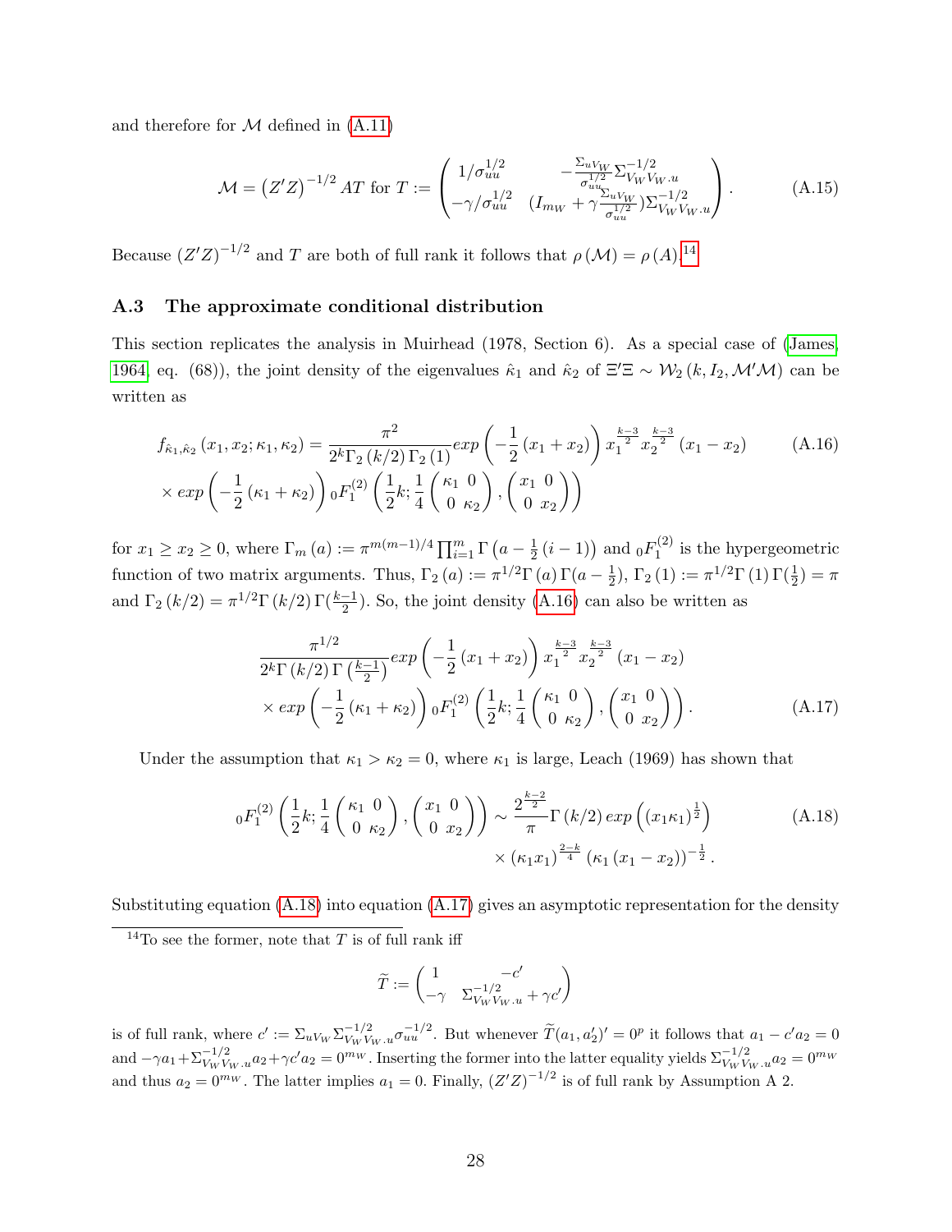and therefore for $\mathcal{M}$ defined in (A.11)

$$\mathcal{M} = \left(Z'Z\right)^{-1/2} AT \text{ for } T := \begin{pmatrix} 1/\sigma_{uu}^{1/2} & -\frac{\Sigma_{uV_W}}{\sigma_{uu}^{1/2}} \Sigma_{V_W V_W.u}^{-1/2} \\ -\gamma/\sigma_{uu}^{1/2} & (I_{m_W} + \gamma \frac{\Sigma_{uV_W}}{\sigma_{uu}^{1/2}}) \Sigma_{V_W V_W.u}^{-1/2} \end{pmatrix}. \tag{A.15}$$

Because $\left(Z'Z\right)^{-1/2}$ and $T$ are both of full rank it follows that $\rho(\mathcal{M}) = \rho(A)$.[14]

### A.3 The approximate conditional distribution

This section replicates the analysis in Muirhead (1978, Section 6). As a special case of (James, 1964, eq. (68)), the joint density of the eigenvalues $\hat{\kappa}_1$ and $\hat{\kappa}_2$ of $\Xi'\Xi \sim \mathcal{W}_2(k, I_2, \mathcal{M}'\mathcal{M})$ can be written as

$$\begin{aligned} f_{\hat{\kappa}_1,\hat{\kappa}_2}(x_1, x_2; \kappa_1, \kappa_2) &= \frac{\pi^2}{2^k \Gamma_2(k/2)\Gamma_2(1)} exp\left(-\frac{1}{2}(x_1 + x_2)\right) x_1^{\frac{k-3}{2}} x_2^{\frac{k-3}{2}} (x_1 - x_2) \\ &\times exp\left(-\frac{1}{2}(\kappa_1 + \kappa_2)\right) {}_0F_1^{(2)}\left(\frac{1}{2}k; \frac{1}{4}\begin{pmatrix} \kappa_1 & 0 \\ 0 & \kappa_2 \end{pmatrix}, \begin{pmatrix} x_1 & 0 \\ 0 & x_2 \end{pmatrix}\right) \end{aligned} \tag{A.16}$$

for $x_1 \geq x_2 \geq 0$, where $\Gamma_m(a) := \pi^{m(m-1)/4} \prod_{i=1}^m \Gamma\left(a - \frac{1}{2}(i-1)\right)$ and ${}_0F_1^{(2)}$ is the hypergeometric function of two matrix arguments. Thus, $\Gamma_2(a) := \pi^{1/2}\Gamma(a)\Gamma(a - \frac{1}{2})$, $\Gamma_2(1) := \pi^{1/2}\Gamma(1)\Gamma(\frac{1}{2}) = \pi$ and $\Gamma_2(k/2) = \pi^{1/2}\Gamma(k/2)\Gamma(\frac{k-1}{2})$. So, the joint density (A.16) can also be written as

$$\begin{aligned} &\frac{\pi^{1/2}}{2^k \Gamma(k/2)\Gamma\left(\frac{k-1}{2}\right)} exp\left(-\frac{1}{2}(x_1 + x_2)\right) x_1^{\frac{k-3}{2}} x_2^{\frac{k-3}{2}} (x_1 - x_2) \\ &\times exp\left(-\frac{1}{2}(\kappa_1 + \kappa_2)\right) {}_0F_1^{(2)}\left(\frac{1}{2}k; \frac{1}{4}\begin{pmatrix} \kappa_1 & 0 \\ 0 & \kappa_2 \end{pmatrix}, \begin{pmatrix} x_1 & 0 \\ 0 & x_2 \end{pmatrix}\right). \end{aligned} \tag{A.17}$$

Under the assumption that $\kappa_1 > \kappa_2 = 0$, where $\kappa_1$ is large, Leach (1969) has shown that

$$\begin{aligned} {}_0F_1^{(2)}\left(\frac{1}{2}k; \frac{1}{4}\begin{pmatrix} \kappa_1 & 0 \\ 0 & \kappa_2 \end{pmatrix}, \begin{pmatrix} x_1 & 0 \\ 0 & x_2 \end{pmatrix}\right) &\sim \frac{2^{\frac{k-2}{2}}}{\pi}\Gamma(k/2)\, exp\left((x_1\kappa_1)^{\frac{1}{2}}\right) \\ &\times (\kappa_1 x_1)^{\frac{2-k}{4}} (\kappa_1(x_1 - x_2))^{-\frac{1}{2}}. \end{aligned} \tag{A.18}$$

Substituting equation (A.18) into equation (A.17) gives an asymptotic representation for the density

[14] To see the former, note that $T$ is of full rank iff

$$\widetilde{T} := \begin{pmatrix} 1 & -c' \\ -\gamma & \Sigma_{V_W V_W.u}^{-1/2} + \gamma c' \end{pmatrix}$$

is of full rank, where $c' := \Sigma_{uV_W}\Sigma_{V_W V_W.u}^{-1/2}\sigma_{uu}^{-1/2}$. But whenever $\widetilde{T}(a_1, a_2')' = 0^p$ it follows that $a_1 - c'a_2 = 0$ and $-\gamma a_1 + \Sigma_{V_W V_W.u}^{-1/2} a_2 + \gamma c' a_2 = 0^{m_W}$. Inserting the former into the latter equality yields $\Sigma_{V_W V_W.u}^{-1/2} a_2 = 0^{m_W}$ and thus $a_2 = 0^{m_W}$. The latter implies $a_1 = 0$. Finally, $(Z'Z)^{-1/2}$ is of full rank by Assumption A 2.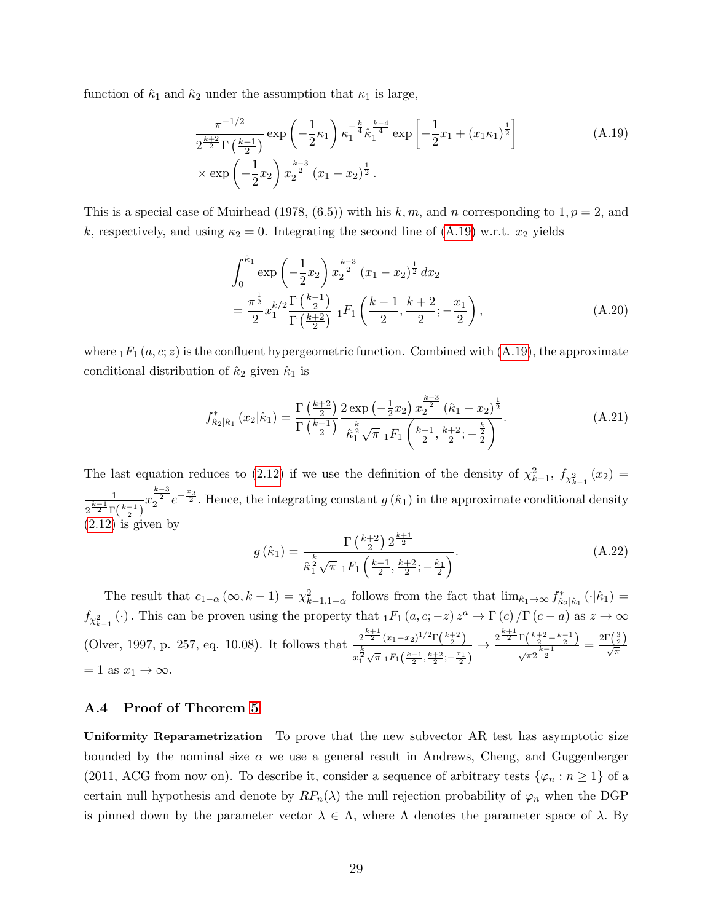function of $\hat{\kappa}_1$ and $\hat{\kappa}_2$ under the assumption that $\kappa_1$ is large,

$$\frac{\pi^{-1/2}}{2^{\frac{k+2}{2}}\Gamma\left(\frac{k-1}{2}\right)} \exp\left(-\frac{1}{2}\kappa_1\right) \kappa_1^{-\frac{k}{4}} \hat{\kappa}_1^{\frac{k-4}{4}} \exp\left[-\frac{1}{2}x_1 + (x_1\kappa_1)^{\frac{1}{2}}\right] \tag{A.19}$$
$$\times \exp\left(-\frac{1}{2}x_2\right) x_2^{\frac{k-3}{2}} (x_1 - x_2)^{\frac{1}{2}}.$$

This is a special case of Muirhead (1978, (6.5)) with his $k, m$, and $n$ corresponding to $1, p = 2$, and $k$, respectively, and using $\kappa_2 = 0$. Integrating the second line of (A.19) w.r.t. $x_2$ yields

$$\int_0^{\hat{\kappa}_1} \exp\left(-\frac{1}{2}x_2\right) x_2^{\frac{k-3}{2}} (x_1 - x_2)^{\frac{1}{2}} dx_2$$
$$= \frac{\pi^{\frac{1}{2}}}{2} x_1^{k/2} \frac{\Gamma\left(\frac{k-1}{2}\right)}{\Gamma\left(\frac{k+2}{2}\right)} {}_1F_1\left(\frac{k-1}{2}, \frac{k+2}{2}; -\frac{x_1}{2}\right), \tag{A.20}$$

where ${}_1F_1(a, c; z)$ is the confluent hypergeometric function. Combined with (A.19), the approximate conditional distribution of $\hat{\kappa}_2$ given $\hat{\kappa}_1$ is

$$f^*_{\hat{\kappa}_2|\hat{\kappa}_1}(x_2|\hat{\kappa}_1) = \frac{\Gamma\left(\frac{k+2}{2}\right)}{\Gamma\left(\frac{k-1}{2}\right)} \frac{2\exp\left(-\frac{1}{2}x_2\right) x_2^{\frac{k-3}{2}} (\hat{\kappa}_1 - x_2)^{\frac{1}{2}}}{\hat{\kappa}_1^{\frac{k}{2}} \sqrt{\pi}\, {}_1F_1\left(\frac{k-1}{2}, \frac{k+2}{2}; -\frac{k}{2}\right)}. \tag{A.21}$$

The last equation reduces to (2.12) if we use the definition of the density of $\chi^2_{k-1}$, $f_{\chi^2_{k-1}}(x_2) = \frac{1}{2^{\frac{k-1}{2}}\Gamma\left(\frac{k-1}{2}\right)} x_2^{\frac{k-3}{2}} e^{-\frac{x_2}{2}}$. Hence, the integrating constant $g(\hat{\kappa}_1)$ in the approximate conditional density (2.12) is given by

$$g(\hat{\kappa}_1) = \frac{\Gamma\left(\frac{k+2}{2}\right) 2^{\frac{k+1}{2}}}{\hat{\kappa}_1^{\frac{k}{2}} \sqrt{\pi}\, {}_1F_1\left(\frac{k-1}{2}, \frac{k+2}{2}; -\frac{\hat{\kappa}_1}{2}\right)}. \tag{A.22}$$

The result that $c_{1-\alpha}(\infty, k-1) = \chi^2_{k-1,1-\alpha}$ follows from the fact that $\lim_{\hat{\kappa}_1 \to \infty} f^*_{\hat{\kappa}_2|\hat{\kappa}_1}(\cdot|\hat{\kappa}_1) = f_{\chi^2_{k-1}}(\cdot)$. This can be proven using the property that ${}_1F_1(a, c; -z) z^a \to \Gamma(c)/\Gamma(c-a)$ as $z \to \infty$ (Olver, 1997, p. 257, eq. 10.08). It follows that $\frac{2^{\frac{k+1}{2}}(x_1-x_2)^{1/2}\Gamma\left(\frac{k+2}{2}\right)}{x_1^{\frac{k}{2}}\sqrt{\pi}\, {}_1F_1\left(\frac{k-1}{2}, \frac{k+2}{2}; -\frac{x_1}{2}\right)} \to \frac{2^{\frac{k+1}{2}}\Gamma\left(\frac{k+2}{2} - \frac{k-1}{2}\right)}{\sqrt{\pi}2^{\frac{k-1}{2}}} = \frac{2\Gamma\left(\frac{3}{2}\right)}{\sqrt{\pi}}$ $= 1$ as $x_1 \to \infty$.

## A.4 Proof of Theorem 5

**Uniformity Reparametrization** To prove that the new subvector AR test has asymptotic size bounded by the nominal size $\alpha$ we use a general result in Andrews, Cheng, and Guggenberger (2011, ACG from now on). To describe it, consider a sequence of arbitrary tests $\{\varphi_n : n \geq 1\}$ of a certain null hypothesis and denote by $RP_n(\lambda)$ the null rejection probability of $\varphi_n$ when the DGP is pinned down by the parameter vector $\lambda \in \Lambda$, where $\Lambda$ denotes the parameter space of $\lambda$. By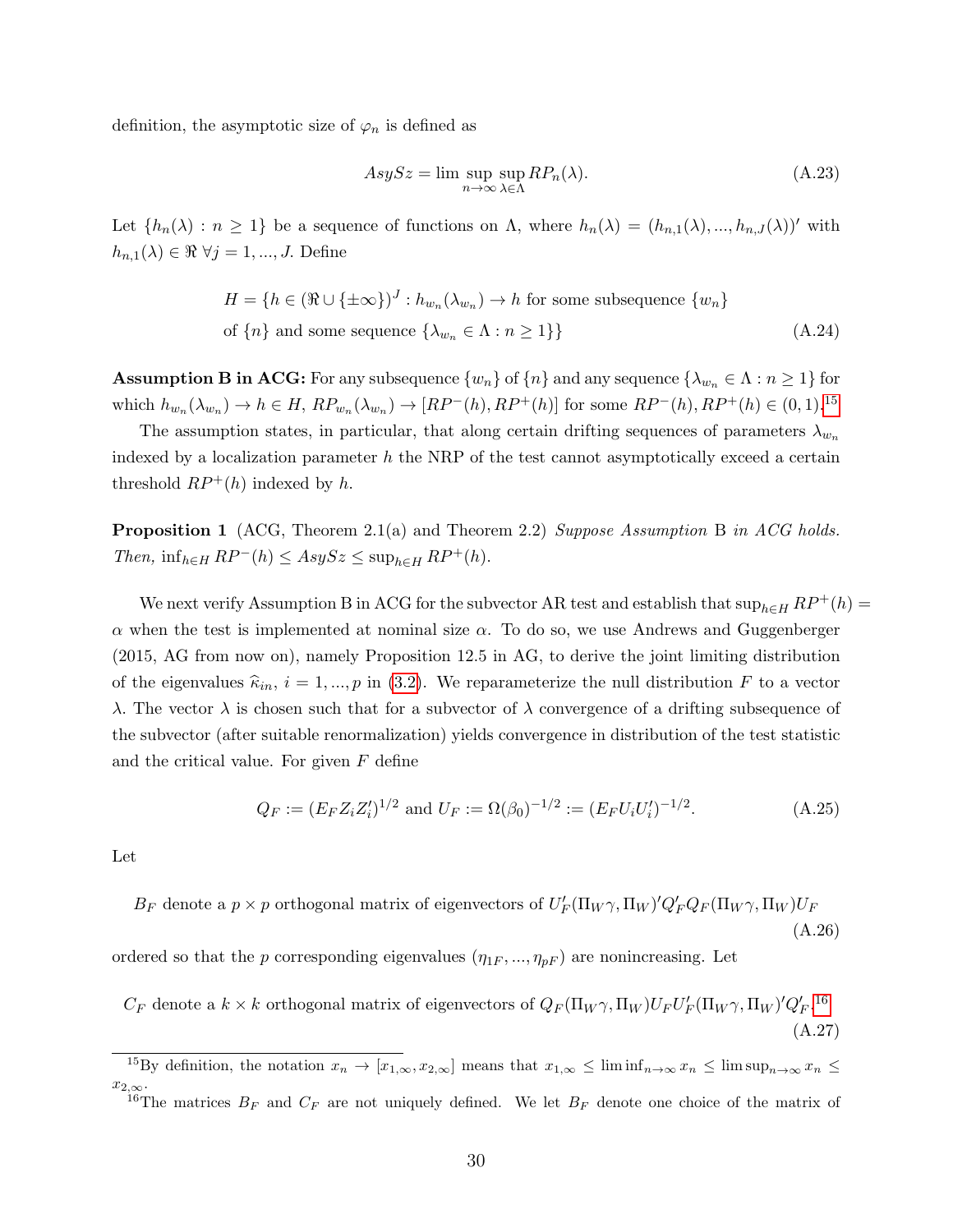definition, the asymptotic size of $\varphi_n$ is defined as

$$AsySz = \limsup_{n\to\infty} \sup_{\lambda\in\Lambda} RP_n(\lambda). \tag{A.23}$$

Let $\{h_n(\lambda) : n \geq 1\}$ be a sequence of functions on $\Lambda$, where $h_n(\lambda) = (h_{n,1}(\lambda), ..., h_{n,J}(\lambda))'$ with $h_{n,1}(\lambda) \in \Re \; \forall j = 1, ..., J$. Define

$$\begin{aligned} H = \{h \in (\Re \cup \{\pm\infty\})^J : & \; h_{w_n}(\lambda_{w_n}) \to h \text{ for some subsequence } \{w_n\} \\ & \text{of } \{n\} \text{ and some sequence } \{\lambda_{w_n} \in \Lambda : n \geq 1\}\} \end{aligned} \tag{A.24}$$

**Assumption B in ACG:** For any subsequence $\{w_n\}$ of $\{n\}$ and any sequence $\{\lambda_{w_n} \in \Lambda : n \geq 1\}$ for which $h_{w_n}(\lambda_{w_n}) \to h \in H$, $RP_{w_n}(\lambda_{w_n}) \to [RP^-(h), RP^+(h)]$ for some $RP^-(h), RP^+(h) \in (0,1)$.[15]

The assumption states, in particular, that along certain drifting sequences of parameters $\lambda_{w_n}$ indexed by a localization parameter $h$ the NRP of the test cannot asymptotically exceed a certain threshold $RP^+(h)$ indexed by $h$.

**Proposition 1** (ACG, Theorem 2.1(a) and Theorem 2.2) *Suppose Assumption* B *in ACG holds. Then,* $\inf_{h\in H} RP^-(h) \leq AsySz \leq \sup_{h\in H} RP^+(h)$.

We next verify Assumption B in ACG for the subvector AR test and establish that $\sup_{h\in H} RP^+(h) = \alpha$ when the test is implemented at nominal size $\alpha$. To do so, we use Andrews and Guggenberger (2015, AG from now on), namely Proposition 12.5 in AG, to derive the joint limiting distribution of the eigenvalues $\widehat{\kappa}_{in}$, $i = 1, ..., p$ in (3.2). We reparameterize the null distribution $F$ to a vector $\lambda$. The vector $\lambda$ is chosen such that for a subvector of $\lambda$ convergence of a drifting subsequence of the subvector (after suitable renormalization) yields convergence in distribution of the test statistic and the critical value. For given $F$ define

$$Q_F := (E_F Z_i Z_i')^{1/2} \text{ and } U_F := \Omega(\beta_0)^{-1/2} := (E_F U_i U_i')^{-1/2}. \tag{A.25}$$

Let

$$B_F \text{ denote a } p \times p \text{ orthogonal matrix of eigenvectors of } U_F'(\Pi_W\gamma, \Pi_W)'Q_F'Q_F(\Pi_W\gamma, \Pi_W)U_F \tag{A.26}$$

ordered so that the $p$ corresponding eigenvalues $(\eta_{1F}, ..., \eta_{pF})$ are nonincreasing. Let

$$C_F \text{ denote a } k \times k \text{ orthogonal matrix of eigenvectors of } Q_F(\Pi_W\gamma, \Pi_W)U_F U_F'(\Pi_W\gamma, \Pi_W)'Q_F'.\text{[16]} \tag{A.27}$$

[15] By definition, the notation $x_n \to [x_{1,\infty}, x_{2,\infty}]$ means that $x_{1,\infty} \leq \liminf_{n\to\infty} x_n \leq \limsup_{n\to\infty} x_n \leq x_{2,\infty}$.

[16] The matrices $B_F$ and $C_F$ are not uniquely defined. We let $B_F$ denote one choice of the matrix of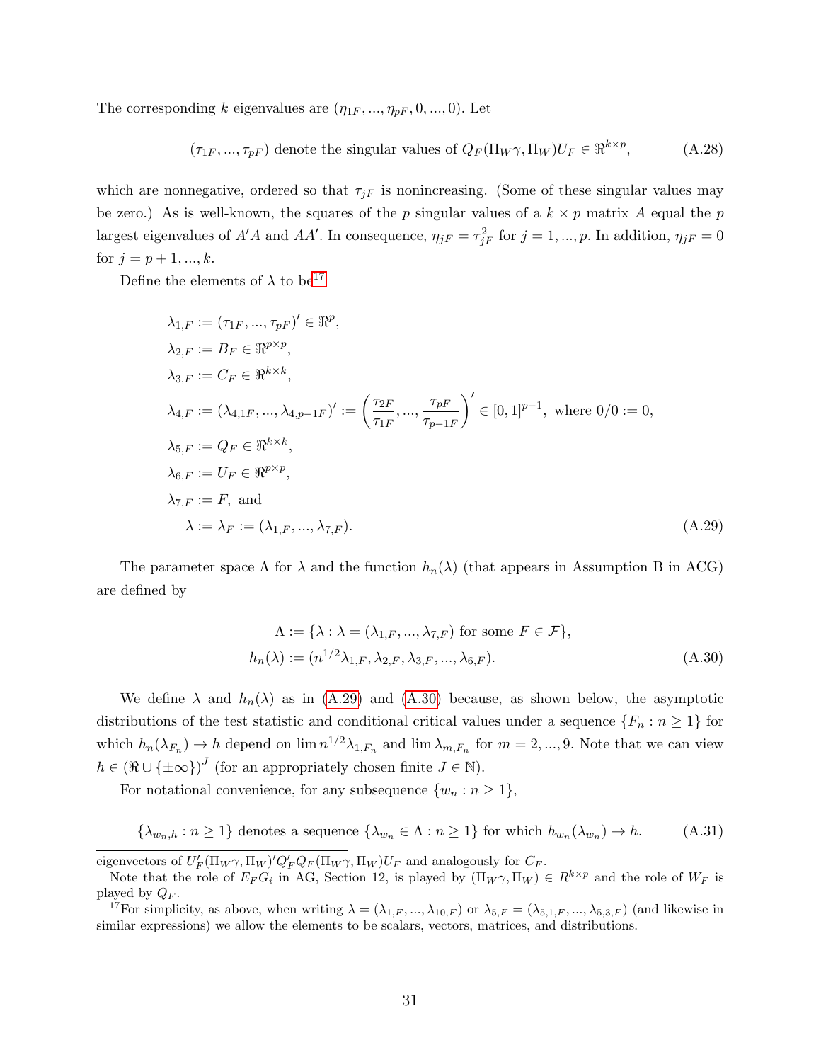The corresponding $k$ eigenvalues are $(\eta_{1F}, ..., \eta_{pF}, 0, ..., 0)$. Let

$$(\tau_{1F}, ..., \tau_{pF}) \text{ denote the singular values of } Q_F(\Pi_W \gamma, \Pi_W)U_F \in \Re^{k \times p}, \tag{A.28}$$

which are nonnegative, ordered so that $\tau_{jF}$ is nonincreasing. (Some of these singular values may be zero.) As is well-known, the squares of the $p$ singular values of a $k \times p$ matrix $A$ equal the $p$ largest eigenvalues of $A'A$ and $AA'$. In consequence, $\eta_{jF} = \tau_{jF}^2$ for $j = 1, ..., p$. In addition, $\eta_{jF} = 0$ for $j = p+1, ..., k$.

Define the elements of $\lambda$ to be[17]

$$
\begin{aligned}
&\lambda_{1,F} := (\tau_{1F}, ..., \tau_{pF})' \in \Re^p, \\
&\lambda_{2,F} := B_F \in \Re^{p \times p}, \\
&\lambda_{3,F} := C_F \in \Re^{k \times k}, \\
&\lambda_{4,F} := (\lambda_{4,1F}, ..., \lambda_{4,p-1F})' := \left(\frac{\tau_{2F}}{\tau_{1F}}, ..., \frac{\tau_{pF}}{\tau_{p-1F}}\right)' \in [0,1]^{p-1}, \text{ where } 0/0 := 0, \\
&\lambda_{5,F} := Q_F \in \Re^{k \times k}, \\
&\lambda_{6,F} := U_F \in \Re^{p \times p}, \\
&\lambda_{7,F} := F, \text{ and} \\
&\quad \lambda := \lambda_F := (\lambda_{1,F}, ..., \lambda_{7,F}).
\end{aligned} \tag{A.29}
$$

The parameter space $\Lambda$ for $\lambda$ and the function $h_n(\lambda)$ (that appears in Assumption B in ACG) are defined by

$$
\begin{aligned}
\Lambda &:= \{\lambda : \lambda = (\lambda_{1,F}, ..., \lambda_{7,F}) \text{ for some } F \in \mathcal{F}\}, \\
h_n(\lambda) &:= (n^{1/2}\lambda_{1,F}, \lambda_{2,F}, \lambda_{3,F}, ..., \lambda_{6,F}).
\end{aligned} \tag{A.30}
$$

We define $\lambda$ and $h_n(\lambda)$ as in (A.29) and (A.30) because, as shown below, the asymptotic distributions of the test statistic and conditional critical values under a sequence $\{F_n : n \geq 1\}$ for which $h_n(\lambda_{F_n}) \to h$ depend on $\lim n^{1/2}\lambda_{1,F_n}$ and $\lim \lambda_{m,F_n}$ for $m = 2, ..., 9$. Note that we can view $h \in (\Re \cup \{\pm\infty\})^J$ (for an appropriately chosen finite $J \in \mathbb{N}$).

For notational convenience, for any subsequence $\{w_n : n \geq 1\}$,

$$\{\lambda_{w_n,h} : n \geq 1\} \text{ denotes a sequence } \{\lambda_{w_n} \in \Lambda : n \geq 1\} \text{ for which } h_{w_n}(\lambda_{w_n}) \to h. \tag{A.31}$$

---

eigenvectors of $U_F'(\Pi_W \gamma, \Pi_W)' Q_F' Q_F(\Pi_W \gamma, \Pi_W)U_F$ and analogously for $C_F$.

Note that the role of $E_F G_i$ in AG, Section 12, is played by $(\Pi_W \gamma, \Pi_W) \in R^{k \times p}$ and the role of $W_F$ is played by $Q_F$.

[17] For simplicity, as above, when writing $\lambda = (\lambda_{1,F}, ..., \lambda_{10,F})$ or $\lambda_{5,F} = (\lambda_{5,1,F}, ..., \lambda_{5,3,F})$ (and likewise in similar expressions) we allow the elements to be scalars, vectors, matrices, and distributions.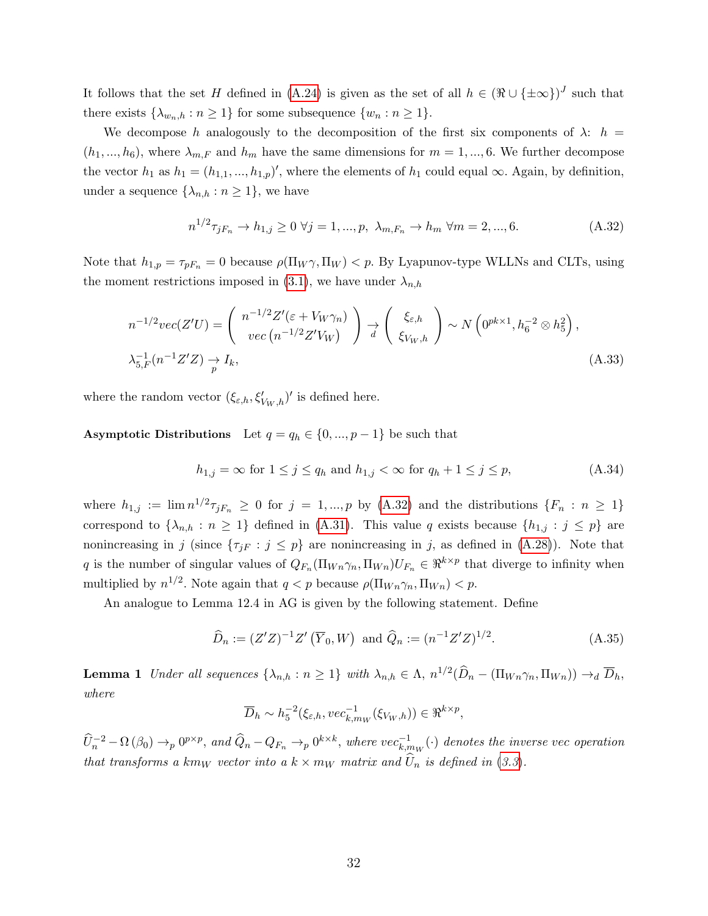It follows that the set $H$ defined in (A.24) is given as the set of all $h \in (\Re \cup \{\pm\infty\})^J$ such that there exists $\{\lambda_{w_n,h} : n \geq 1\}$ for some subsequence $\{w_n : n \geq 1\}$.

We decompose $h$ analogously to the decomposition of the first six components of $\lambda$: $h = (h_1, ..., h_6)$, where $\lambda_{m,F}$ and $h_m$ have the same dimensions for $m = 1, ..., 6$. We further decompose the vector $h_1$ as $h_1 = (h_{1,1}, ..., h_{1,p})'$, where the elements of $h_1$ could equal $\infty$. Again, by definition, under a sequence $\{\lambda_{n,h} : n \geq 1\}$, we have

$$n^{1/2}\tau_{jF_n} \to h_{1,j} \geq 0 \ \forall j = 1, ..., p, \ \lambda_{m,F_n} \to h_m \ \forall m = 2, ..., 6. \tag{A.32}$$

Note that $h_{1,p} = \tau_{pF_n} = 0$ because $\rho(\Pi_W \gamma, \Pi_W) < p$. By Lyapunov-type WLLNs and CLTs, using the moment restrictions imposed in (3.1), we have under $\lambda_{n,h}$

$$\begin{aligned} n^{-1/2}vec(Z'U) &= \begin{pmatrix} n^{-1/2}Z'(\varepsilon + V_W\gamma_n) \\ vec\left(n^{-1/2}Z'V_W\right) \end{pmatrix} \underset{d}{\to} \begin{pmatrix} \xi_{\varepsilon,h} \\ \xi_{V_W,h} \end{pmatrix} \sim N\left(0^{pk\times 1}, h_6^{-2} \otimes h_5^2\right), \\ \lambda_{5,F}^{-1}(n^{-1}Z'Z) &\underset{p}{\to} I_k, \end{aligned} \tag{A.33}$$

where the random vector $(\xi_{\varepsilon,h}, \xi'_{V_W,h})'$ is defined here.

**Asymptotic Distributions** Let $q = q_h \in \{0, ..., p-1\}$ be such that

$$h_{1,j} = \infty \text{ for } 1 \leq j \leq q_h \text{ and } h_{1,j} < \infty \text{ for } q_h + 1 \leq j \leq p, \tag{A.34}$$

where $h_{1,j} := \lim n^{1/2}\tau_{jF_n} \geq 0$ for $j = 1, ..., p$ by (A.32) and the distributions $\{F_n : n \geq 1\}$ correspond to $\{\lambda_{n,h} : n \geq 1\}$ defined in (A.31). This value $q$ exists because $\{h_{1,j} : j \leq p\}$ are nonincreasing in $j$ (since $\{\tau_{jF} : j \leq p\}$ are nonincreasing in $j$, as defined in (A.28)). Note that $q$ is the number of singular values of $Q_{F_n}(\Pi_{Wn}\gamma_n, \Pi_{Wn})U_{F_n} \in \Re^{k\times p}$ that diverge to infinity when multiplied by $n^{1/2}$. Note again that $q < p$ because $\rho(\Pi_{Wn}\gamma_n, \Pi_{Wn}) < p$.

An analogue to Lemma 12.4 in AG is given by the following statement. Define

$$\widehat{D}_n := (Z'Z)^{-1}Z'\left(\overline{Y}_0, W\right) \text{ and } \widehat{Q}_n := (n^{-1}Z'Z)^{1/2}. \tag{A.35}$$

**Lemma 1** *Under all sequences $\{\lambda_{n,h} : n \geq 1\}$ with $\lambda_{n,h} \in \Lambda$, $n^{1/2}(\widehat{D}_n - (\Pi_{Wn}\gamma_n, \Pi_{Wn})) \to_d \overline{D}_h$, where*

$$\overline{D}_h \sim h_5^{-2}(\xi_{\varepsilon,h}, vec_{k,m_W}^{-1}(\xi_{V_W,h})) \in \Re^{k\times p},$$

*$\widehat{U}_n^{-2} - \Omega\left(\beta_0\right) \to_p 0^{p\times p}$, and $\widehat{Q}_n - Q_{F_n} \to_p 0^{k\times k}$, where $vec_{k,m_W}^{-1}(\cdot)$ denotes the inverse vec operation that transforms a $km_W$ vector into a $k \times m_W$ matrix and $\widehat{U}_n$ is defined in (3.3).*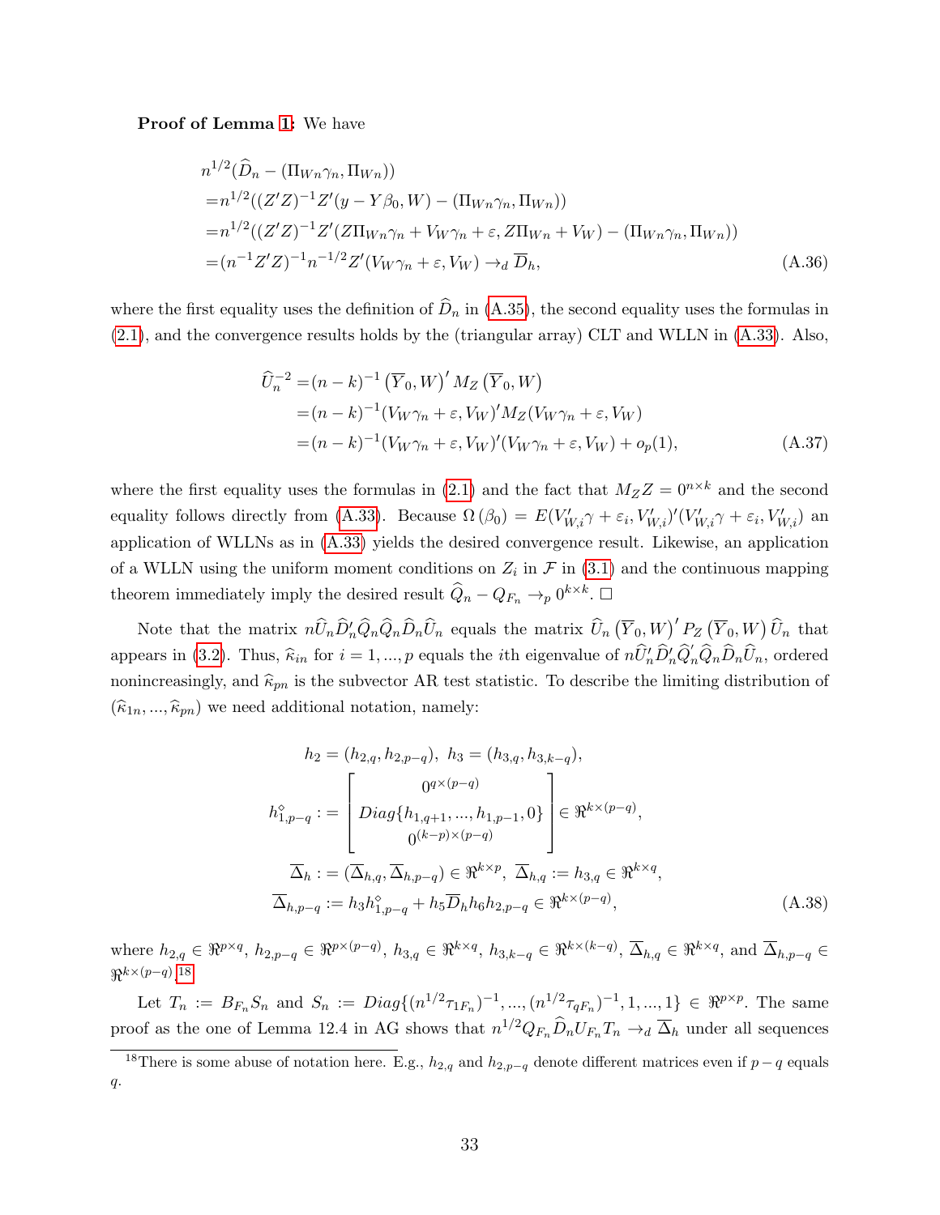**Proof of Lemma 1:** We have

$$
\begin{aligned}
& n^{1/2}(\widehat{D}_n - (\Pi_{Wn}\gamma_n, \Pi_{Wn})) \\
=& n^{1/2}((Z'Z)^{-1}Z'(y - Y\beta_0, W) - (\Pi_{Wn}\gamma_n, \Pi_{Wn})) \\
=& n^{1/2}((Z'Z)^{-1}Z'(Z\Pi_{Wn}\gamma_n + V_W\gamma_n + \varepsilon, Z\Pi_{Wn} + V_W) - (\Pi_{Wn}\gamma_n, \Pi_{Wn})) \\
=& (n^{-1}Z'Z)^{-1}n^{-1/2}Z'(V_W\gamma_n + \varepsilon, V_W) \rightarrow_d \overline{D}_h,
\end{aligned} \tag{A.36}
$$

where the first equality uses the definition of $\widehat{D}_n$ in (A.35), the second equality uses the formulas in (2.1), and the convergence results holds by the (triangular array) CLT and WLLN in (A.33). Also,

$$
\begin{aligned}
\widehat{U}_n^{-2} =& (n-k)^{-1}\left(\overline{Y}_0, W\right)' M_Z \left(\overline{Y}_0, W\right) \\
=& (n-k)^{-1}(V_W\gamma_n + \varepsilon, V_W)' M_Z (V_W\gamma_n + \varepsilon, V_W) \\
=& (n-k)^{-1}(V_W\gamma_n + \varepsilon, V_W)'(V_W\gamma_n + \varepsilon, V_W) + o_p(1),
\end{aligned} \tag{A.37}
$$

where the first equality uses the formulas in (2.1) and the fact that $M_Z Z = 0^{n\times k}$ and the second equality follows directly from (A.33). Because $\Omega(\beta_0) = E(V_{W,i}'\gamma + \varepsilon_i, V_{W,i}')'(V_{W,i}'\gamma + \varepsilon_i, V_{W,i}')$ an application of WLLNs as in (A.33) yields the desired convergence result. Likewise, an application of a WLLN using the uniform moment conditions on $Z_i$ in $\mathcal{F}$ in (3.1) and the continuous mapping theorem immediately imply the desired result $\widehat{Q}_n - Q_{F_n} \rightarrow_p 0^{k\times k}$. $\square$

Note that the matrix $n\widehat{U}_n\widehat{D}_n'\widehat{Q}_n\widehat{Q}_n\widehat{D}_n\widehat{U}_n$ equals the matrix $\widehat{U}_n\left(\overline{Y}_0, W\right)' P_Z\left(\overline{Y}_0, W\right)\widehat{U}_n$ that appears in (3.2). Thus, $\widehat{\kappa}_{in}$ for $i = 1, ..., p$ equals the $i$th eigenvalue of $n\widehat{U}_n'\widehat{D}_n'\widehat{Q}_n'\widehat{Q}_n\widehat{D}_n\widehat{U}_n$, ordered nonincreasingly, and $\widehat{\kappa}_{pn}$ is the subvector AR test statistic. To describe the limiting distribution of $(\widehat{\kappa}_{1n}, ..., \widehat{\kappa}_{pn})$ we need additional notation, namely:

$$
\begin{aligned}
h_2 &= (h_{2,q}, h_{2,p-q}),\ h_3 = (h_{3,q}, h_{3,k-q}), \\
h_{1,p-q}^{\diamond} &:= \begin{bmatrix} 0^{q\times(p-q)} \\ Diag\{h_{1,q+1}, ..., h_{1,p-1}, 0\} \\ 0^{(k-p)\times(p-q)} \end{bmatrix} \in \Re^{k\times(p-q)}, \\
\overline{\Delta}_h &:= (\overline{\Delta}_{h,q}, \overline{\Delta}_{h,p-q}) \in \Re^{k\times p},\ \overline{\Delta}_{h,q} := h_{3,q} \in \Re^{k\times q}, \\
\overline{\Delta}_{h,p-q} &:= h_3 h_{1,p-q}^{\diamond} + h_5\overline{D}_h h_6 h_{2,p-q} \in \Re^{k\times(p-q)},
\end{aligned} \tag{A.38}
$$

where $h_{2,q} \in \Re^{p\times q}$, $h_{2,p-q} \in \Re^{p\times(p-q)}$, $h_{3,q} \in \Re^{k\times q}$, $h_{3,k-q} \in \Re^{k\times(k-q)}$, $\overline{\Delta}_{h,q} \in \Re^{k\times q}$, and $\overline{\Delta}_{h,p-q} \in \Re^{k\times(p-q)}$.[18]

Let $T_n := B_{F_n}S_n$ and $S_n := Diag\{(n^{1/2}\tau_{1F_n})^{-1}, ..., (n^{1/2}\tau_{qF_n})^{-1}, 1, ..., 1\} \in \Re^{p\times p}$. The same proof as the one of Lemma 12.4 in AG shows that $n^{1/2}Q_{F_n}\widehat{D}_n U_{F_n} T_n \rightarrow_d \overline{\Delta}_h$ under all sequences

[18] There is some abuse of notation here. E.g., $h_{2,q}$ and $h_{2,p-q}$ denote different matrices even if $p-q$ equals $q$.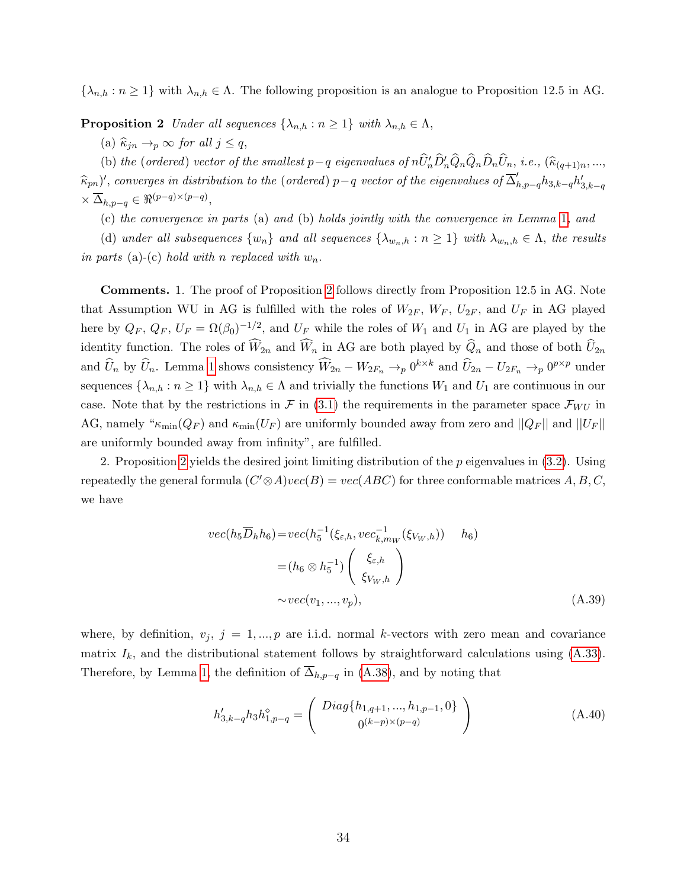$\{\lambda_{n,h} : n \geq 1\}$ with $\lambda_{n,h} \in \Lambda$. The following proposition is an analogue to Proposition 12.5 in AG.

**Proposition 2** *Under all sequences $\{\lambda_{n,h} : n \geq 1\}$ with $\lambda_{n,h} \in \Lambda$,*

(a) $\widehat{\kappa}_{jn} \rightarrow_p \infty$ *for all $j \leq q$,*

(b) *the (ordered) vector of the smallest $p-q$ eigenvalues of $n\widehat{U}_n' \widehat{D}_n' \widehat{Q}_n \widehat{Q}_n \widehat{D}_n \widehat{U}_n$, i.e., $(\widehat{\kappa}_{(q+1)n}, ..., \widehat{\kappa}_{pn})'$, converges in distribution to the (ordered) $p-q$ vector of the eigenvalues of $\overline{\Delta}_{h,p-q}' h_{3,k-q} h_{3,k-q}' \times \overline{\Delta}_{h,p-q} \in \Re^{(p-q)\times(p-q)}$,*

(c) *the convergence in parts* (a) *and* (b) *holds jointly with the convergence in Lemma 1, and*

(d) *under all subsequences $\{w_n\}$ and all sequences $\{\lambda_{w_n,h} : n \geq 1\}$ with $\lambda_{w_n,h} \in \Lambda$, the results in parts* (a)-(c) *hold with $n$ replaced with $w_n$.*

**Comments.** 1. The proof of Proposition 2 follows directly from Proposition 12.5 in AG. Note that Assumption WU in AG is fulfilled with the roles of $W_{2F}$, $W_F$, $U_{2F}$, and $U_F$ in AG played here by $Q_F$, $Q_F$, $U_F = \Omega(\beta_0)^{-1/2}$, and $U_F$ while the roles of $W_1$ and $U_1$ in AG are played by the identity function. The roles of $\widehat{W}_{2n}$ and $\widehat{W}_n$ in AG are both played by $\widehat{Q}_n$ and those of both $\widehat{U}_{2n}$ and $\widehat{U}_n$ by $\widehat{U}_n$. Lemma 1 shows consistency $\widehat{W}_{2n} - W_{2F_n} \rightarrow_p 0^{k\times k}$ and $\widehat{U}_{2n} - U_{2F_n} \rightarrow_p 0^{p\times p}$ under sequences $\{\lambda_{n,h} : n \geq 1\}$ with $\lambda_{n,h} \in \Lambda$ and trivially the functions $W_1$ and $U_1$ are continuous in our case. Note that by the restrictions in $\mathcal{F}$ in (3.1) the requirements in the parameter space $\mathcal{F}_{WU}$ in AG, namely "$\kappa_{\min}(Q_F)$ and $\kappa_{\min}(U_F)$ are uniformly bounded away from zero and $||Q_F||$ and $||U_F||$ are uniformly bounded away from infinity", are fulfilled.

2. Proposition 2 yields the desired joint limiting distribution of the $p$ eigenvalues in (3.2). Using repeatedly the general formula $(C' \otimes A) vec(B) = vec(ABC)$ for three conformable matrices $A, B, C$, we have

$$
\begin{aligned}
vec(h_5 \overline{D}_h h_6) &= vec(h_5^{-1}(\xi_{\varepsilon,h}, vec_{k,m_W}^{-1}(\xi_{V_W,h})) \quad h_6) \\
&= (h_6 \otimes h_5^{-1}) \begin{pmatrix} \xi_{\varepsilon,h} \\ \xi_{V_W,h} \end{pmatrix} \\
&\sim vec(v_1, ..., v_p),
\end{aligned}
\tag{A.39}
$$

where, by definition, $v_j$, $j = 1, ..., p$ are i.i.d. normal $k$-vectors with zero mean and covariance matrix $I_k$, and the distributional statement follows by straightforward calculations using (A.33). Therefore, by Lemma 1, the definition of $\overline{\Delta}_{h,p-q}$ in (A.38), and by noting that

$$
h_{3,k-q}' h_3 h_{1,p-q}^{\diamond} = \begin{pmatrix} Diag\{h_{1,q+1}, ..., h_{1,p-1}, 0\} \\ 0^{(k-p)\times(p-q)} \end{pmatrix}
\tag{A.40}
$$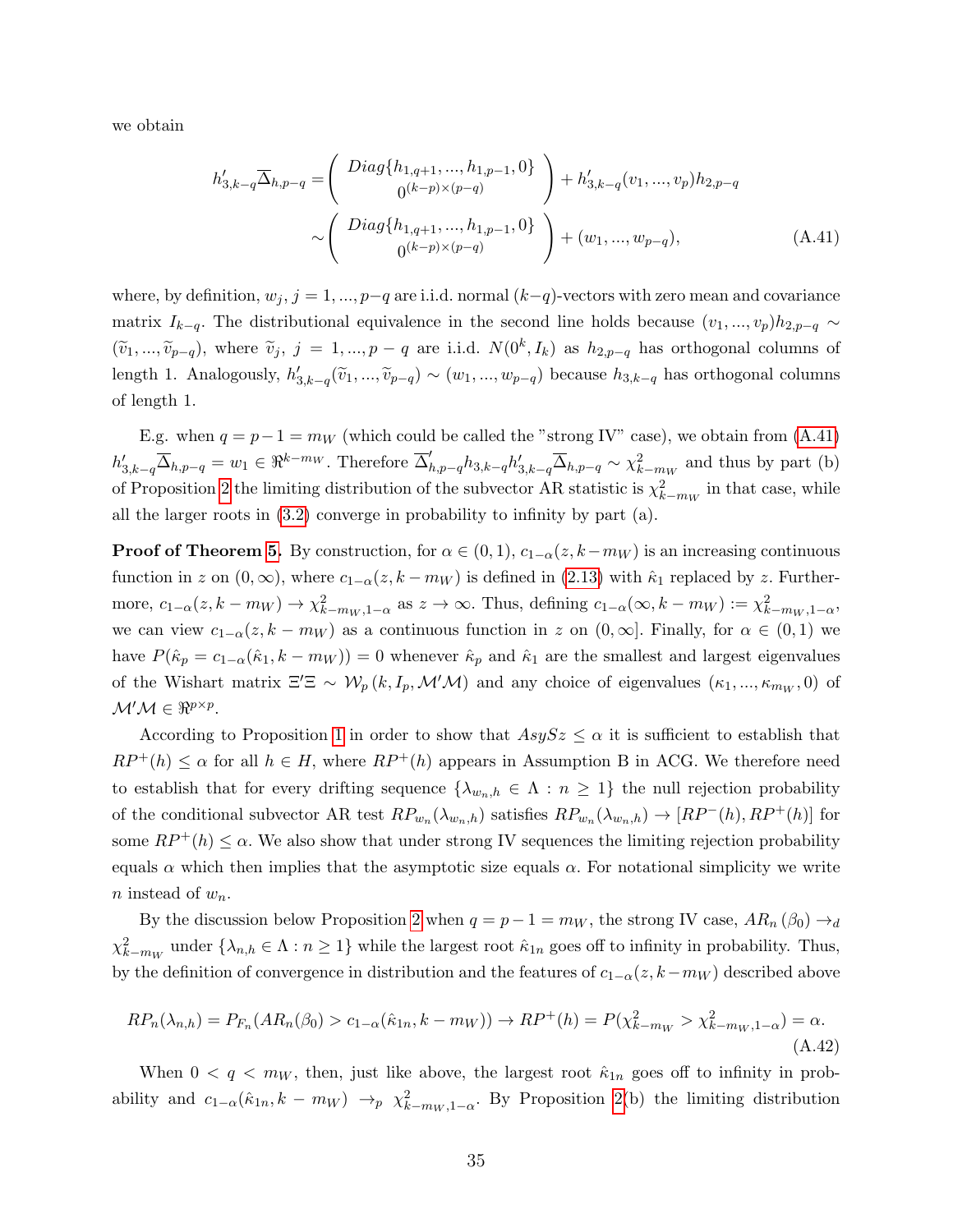we obtain

$$
\begin{aligned}
h_{3,k-q}'\overline{\Delta}_{h,p-q} &= \begin{pmatrix} Diag\{h_{1,q+1},...,h_{1,p-1},0\} \\ 0^{(k-p)\times(p-q)} \end{pmatrix} + h_{3,k-q}'(v_1,...,v_p)h_{2,p-q} \\
&\sim \begin{pmatrix} Diag\{h_{1,q+1},...,h_{1,p-1},0\} \\ 0^{(k-p)\times(p-q)} \end{pmatrix} + (w_1,...,w_{p-q}), \qquad \text{(A.41)}
\end{aligned}
$$

where, by definition, $w_j$, $j = 1,...,p-q$ are i.i.d. normal $(k-q)$-vectors with zero mean and covariance matrix $I_{k-q}$. The distributional equivalence in the second line holds because $(v_1,...,v_p)h_{2,p-q} \sim (\widetilde{v}_1,...,\widetilde{v}_{p-q})$, where $\widetilde{v}_j$, $j = 1,...,p-q$ are i.i.d. $N(0^k, I_k)$ as $h_{2,p-q}$ has orthogonal columns of length 1. Analogously, $h_{3,k-q}'(\widetilde{v}_1,...,\widetilde{v}_{p-q}) \sim (w_1,...,w_{p-q})$ because $h_{3,k-q}$ has orthogonal columns of length 1.

E.g. when $q = p-1 = m_W$ (which could be called the "strong IV" case), we obtain from (A.41) $h_{3,k-q}'\overline{\Delta}_{h,p-q} = w_1 \in \Re^{k-m_W}$. Therefore $\overline{\Delta}_{h,p-q}'h_{3,k-q}h_{3,k-q}'\overline{\Delta}_{h,p-q} \sim \chi^2_{k-m_W}$ and thus by part (b) of Proposition 2 the limiting distribution of the subvector AR statistic is $\chi^2_{k-m_W}$ in that case, while all the larger roots in (3.2) converge in probability to infinity by part (a).

**Proof of Theorem 5.** By construction, for $\alpha \in (0,1)$, $c_{1-\alpha}(z, k-m_W)$ is an increasing continuous function in $z$ on $(0,\infty)$, where $c_{1-\alpha}(z, k-m_W)$ is defined in (2.13) with $\hat{\kappa}_1$ replaced by $z$. Furthermore, $c_{1-\alpha}(z, k-m_W) \to \chi^2_{k-m_W,1-\alpha}$ as $z \to \infty$. Thus, defining $c_{1-\alpha}(\infty, k-m_W) := \chi^2_{k-m_W,1-\alpha}$, we can view $c_{1-\alpha}(z, k-m_W)$ as a continuous function in $z$ on $(0,\infty]$. Finally, for $\alpha \in (0,1)$ we have $P(\hat{\kappa}_p = c_{1-\alpha}(\hat{\kappa}_1, k-m_W)) = 0$ whenever $\hat{\kappa}_p$ and $\hat{\kappa}_1$ are the smallest and largest eigenvalues of the Wishart matrix $\Xi'\Xi \sim \mathcal{W}_p(k, I_p, \mathcal{M}'\mathcal{M})$ and any choice of eigenvalues $(\kappa_1,...,\kappa_{m_W},0)$ of $\mathcal{M}'\mathcal{M} \in \Re^{p\times p}$.

According to Proposition 1 in order to show that $AsySz \leq \alpha$ it is sufficient to establish that $RP^+(h) \leq \alpha$ for all $h \in H$, where $RP^+(h)$ appears in Assumption B in ACG. We therefore need to establish that for every drifting sequence $\{\lambda_{w_n,h} \in \Lambda : n \geq 1\}$ the null rejection probability of the conditional subvector AR test $RP_{w_n}(\lambda_{w_n,h})$ satisfies $RP_{w_n}(\lambda_{w_n,h}) \to [RP^-(h), RP^+(h)]$ for some $RP^+(h) \leq \alpha$. We also show that under strong IV sequences the limiting rejection probability equals $\alpha$ which then implies that the asymptotic size equals $\alpha$. For notational simplicity we write $n$ instead of $w_n$.

By the discussion below Proposition 2 when $q = p-1 = m_W$, the strong IV case, $AR_n(\beta_0) \to_d \chi^2_{k-m_W}$ under $\{\lambda_{n,h} \in \Lambda : n \geq 1\}$ while the largest root $\hat{\kappa}_{1n}$ goes off to infinity in probability. Thus, by the definition of convergence in distribution and the features of $c_{1-\alpha}(z, k-m_W)$ described above

$$
RP_n(\lambda_{n,h}) = P_{F_n}(AR_n(\beta_0) > c_{1-\alpha}(\hat{\kappa}_{1n}, k-m_W)) \to RP^+(h) = P(\chi^2_{k-m_W} > \chi^2_{k-m_W,1-\alpha}) = \alpha. \tag{A.42}
$$

When $0 < q < m_W$, then, just like above, the largest root $\hat{\kappa}_{1n}$ goes off to infinity in probability and $c_{1-\alpha}(\hat{\kappa}_{1n}, k-m_W) \to_p \chi^2_{k-m_W,1-\alpha}$. By Proposition 2(b) the limiting distribution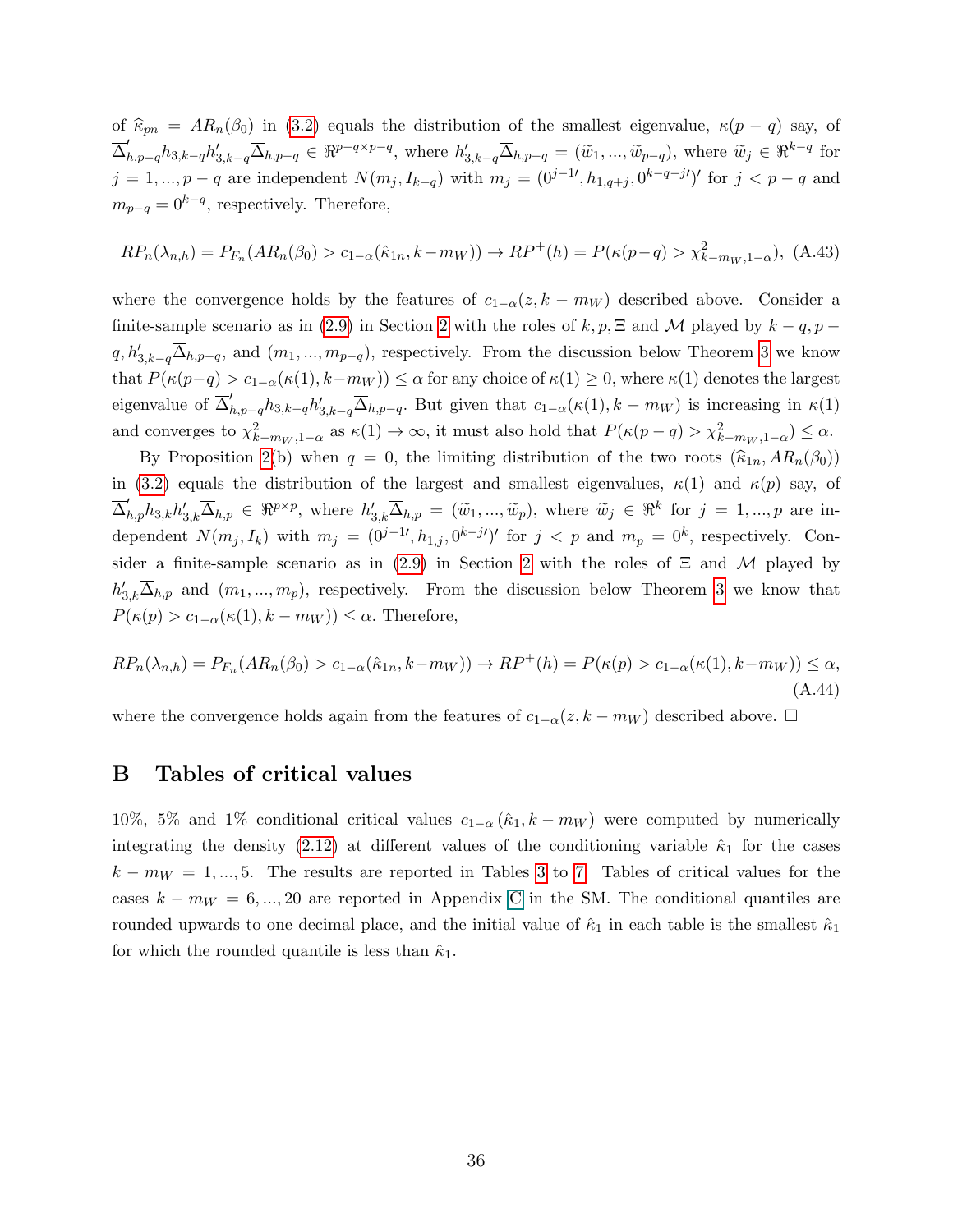of $\widehat{\kappa}_{pn} = AR_n(\beta_0)$ in (3.2) equals the distribution of the smallest eigenvalue, $\kappa(p-q)$ say, of $\overline{\Delta}'_{h,p-q}h_{3,k-q}h'_{3,k-q}\overline{\Delta}_{h,p-q} \in \Re^{p-q\times p-q}$, where $h'_{3,k-q}\overline{\Delta}_{h,p-q} = (\widetilde{w}_1, ..., \widetilde{w}_{p-q})$, where $\widetilde{w}_j \in \Re^{k-q}$ for $j = 1, ..., p-q$ are independent $N(m_j, I_{k-q})$ with $m_j = (0^{j-1\prime}, h_{1,q+j}, 0^{k-q-j\prime})'$ for $j < p-q$ and $m_{p-q} = 0^{k-q}$, respectively. Therefore,

$$RP_n(\lambda_{n,h}) = P_{F_n}(AR_n(\beta_0) > c_{1-\alpha}(\hat{\kappa}_{1n}, k-m_W)) \to RP^+(h) = P(\kappa(p-q) > \chi^2_{k-m_W,1-\alpha}), \quad \text{(A.43)}$$

where the convergence holds by the features of $c_{1-\alpha}(z, k-m_W)$ described above. Consider a finite-sample scenario as in (2.9) in Section 2 with the roles of $k, p, \Xi$ and $\mathcal{M}$ played by $k-q, p-q, h'_{3,k-q}\overline{\Delta}_{h,p-q}$, and $(m_1, ..., m_{p-q})$, respectively. From the discussion below Theorem 3 we know that $P(\kappa(p-q) > c_{1-\alpha}(\kappa(1), k-m_W)) \leq \alpha$ for any choice of $\kappa(1) \geq 0$, where $\kappa(1)$ denotes the largest eigenvalue of $\overline{\Delta}'_{h,p-q}h_{3,k-q}h'_{3,k-q}\overline{\Delta}_{h,p-q}$. But given that $c_{1-\alpha}(\kappa(1), k-m_W)$ is increasing in $\kappa(1)$ and converges to $\chi^2_{k-m_W,1-\alpha}$ as $\kappa(1) \to \infty$, it must also hold that $P(\kappa(p-q) > \chi^2_{k-m_W,1-\alpha}) \leq \alpha$.

By Proposition 2(b) when $q = 0$, the limiting distribution of the two roots $(\widehat{\kappa}_{1n}, AR_n(\beta_0))$ in (3.2) equals the distribution of the largest and smallest eigenvalues, $\kappa(1)$ and $\kappa(p)$ say, of $\overline{\Delta}'_{h,p}h_{3,k}h'_{3,k}\overline{\Delta}_{h,p} \in \Re^{p\times p}$, where $h'_{3,k}\overline{\Delta}_{h,p} = (\widetilde{w}_1, ..., \widetilde{w}_p)$, where $\widetilde{w}_j \in \Re^k$ for $j = 1, ..., p$ are independent $N(m_j, I_k)$ with $m_j = (0^{j-1\prime}, h_{1,j}, 0^{k-j\prime})'$ for $j < p$ and $m_p = 0^k$, respectively. Consider a finite-sample scenario as in (2.9) in Section 2 with the roles of $\Xi$ and $\mathcal{M}$ played by $h'_{3,k}\overline{\Delta}_{h,p}$ and $(m_1, ..., m_p)$, respectively. From the discussion below Theorem 3 we know that $P(\kappa(p) > c_{1-\alpha}(\kappa(1), k-m_W)) \leq \alpha$. Therefore,

$$RP_n(\lambda_{n,h}) = P_{F_n}(AR_n(\beta_0) > c_{1-\alpha}(\hat{\kappa}_{1n}, k-m_W)) \to RP^+(h) = P(\kappa(p) > c_{1-\alpha}(\kappa(1), k-m_W)) \leq \alpha, \quad \text{(A.44)}$$

where the convergence holds again from the features of $c_{1-\alpha}(z, k-m_W)$ described above. $\square$

# B Tables of critical values

10%, 5% and 1% conditional critical values $c_{1-\alpha}(\hat{\kappa}_1, k-m_W)$ were computed by numerically integrating the density (2.12) at different values of the conditioning variable $\hat{\kappa}_1$ for the cases $k - m_W = 1, ..., 5$. The results are reported in Tables 3 to 7. Tables of critical values for the cases $k - m_W = 6, ..., 20$ are reported in Appendix C in the SM. The conditional quantiles are rounded upwards to one decimal place, and the initial value of $\hat{\kappa}_1$ in each table is the smallest $\hat{\kappa}_1$ for which the rounded quantile is less than $\hat{\kappa}_1$.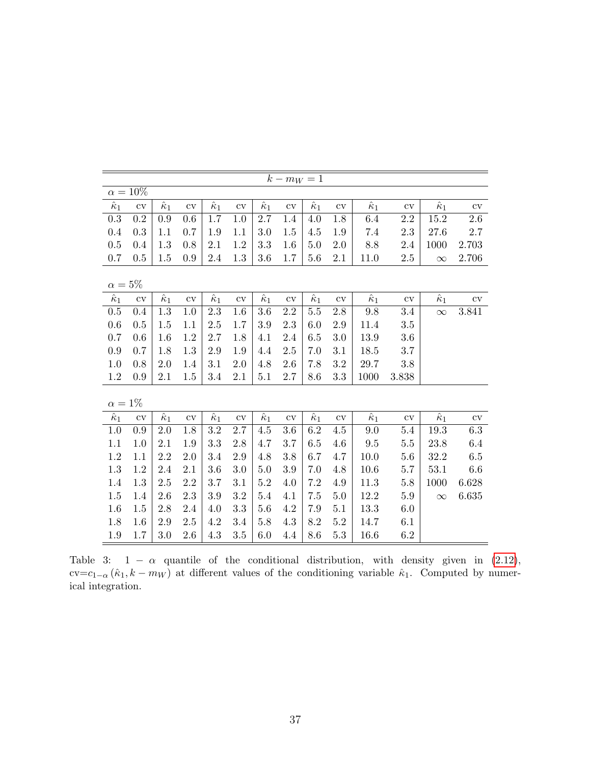| $k - m_W = 1$ | | | | | | | | | | | | | |
|---|---|---|---|---|---|---|---|---|---|---|---|---|---|
| $\alpha = 10\%$ | | | | | | | | | | | | | |
| $\hat{\kappa}_1$ | cv | $\hat{\kappa}_1$ | cv | $\hat{\kappa}_1$ | cv | $\hat{\kappa}_1$ | cv | $\hat{\kappa}_1$ | cv | $\hat{\kappa}_1$ | cv | $\hat{\kappa}_1$ | cv |
| 0.3 | 0.2 | 0.9 | 0.6 | 1.7 | 1.0 | 2.7 | 1.4 | 4.0 | 1.8 | 6.4 | 2.2 | 15.2 | 2.6 |
| 0.4 | 0.3 | 1.1 | 0.7 | 1.9 | 1.1 | 3.0 | 1.5 | 4.5 | 1.9 | 7.4 | 2.3 | 27.6 | 2.7 |
| 0.5 | 0.4 | 1.3 | 0.8 | 2.1 | 1.2 | 3.3 | 1.6 | 5.0 | 2.0 | 8.8 | 2.4 | 1000 | 2.703 |
| 0.7 | 0.5 | 1.5 | 0.9 | 2.4 | 1.3 | 3.6 | 1.7 | 5.6 | 2.1 | 11.0 | 2.5 | $\infty$ | 2.706 |
| $\alpha = 5\%$ | | | | | | | | | | | | | |
| $\hat{\kappa}_1$ | cv | $\hat{\kappa}_1$ | cv | $\hat{\kappa}_1$ | cv | $\hat{\kappa}_1$ | cv | $\hat{\kappa}_1$ | cv | $\hat{\kappa}_1$ | cv | $\hat{\kappa}_1$ | cv |
| 0.5 | 0.4 | 1.3 | 1.0 | 2.3 | 1.6 | 3.6 | 2.2 | 5.5 | 2.8 | 9.8 | 3.4 | $\infty$ | 3.841 |
| 0.6 | 0.5 | 1.5 | 1.1 | 2.5 | 1.7 | 3.9 | 2.3 | 6.0 | 2.9 | 11.4 | 3.5 | | |
| 0.7 | 0.6 | 1.6 | 1.2 | 2.7 | 1.8 | 4.1 | 2.4 | 6.5 | 3.0 | 13.9 | 3.6 | | |
| 0.9 | 0.7 | 1.8 | 1.3 | 2.9 | 1.9 | 4.4 | 2.5 | 7.0 | 3.1 | 18.5 | 3.7 | | |
| 1.0 | 0.8 | 2.0 | 1.4 | 3.1 | 2.0 | 4.8 | 2.6 | 7.8 | 3.2 | 29.7 | 3.8 | | |
| 1.2 | 0.9 | 2.1 | 1.5 | 3.4 | 2.1 | 5.1 | 2.7 | 8.6 | 3.3 | 1000 | 3.838 | | |
| $\alpha = 1\%$ | | | | | | | | | | | | | |
| $\hat{\kappa}_1$ | cv | $\hat{\kappa}_1$ | cv | $\hat{\kappa}_1$ | cv | $\hat{\kappa}_1$ | cv | $\hat{\kappa}_1$ | cv | $\hat{\kappa}_1$ | cv | $\hat{\kappa}_1$ | cv |
| 1.0 | 0.9 | 2.0 | 1.8 | 3.2 | 2.7 | 4.5 | 3.6 | 6.2 | 4.5 | 9.0 | 5.4 | 19.3 | 6.3 |
| 1.1 | 1.0 | 2.1 | 1.9 | 3.3 | 2.8 | 4.7 | 3.7 | 6.5 | 4.6 | 9.5 | 5.5 | 23.8 | 6.4 |
| 1.2 | 1.1 | 2.2 | 2.0 | 3.4 | 2.9 | 4.8 | 3.8 | 6.7 | 4.7 | 10.0 | 5.6 | 32.2 | 6.5 |
| 1.3 | 1.2 | 2.4 | 2.1 | 3.6 | 3.0 | 5.0 | 3.9 | 7.0 | 4.8 | 10.6 | 5.7 | 53.1 | 6.6 |
| 1.4 | 1.3 | 2.5 | 2.2 | 3.7 | 3.1 | 5.2 | 4.0 | 7.2 | 4.9 | 11.3 | 5.8 | 1000 | 6.628 |
| 1.5 | 1.4 | 2.6 | 2.3 | 3.9 | 3.2 | 5.4 | 4.1 | 7.5 | 5.0 | 12.2 | 5.9 | $\infty$ | 6.635 |
| 1.6 | 1.5 | 2.8 | 2.4 | 4.0 | 3.3 | 5.6 | 4.2 | 7.9 | 5.1 | 13.3 | 6.0 | | |
| 1.8 | 1.6 | 2.9 | 2.5 | 4.2 | 3.4 | 5.8 | 4.3 | 8.2 | 5.2 | 14.7 | 6.1 | | |
| 1.9 | 1.7 | 3.0 | 2.6 | 4.3 | 3.5 | 6.0 | 4.4 | 8.6 | 5.3 | 16.6 | 6.2 | | |

Table 3: $1 - \alpha$ quantile of the conditional distribution, with density given in (2.12), cv=$c_{1-\alpha}(\hat{\kappa}_1, k - m_W)$ at different values of the conditioning variable $\hat{\kappa}_1$. Computed by numerical integration.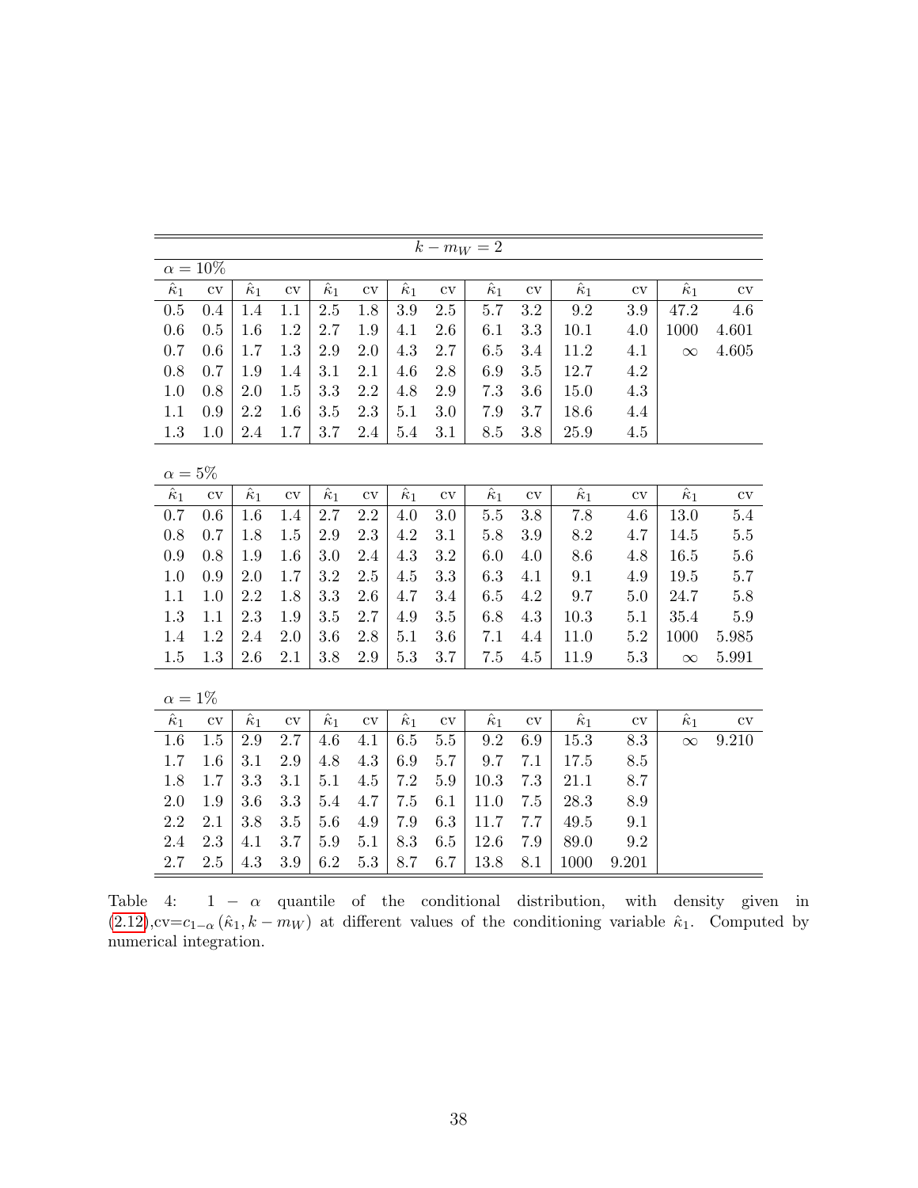| $k - m_W = 2$ | | | | | | | | | | | | | |
|---|---|---|---|---|---|---|---|---|---|---|---|---|---|
| $\alpha = 10\%$ | | | | | | | | | | | | | |
| $\hat{\kappa}_1$ | cv | $\hat{\kappa}_1$ | cv | $\hat{\kappa}_1$ | cv | $\hat{\kappa}_1$ | cv | $\hat{\kappa}_1$ | cv | $\hat{\kappa}_1$ | cv | $\hat{\kappa}_1$ | cv |
| 0.5 | 0.4 | 1.4 | 1.1 | 2.5 | 1.8 | 3.9 | 2.5 | 5.7 | 3.2 | 9.2 | 3.9 | 47.2 | 4.6 |
| 0.6 | 0.5 | 1.6 | 1.2 | 2.7 | 1.9 | 4.1 | 2.6 | 6.1 | 3.3 | 10.1 | 4.0 | 1000 | 4.601 |
| 0.7 | 0.6 | 1.7 | 1.3 | 2.9 | 2.0 | 4.3 | 2.7 | 6.5 | 3.4 | 11.2 | 4.1 | $\infty$ | 4.605 |
| 0.8 | 0.7 | 1.9 | 1.4 | 3.1 | 2.1 | 4.6 | 2.8 | 6.9 | 3.5 | 12.7 | 4.2 | | |
| 1.0 | 0.8 | 2.0 | 1.5 | 3.3 | 2.2 | 4.8 | 2.9 | 7.3 | 3.6 | 15.0 | 4.3 | | |
| 1.1 | 0.9 | 2.2 | 1.6 | 3.5 | 2.3 | 5.1 | 3.0 | 7.9 | 3.7 | 18.6 | 4.4 | | |
| 1.3 | 1.0 | 2.4 | 1.7 | 3.7 | 2.4 | 5.4 | 3.1 | 8.5 | 3.8 | 25.9 | 4.5 | | |
| $\alpha = 5\%$ | | | | | | | | | | | | | |
| $\hat{\kappa}_1$ | cv | $\hat{\kappa}_1$ | cv | $\hat{\kappa}_1$ | cv | $\hat{\kappa}_1$ | cv | $\hat{\kappa}_1$ | cv | $\hat{\kappa}_1$ | cv | $\hat{\kappa}_1$ | cv |
| 0.7 | 0.6 | 1.6 | 1.4 | 2.7 | 2.2 | 4.0 | 3.0 | 5.5 | 3.8 | 7.8 | 4.6 | 13.0 | 5.4 |
| 0.8 | 0.7 | 1.8 | 1.5 | 2.9 | 2.3 | 4.2 | 3.1 | 5.8 | 3.9 | 8.2 | 4.7 | 14.5 | 5.5 |
| 0.9 | 0.8 | 1.9 | 1.6 | 3.0 | 2.4 | 4.3 | 3.2 | 6.0 | 4.0 | 8.6 | 4.8 | 16.5 | 5.6 |
| 1.0 | 0.9 | 2.0 | 1.7 | 3.2 | 2.5 | 4.5 | 3.3 | 6.3 | 4.1 | 9.1 | 4.9 | 19.5 | 5.7 |
| 1.1 | 1.0 | 2.2 | 1.8 | 3.3 | 2.6 | 4.7 | 3.4 | 6.5 | 4.2 | 9.7 | 5.0 | 24.7 | 5.8 |
| 1.3 | 1.1 | 2.3 | 1.9 | 3.5 | 2.7 | 4.9 | 3.5 | 6.8 | 4.3 | 10.3 | 5.1 | 35.4 | 5.9 |
| 1.4 | 1.2 | 2.4 | 2.0 | 3.6 | 2.8 | 5.1 | 3.6 | 7.1 | 4.4 | 11.0 | 5.2 | 1000 | 5.985 |
| 1.5 | 1.3 | 2.6 | 2.1 | 3.8 | 2.9 | 5.3 | 3.7 | 7.5 | 4.5 | 11.9 | 5.3 | $\infty$ | 5.991 |
| $\alpha = 1\%$ | | | | | | | | | | | | | |
| $\hat{\kappa}_1$ | cv | $\hat{\kappa}_1$ | cv | $\hat{\kappa}_1$ | cv | $\hat{\kappa}_1$ | cv | $\hat{\kappa}_1$ | cv | $\hat{\kappa}_1$ | cv | $\hat{\kappa}_1$ | cv |
| 1.6 | 1.5 | 2.9 | 2.7 | 4.6 | 4.1 | 6.5 | 5.5 | 9.2 | 6.9 | 15.3 | 8.3 | $\infty$ | 9.210 |
| 1.7 | 1.6 | 3.1 | 2.9 | 4.8 | 4.3 | 6.9 | 5.7 | 9.7 | 7.1 | 17.5 | 8.5 | | |
| 1.8 | 1.7 | 3.3 | 3.1 | 5.1 | 4.5 | 7.2 | 5.9 | 10.3 | 7.3 | 21.1 | 8.7 | | |
| 2.0 | 1.9 | 3.6 | 3.3 | 5.4 | 4.7 | 7.5 | 6.1 | 11.0 | 7.5 | 28.3 | 8.9 | | |
| 2.2 | 2.1 | 3.8 | 3.5 | 5.6 | 4.9 | 7.9 | 6.3 | 11.7 | 7.7 | 49.5 | 9.1 | | |
| 2.4 | 2.3 | 4.1 | 3.7 | 5.9 | 5.1 | 8.3 | 6.5 | 12.6 | 7.9 | 89.0 | 9.2 | | |
| 2.7 | 2.5 | 4.3 | 3.9 | 6.2 | 5.3 | 8.7 | 6.7 | 13.8 | 8.1 | 1000 | 9.201 | | |

Table 4: $1 - \alpha$ quantile of the conditional distribution, with density given in (2.12),cv=$c_{1-\alpha}(\hat{\kappa}_1, k - m_W)$ at different values of the conditioning variable $\hat{\kappa}_1$. Computed by numerical integration.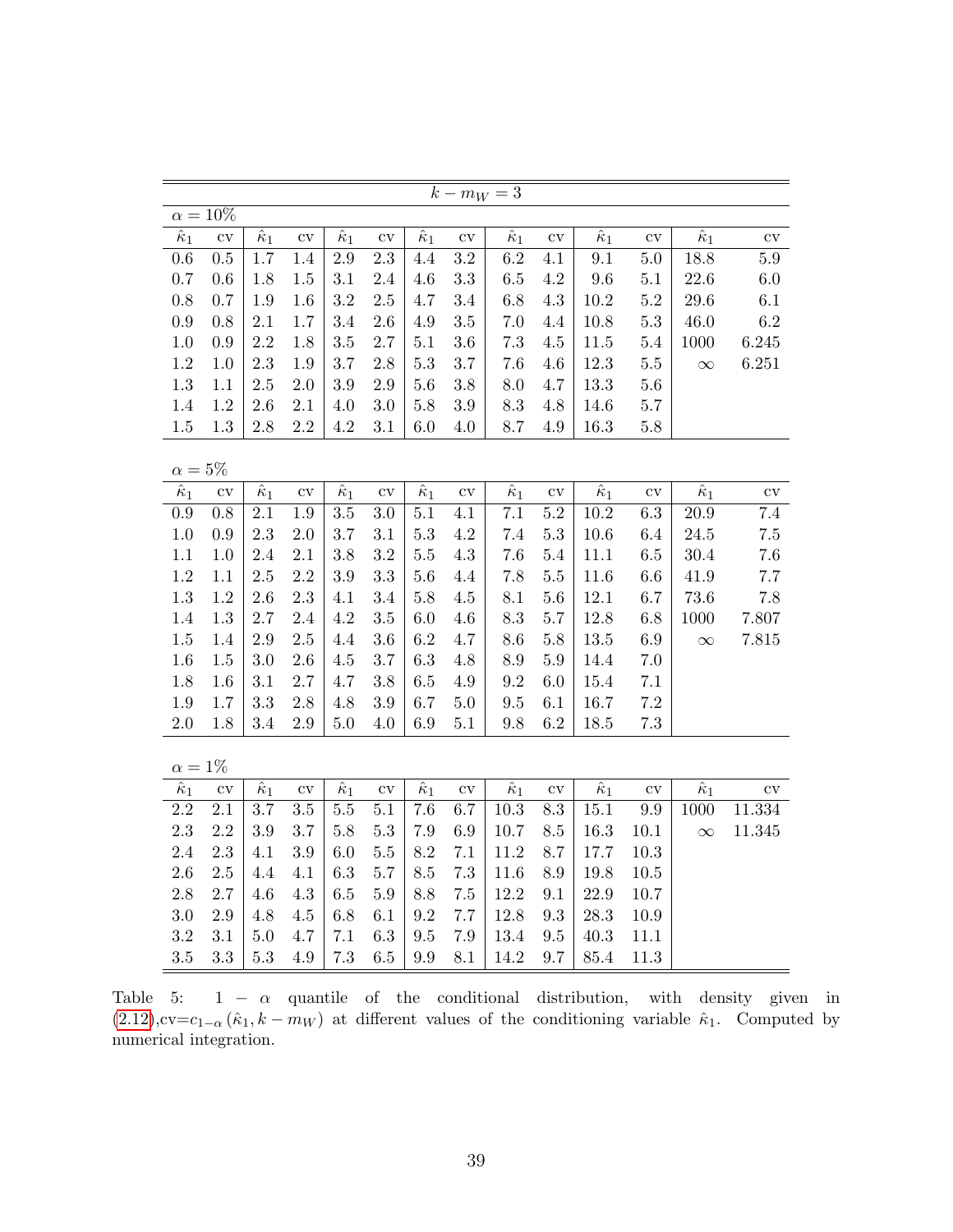| $k - m_W = 3$ | | | | | | | | | | | | | |
|---|---|---|---|---|---|---|---|---|---|---|---|---|---|
| $\alpha = 10\%$ | | | | | | | | | | | | | |
| $\hat{\kappa}_1$ | cv | $\hat{\kappa}_1$ | cv | $\hat{\kappa}_1$ | cv | $\hat{\kappa}_1$ | cv | $\hat{\kappa}_1$ | cv | $\hat{\kappa}_1$ | cv | $\hat{\kappa}_1$ | cv |
| 0.6 | 0.5 | 1.7 | 1.4 | 2.9 | 2.3 | 4.4 | 3.2 | 6.2 | 4.1 | 9.1 | 5.0 | 18.8 | 5.9 |
| 0.7 | 0.6 | 1.8 | 1.5 | 3.1 | 2.4 | 4.6 | 3.3 | 6.5 | 4.2 | 9.6 | 5.1 | 22.6 | 6.0 |
| 0.8 | 0.7 | 1.9 | 1.6 | 3.2 | 2.5 | 4.7 | 3.4 | 6.8 | 4.3 | 10.2 | 5.2 | 29.6 | 6.1 |
| 0.9 | 0.8 | 2.1 | 1.7 | 3.4 | 2.6 | 4.9 | 3.5 | 7.0 | 4.4 | 10.8 | 5.3 | 46.0 | 6.2 |
| 1.0 | 0.9 | 2.2 | 1.8 | 3.5 | 2.7 | 5.1 | 3.6 | 7.3 | 4.5 | 11.5 | 5.4 | 1000 | 6.245 |
| 1.2 | 1.0 | 2.3 | 1.9 | 3.7 | 2.8 | 5.3 | 3.7 | 7.6 | 4.6 | 12.3 | 5.5 | $\infty$ | 6.251 |
| 1.3 | 1.1 | 2.5 | 2.0 | 3.9 | 2.9 | 5.6 | 3.8 | 8.0 | 4.7 | 13.3 | 5.6 | | |
| 1.4 | 1.2 | 2.6 | 2.1 | 4.0 | 3.0 | 5.8 | 3.9 | 8.3 | 4.8 | 14.6 | 5.7 | | |
| 1.5 | 1.3 | 2.8 | 2.2 | 4.2 | 3.1 | 6.0 | 4.0 | 8.7 | 4.9 | 16.3 | 5.8 | | |
| $\alpha = 5\%$ | | | | | | | | | | | | | |
| $\hat{\kappa}_1$ | cv | $\hat{\kappa}_1$ | cv | $\hat{\kappa}_1$ | cv | $\hat{\kappa}_1$ | cv | $\hat{\kappa}_1$ | cv | $\hat{\kappa}_1$ | cv | $\hat{\kappa}_1$ | cv |
| 0.9 | 0.8 | 2.1 | 1.9 | 3.5 | 3.0 | 5.1 | 4.1 | 7.1 | 5.2 | 10.2 | 6.3 | 20.9 | 7.4 |
| 1.0 | 0.9 | 2.3 | 2.0 | 3.7 | 3.1 | 5.3 | 4.2 | 7.4 | 5.3 | 10.6 | 6.4 | 24.5 | 7.5 |
| 1.1 | 1.0 | 2.4 | 2.1 | 3.8 | 3.2 | 5.5 | 4.3 | 7.6 | 5.4 | 11.1 | 6.5 | 30.4 | 7.6 |
| 1.2 | 1.1 | 2.5 | 2.2 | 3.9 | 3.3 | 5.6 | 4.4 | 7.8 | 5.5 | 11.6 | 6.6 | 41.9 | 7.7 |
| 1.3 | 1.2 | 2.6 | 2.3 | 4.1 | 3.4 | 5.8 | 4.5 | 8.1 | 5.6 | 12.1 | 6.7 | 73.6 | 7.8 |
| 1.4 | 1.3 | 2.7 | 2.4 | 4.2 | 3.5 | 6.0 | 4.6 | 8.3 | 5.7 | 12.8 | 6.8 | 1000 | 7.807 |
| 1.5 | 1.4 | 2.9 | 2.5 | 4.4 | 3.6 | 6.2 | 4.7 | 8.6 | 5.8 | 13.5 | 6.9 | $\infty$ | 7.815 |
| 1.6 | 1.5 | 3.0 | 2.6 | 4.5 | 3.7 | 6.3 | 4.8 | 8.9 | 5.9 | 14.4 | 7.0 | | |
| 1.8 | 1.6 | 3.1 | 2.7 | 4.7 | 3.8 | 6.5 | 4.9 | 9.2 | 6.0 | 15.4 | 7.1 | | |
| 1.9 | 1.7 | 3.3 | 2.8 | 4.8 | 3.9 | 6.7 | 5.0 | 9.5 | 6.1 | 16.7 | 7.2 | | |
| 2.0 | 1.8 | 3.4 | 2.9 | 5.0 | 4.0 | 6.9 | 5.1 | 9.8 | 6.2 | 18.5 | 7.3 | | |
| $\alpha = 1\%$ | | | | | | | | | | | | | |
| $\hat{\kappa}_1$ | cv | $\hat{\kappa}_1$ | cv | $\hat{\kappa}_1$ | cv | $\hat{\kappa}_1$ | cv | $\hat{\kappa}_1$ | cv | $\hat{\kappa}_1$ | cv | $\hat{\kappa}_1$ | cv |
| 2.2 | 2.1 | 3.7 | 3.5 | 5.5 | 5.1 | 7.6 | 6.7 | 10.3 | 8.3 | 15.1 | 9.9 | 1000 | 11.334 |
| 2.3 | 2.2 | 3.9 | 3.7 | 5.8 | 5.3 | 7.9 | 6.9 | 10.7 | 8.5 | 16.3 | 10.1 | $\infty$ | 11.345 |
| 2.4 | 2.3 | 4.1 | 3.9 | 6.0 | 5.5 | 8.2 | 7.1 | 11.2 | 8.7 | 17.7 | 10.3 | | |
| 2.6 | 2.5 | 4.4 | 4.1 | 6.3 | 5.7 | 8.5 | 7.3 | 11.6 | 8.9 | 19.8 | 10.5 | | |
| 2.8 | 2.7 | 4.6 | 4.3 | 6.5 | 5.9 | 8.8 | 7.5 | 12.2 | 9.1 | 22.9 | 10.7 | | |
| 3.0 | 2.9 | 4.8 | 4.5 | 6.8 | 6.1 | 9.2 | 7.7 | 12.8 | 9.3 | 28.3 | 10.9 | | |
| 3.2 | 3.1 | 5.0 | 4.7 | 7.1 | 6.3 | 9.5 | 7.9 | 13.4 | 9.5 | 40.3 | 11.1 | | |
| 3.5 | 3.3 | 5.3 | 4.9 | 7.3 | 6.5 | 9.9 | 8.1 | 14.2 | 9.7 | 85.4 | 11.3 | | |

Table 5: $1-\alpha$ quantile of the conditional distribution, with density given in (2.12),cv=$c_{1-\alpha}(\hat{\kappa}_1, k-m_W)$ at different values of the conditioning variable $\hat{\kappa}_1$. Computed by numerical integration.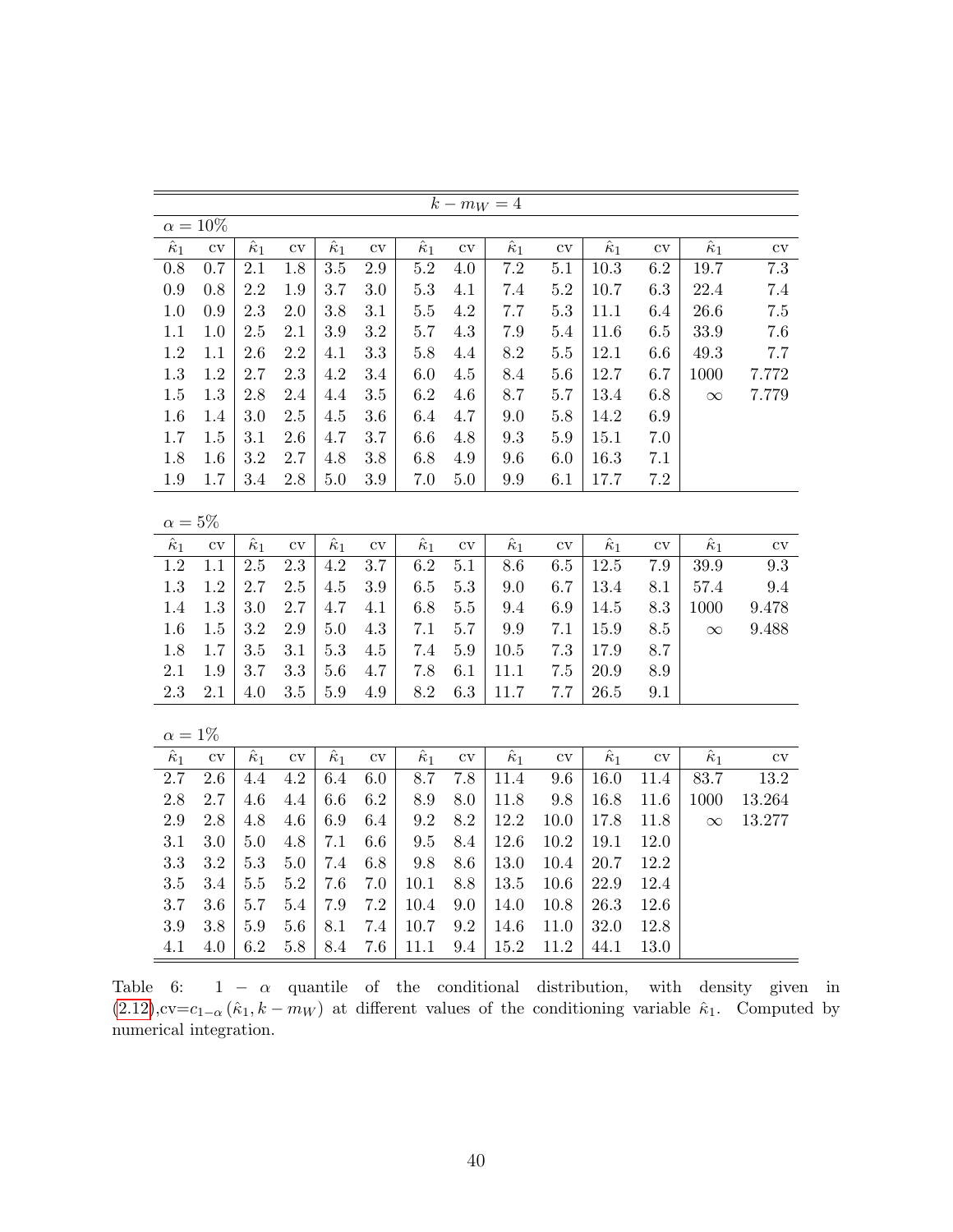| $k - m_W = 4$ | | | | | | | | | | | | | |
|---|---|---|---|---|---|---|---|---|---|---|---|---|---|
| $\alpha = 10\%$ | | | | | | | | | | | | | |
| $\hat{\kappa}_1$ | cv | $\hat{\kappa}_1$ | cv | $\hat{\kappa}_1$ | cv | $\hat{\kappa}_1$ | cv | $\hat{\kappa}_1$ | cv | $\hat{\kappa}_1$ | cv | $\hat{\kappa}_1$ | cv |
| 0.8 | 0.7 | 2.1 | 1.8 | 3.5 | 2.9 | 5.2 | 4.0 | 7.2 | 5.1 | 10.3 | 6.2 | 19.7 | 7.3 |
| 0.9 | 0.8 | 2.2 | 1.9 | 3.7 | 3.0 | 5.3 | 4.1 | 7.4 | 5.2 | 10.7 | 6.3 | 22.4 | 7.4 |
| 1.0 | 0.9 | 2.3 | 2.0 | 3.8 | 3.1 | 5.5 | 4.2 | 7.7 | 5.3 | 11.1 | 6.4 | 26.6 | 7.5 |
| 1.1 | 1.0 | 2.5 | 2.1 | 3.9 | 3.2 | 5.7 | 4.3 | 7.9 | 5.4 | 11.6 | 6.5 | 33.9 | 7.6 |
| 1.2 | 1.1 | 2.6 | 2.2 | 4.1 | 3.3 | 5.8 | 4.4 | 8.2 | 5.5 | 12.1 | 6.6 | 49.3 | 7.7 |
| 1.3 | 1.2 | 2.7 | 2.3 | 4.2 | 3.4 | 6.0 | 4.5 | 8.4 | 5.6 | 12.7 | 6.7 | 1000 | 7.772 |
| 1.5 | 1.3 | 2.8 | 2.4 | 4.4 | 3.5 | 6.2 | 4.6 | 8.7 | 5.7 | 13.4 | 6.8 | $\infty$ | 7.779 |
| 1.6 | 1.4 | 3.0 | 2.5 | 4.5 | 3.6 | 6.4 | 4.7 | 9.0 | 5.8 | 14.2 | 6.9 | | |
| 1.7 | 1.5 | 3.1 | 2.6 | 4.7 | 3.7 | 6.6 | 4.8 | 9.3 | 5.9 | 15.1 | 7.0 | | |
| 1.8 | 1.6 | 3.2 | 2.7 | 4.8 | 3.8 | 6.8 | 4.9 | 9.6 | 6.0 | 16.3 | 7.1 | | |
| 1.9 | 1.7 | 3.4 | 2.8 | 5.0 | 3.9 | 7.0 | 5.0 | 9.9 | 6.1 | 17.7 | 7.2 | | |
| $\alpha = 5\%$ | | | | | | | | | | | | | |
| $\hat{\kappa}_1$ | cv | $\hat{\kappa}_1$ | cv | $\hat{\kappa}_1$ | cv | $\hat{\kappa}_1$ | cv | $\hat{\kappa}_1$ | cv | $\hat{\kappa}_1$ | cv | $\hat{\kappa}_1$ | cv |
| 1.2 | 1.1 | 2.5 | 2.3 | 4.2 | 3.7 | 6.2 | 5.1 | 8.6 | 6.5 | 12.5 | 7.9 | 39.9 | 9.3 |
| 1.3 | 1.2 | 2.7 | 2.5 | 4.5 | 3.9 | 6.5 | 5.3 | 9.0 | 6.7 | 13.4 | 8.1 | 57.4 | 9.4 |
| 1.4 | 1.3 | 3.0 | 2.7 | 4.7 | 4.1 | 6.8 | 5.5 | 9.4 | 6.9 | 14.5 | 8.3 | 1000 | 9.478 |
| 1.6 | 1.5 | 3.2 | 2.9 | 5.0 | 4.3 | 7.1 | 5.7 | 9.9 | 7.1 | 15.9 | 8.5 | $\infty$ | 9.488 |
| 1.8 | 1.7 | 3.5 | 3.1 | 5.3 | 4.5 | 7.4 | 5.9 | 10.5 | 7.3 | 17.9 | 8.7 | | |
| 2.1 | 1.9 | 3.7 | 3.3 | 5.6 | 4.7 | 7.8 | 6.1 | 11.1 | 7.5 | 20.9 | 8.9 | | |
| 2.3 | 2.1 | 4.0 | 3.5 | 5.9 | 4.9 | 8.2 | 6.3 | 11.7 | 7.7 | 26.5 | 9.1 | | |
| $\alpha = 1\%$ | | | | | | | | | | | | | |
| $\hat{\kappa}_1$ | cv | $\hat{\kappa}_1$ | cv | $\hat{\kappa}_1$ | cv | $\hat{\kappa}_1$ | cv | $\hat{\kappa}_1$ | cv | $\hat{\kappa}_1$ | cv | $\hat{\kappa}_1$ | cv |
| 2.7 | 2.6 | 4.4 | 4.2 | 6.4 | 6.0 | 8.7 | 7.8 | 11.4 | 9.6 | 16.0 | 11.4 | 83.7 | 13.2 |
| 2.8 | 2.7 | 4.6 | 4.4 | 6.6 | 6.2 | 8.9 | 8.0 | 11.8 | 9.8 | 16.8 | 11.6 | 1000 | 13.264 |
| 2.9 | 2.8 | 4.8 | 4.6 | 6.9 | 6.4 | 9.2 | 8.2 | 12.2 | 10.0 | 17.8 | 11.8 | $\infty$ | 13.277 |
| 3.1 | 3.0 | 5.0 | 4.8 | 7.1 | 6.6 | 9.5 | 8.4 | 12.6 | 10.2 | 19.1 | 12.0 | | |
| 3.3 | 3.2 | 5.3 | 5.0 | 7.4 | 6.8 | 9.8 | 8.6 | 13.0 | 10.4 | 20.7 | 12.2 | | |
| 3.5 | 3.4 | 5.5 | 5.2 | 7.6 | 7.0 | 10.1 | 8.8 | 13.5 | 10.6 | 22.9 | 12.4 | | |
| 3.7 | 3.6 | 5.7 | 5.4 | 7.9 | 7.2 | 10.4 | 9.0 | 14.0 | 10.8 | 26.3 | 12.6 | | |
| 3.9 | 3.8 | 5.9 | 5.6 | 8.1 | 7.4 | 10.7 | 9.2 | 14.6 | 11.0 | 32.0 | 12.8 | | |
| 4.1 | 4.0 | 6.2 | 5.8 | 8.4 | 7.6 | 11.1 | 9.4 | 15.2 | 11.2 | 44.1 | 13.0 | | |

Table 6: $1 - \alpha$ quantile of the conditional distribution, with density given in (2.12), cv $= c_{1-\alpha}(\hat{\kappa}_1, k - m_W)$ at different values of the conditioning variable $\hat{\kappa}_1$. Computed by numerical integration.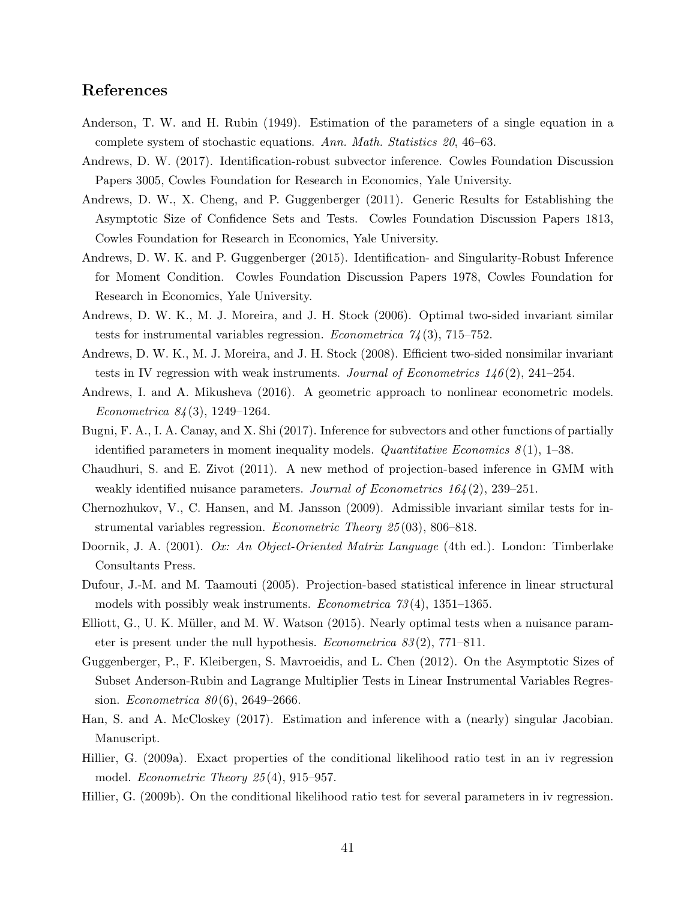## References

Anderson, T. W. and H. Rubin (1949). Estimation of the parameters of a single equation in a complete system of stochastic equations. *Ann. Math. Statistics 20*, 46–63.

Andrews, D. W. (2017). Identification-robust subvector inference. Cowles Foundation Discussion Papers 3005, Cowles Foundation for Research in Economics, Yale University.

Andrews, D. W., X. Cheng, and P. Guggenberger (2011). Generic Results for Establishing the Asymptotic Size of Confidence Sets and Tests. Cowles Foundation Discussion Papers 1813, Cowles Foundation for Research in Economics, Yale University.

Andrews, D. W. K. and P. Guggenberger (2015). Identification- and Singularity-Robust Inference for Moment Condition. Cowles Foundation Discussion Papers 1978, Cowles Foundation for Research in Economics, Yale University.

Andrews, D. W. K., M. J. Moreira, and J. H. Stock (2006). Optimal two-sided invariant similar tests for instrumental variables regression. *Econometrica 74*(3), 715–752.

Andrews, D. W. K., M. J. Moreira, and J. H. Stock (2008). Efficient two-sided nonsimilar invariant tests in IV regression with weak instruments. *Journal of Econometrics 146*(2), 241–254.

Andrews, I. and A. Mikusheva (2016). A geometric approach to nonlinear econometric models. *Econometrica 84*(3), 1249–1264.

Bugni, F. A., I. A. Canay, and X. Shi (2017). Inference for subvectors and other functions of partially identified parameters in moment inequality models. *Quantitative Economics 8*(1), 1–38.

Chaudhuri, S. and E. Zivot (2011). A new method of projection-based inference in GMM with weakly identified nuisance parameters. *Journal of Econometrics 164*(2), 239–251.

Chernozhukov, V., C. Hansen, and M. Jansson (2009). Admissible invariant similar tests for instrumental variables regression. *Econometric Theory 25*(03), 806–818.

Doornik, J. A. (2001). *Ox: An Object-Oriented Matrix Language* (4th ed.). London: Timberlake Consultants Press.

Dufour, J.-M. and M. Taamouti (2005). Projection-based statistical inference in linear structural models with possibly weak instruments. *Econometrica 73*(4), 1351–1365.

Elliott, G., U. K. Müller, and M. W. Watson (2015). Nearly optimal tests when a nuisance parameter is present under the null hypothesis. *Econometrica 83*(2), 771–811.

Guggenberger, P., F. Kleibergen, S. Mavroeidis, and L. Chen (2012). On the Asymptotic Sizes of Subset Anderson-Rubin and Lagrange Multiplier Tests in Linear Instrumental Variables Regression. *Econometrica 80*(6), 2649–2666.

Han, S. and A. McCloskey (2017). Estimation and inference with a (nearly) singular Jacobian. Manuscript.

Hillier, G. (2009a). Exact properties of the conditional likelihood ratio test in an iv regression model. *Econometric Theory 25*(4), 915–957.

Hillier, G. (2009b). On the conditional likelihood ratio test for several parameters in iv regression.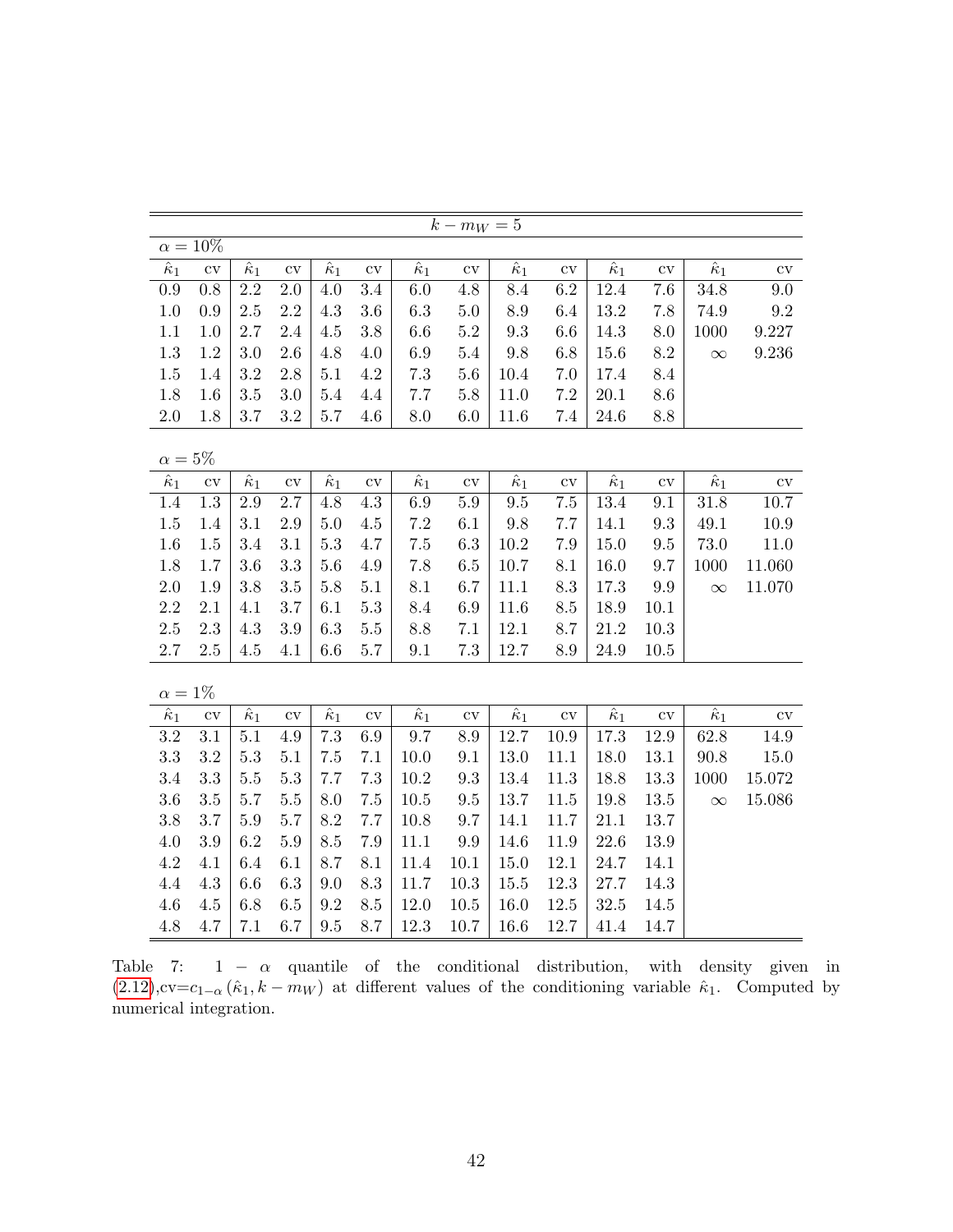| $k - m_W = 5$ | | | | | | | | | | | | | |
|---|---|---|---|---|---|---|---|---|---|---|---|---|---|
| $\alpha = 10\%$ | | | | | | | | | | | | | |
| $\hat{\kappa}_1$ | cv | $\hat{\kappa}_1$ | cv | $\hat{\kappa}_1$ | cv | $\hat{\kappa}_1$ | cv | $\hat{\kappa}_1$ | cv | $\hat{\kappa}_1$ | cv | $\hat{\kappa}_1$ | cv |
| 0.9 | 0.8 | 2.2 | 2.0 | 4.0 | 3.4 | 6.0 | 4.8 | 8.4 | 6.2 | 12.4 | 7.6 | 34.8 | 9.0 |
| 1.0 | 0.9 | 2.5 | 2.2 | 4.3 | 3.6 | 6.3 | 5.0 | 8.9 | 6.4 | 13.2 | 7.8 | 74.9 | 9.2 |
| 1.1 | 1.0 | 2.7 | 2.4 | 4.5 | 3.8 | 6.6 | 5.2 | 9.3 | 6.6 | 14.3 | 8.0 | 1000 | 9.227 |
| 1.3 | 1.2 | 3.0 | 2.6 | 4.8 | 4.0 | 6.9 | 5.4 | 9.8 | 6.8 | 15.6 | 8.2 | $\infty$ | 9.236 |
| 1.5 | 1.4 | 3.2 | 2.8 | 5.1 | 4.2 | 7.3 | 5.6 | 10.4 | 7.0 | 17.4 | 8.4 | | |
| 1.8 | 1.6 | 3.5 | 3.0 | 5.4 | 4.4 | 7.7 | 5.8 | 11.0 | 7.2 | 20.1 | 8.6 | | |
| 2.0 | 1.8 | 3.7 | 3.2 | 5.7 | 4.6 | 8.0 | 6.0 | 11.6 | 7.4 | 24.6 | 8.8 | | |
| $\alpha = 5\%$ | | | | | | | | | | | | | |
| $\hat{\kappa}_1$ | cv | $\hat{\kappa}_1$ | cv | $\hat{\kappa}_1$ | cv | $\hat{\kappa}_1$ | cv | $\hat{\kappa}_1$ | cv | $\hat{\kappa}_1$ | cv | $\hat{\kappa}_1$ | cv |
| 1.4 | 1.3 | 2.9 | 2.7 | 4.8 | 4.3 | 6.9 | 5.9 | 9.5 | 7.5 | 13.4 | 9.1 | 31.8 | 10.7 |
| 1.5 | 1.4 | 3.1 | 2.9 | 5.0 | 4.5 | 7.2 | 6.1 | 9.8 | 7.7 | 14.1 | 9.3 | 49.1 | 10.9 |
| 1.6 | 1.5 | 3.4 | 3.1 | 5.3 | 4.7 | 7.5 | 6.3 | 10.2 | 7.9 | 15.0 | 9.5 | 73.0 | 11.0 |
| 1.8 | 1.7 | 3.6 | 3.3 | 5.6 | 4.9 | 7.8 | 6.5 | 10.7 | 8.1 | 16.0 | 9.7 | 1000 | 11.060 |
| 2.0 | 1.9 | 3.8 | 3.5 | 5.8 | 5.1 | 8.1 | 6.7 | 11.1 | 8.3 | 17.3 | 9.9 | $\infty$ | 11.070 |
| 2.2 | 2.1 | 4.1 | 3.7 | 6.1 | 5.3 | 8.4 | 6.9 | 11.6 | 8.5 | 18.9 | 10.1 | | |
| 2.5 | 2.3 | 4.3 | 3.9 | 6.3 | 5.5 | 8.8 | 7.1 | 12.1 | 8.7 | 21.2 | 10.3 | | |
| 2.7 | 2.5 | 4.5 | 4.1 | 6.6 | 5.7 | 9.1 | 7.3 | 12.7 | 8.9 | 24.9 | 10.5 | | |
| $\alpha = 1\%$ | | | | | | | | | | | | | |
| $\hat{\kappa}_1$ | cv | $\hat{\kappa}_1$ | cv | $\hat{\kappa}_1$ | cv | $\hat{\kappa}_1$ | cv | $\hat{\kappa}_1$ | cv | $\hat{\kappa}_1$ | cv | $\hat{\kappa}_1$ | cv |
| 3.2 | 3.1 | 5.1 | 4.9 | 7.3 | 6.9 | 9.7 | 8.9 | 12.7 | 10.9 | 17.3 | 12.9 | 62.8 | 14.9 |
| 3.3 | 3.2 | 5.3 | 5.1 | 7.5 | 7.1 | 10.0 | 9.1 | 13.0 | 11.1 | 18.0 | 13.1 | 90.8 | 15.0 |
| 3.4 | 3.3 | 5.5 | 5.3 | 7.7 | 7.3 | 10.2 | 9.3 | 13.4 | 11.3 | 18.8 | 13.3 | 1000 | 15.072 |
| 3.6 | 3.5 | 5.7 | 5.5 | 8.0 | 7.5 | 10.5 | 9.5 | 13.7 | 11.5 | 19.8 | 13.5 | $\infty$ | 15.086 |
| 3.8 | 3.7 | 5.9 | 5.7 | 8.2 | 7.7 | 10.8 | 9.7 | 14.1 | 11.7 | 21.1 | 13.7 | | |
| 4.0 | 3.9 | 6.2 | 5.9 | 8.5 | 7.9 | 11.1 | 9.9 | 14.6 | 11.9 | 22.6 | 13.9 | | |
| 4.2 | 4.1 | 6.4 | 6.1 | 8.7 | 8.1 | 11.4 | 10.1 | 15.0 | 12.1 | 24.7 | 14.1 | | |
| 4.4 | 4.3 | 6.6 | 6.3 | 9.0 | 8.3 | 11.7 | 10.3 | 15.5 | 12.3 | 27.7 | 14.3 | | |
| 4.6 | 4.5 | 6.8 | 6.5 | 9.2 | 8.5 | 12.0 | 10.5 | 16.0 | 12.5 | 32.5 | 14.5 | | |
| 4.8 | 4.7 | 7.1 | 6.7 | 9.5 | 8.7 | 12.3 | 10.7 | 16.6 | 12.7 | 41.4 | 14.7 | | |

Table 7: $1 - \alpha$ quantile of the conditional distribution, with density given in (2.12), cv=$c_{1-\alpha}(\hat{\kappa}_1, k - m_W)$ at different values of the conditioning variable $\hat{\kappa}_1$. Computed by numerical integration.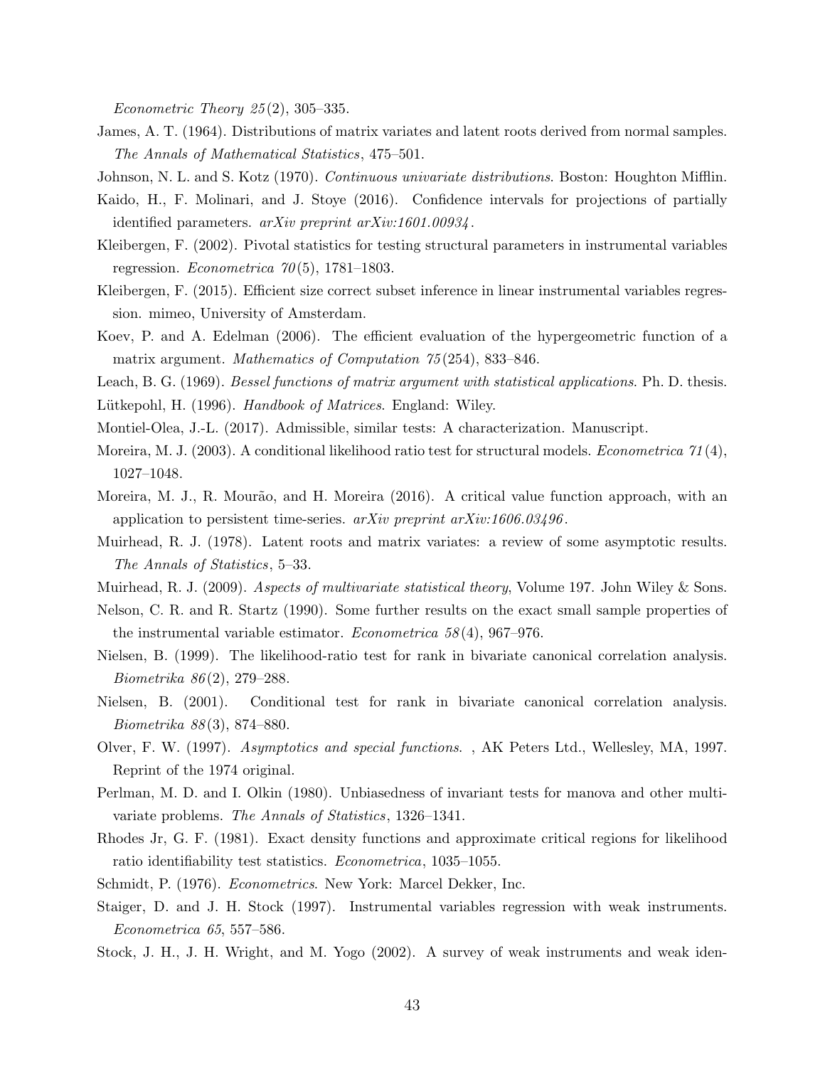*Econometric Theory 25*(2), 305–335.

James, A. T. (1964). Distributions of matrix variates and latent roots derived from normal samples. *The Annals of Mathematical Statistics*, 475–501.

Johnson, N. L. and S. Kotz (1970). *Continuous univariate distributions*. Boston: Houghton Mifflin.

Kaido, H., F. Molinari, and J. Stoye (2016). Confidence intervals for projections of partially identified parameters. *arXiv preprint arXiv:1601.00934*.

Kleibergen, F. (2002). Pivotal statistics for testing structural parameters in instrumental variables regression. *Econometrica 70*(5), 1781–1803.

Kleibergen, F. (2015). Efficient size correct subset inference in linear instrumental variables regression. mimeo, University of Amsterdam.

Koev, P. and A. Edelman (2006). The efficient evaluation of the hypergeometric function of a matrix argument. *Mathematics of Computation 75*(254), 833–846.

Leach, B. G. (1969). *Bessel functions of matrix argument with statistical applications*. Ph. D. thesis.

Lütkepohl, H. (1996). *Handbook of Matrices*. England: Wiley.

Montiel-Olea, J.-L. (2017). Admissible, similar tests: A characterization. Manuscript.

Moreira, M. J. (2003). A conditional likelihood ratio test for structural models. *Econometrica 71*(4), 1027–1048.

Moreira, M. J., R. Mourão, and H. Moreira (2016). A critical value function approach, with an application to persistent time-series. *arXiv preprint arXiv:1606.03496*.

Muirhead, R. J. (1978). Latent roots and matrix variates: a review of some asymptotic results. *The Annals of Statistics*, 5–33.

Muirhead, R. J. (2009). *Aspects of multivariate statistical theory*, Volume 197. John Wiley & Sons.

Nelson, C. R. and R. Startz (1990). Some further results on the exact small sample properties of the instrumental variable estimator. *Econometrica 58*(4), 967–976.

Nielsen, B. (1999). The likelihood-ratio test for rank in bivariate canonical correlation analysis. *Biometrika 86*(2), 279–288.

Nielsen, B. (2001). Conditional test for rank in bivariate canonical correlation analysis. *Biometrika 88*(3), 874–880.

Olver, F. W. (1997). *Asymptotics and special functions*. , AK Peters Ltd., Wellesley, MA, 1997. Reprint of the 1974 original.

Perlman, M. D. and I. Olkin (1980). Unbiasedness of invariant tests for manova and other multivariate problems. *The Annals of Statistics*, 1326–1341.

Rhodes Jr, G. F. (1981). Exact density functions and approximate critical regions for likelihood ratio identifiability test statistics. *Econometrica*, 1035–1055.

Schmidt, P. (1976). *Econometrics*. New York: Marcel Dekker, Inc.

Staiger, D. and J. H. Stock (1997). Instrumental variables regression with weak instruments. *Econometrica 65*, 557–586.

Stock, J. H., J. H. Wright, and M. Yogo (2002). A survey of weak instruments and weak iden-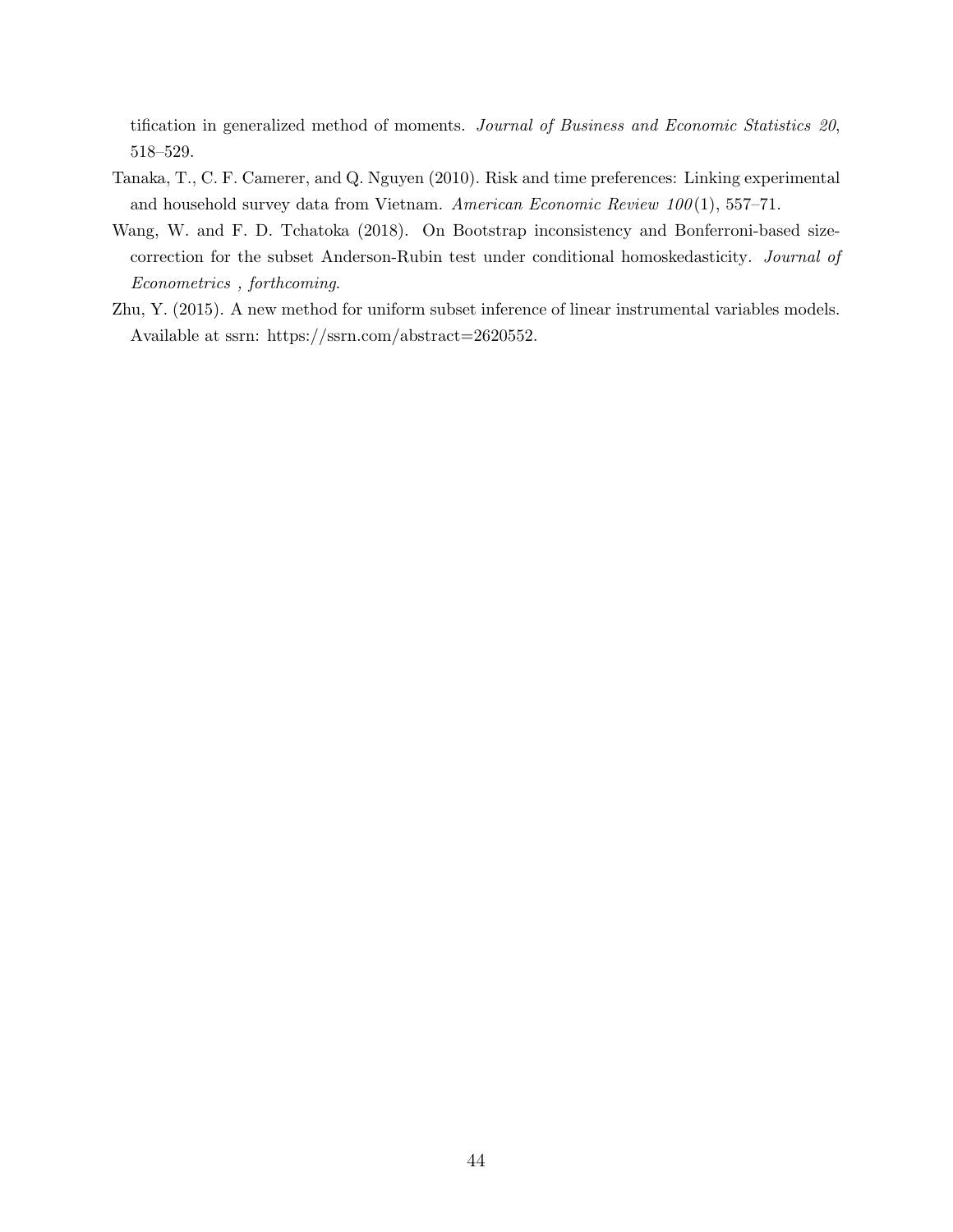tification in generalized method of moments. *Journal of Business and Economic Statistics 20*, 518–529.

Tanaka, T., C. F. Camerer, and Q. Nguyen (2010). Risk and time preferences: Linking experimental and household survey data from Vietnam. *American Economic Review 100*(1), 557–71.

Wang, W. and F. D. Tchatoka (2018). On Bootstrap inconsistency and Bonferroni-based size-correction for the subset Anderson-Rubin test under conditional homoskedasticity. *Journal of Econometrics , forthcoming*.

Zhu, Y. (2015). A new method for uniform subset inference of linear instrumental variables models. Available at ssrn: https://ssrn.com/abstract=2620552.